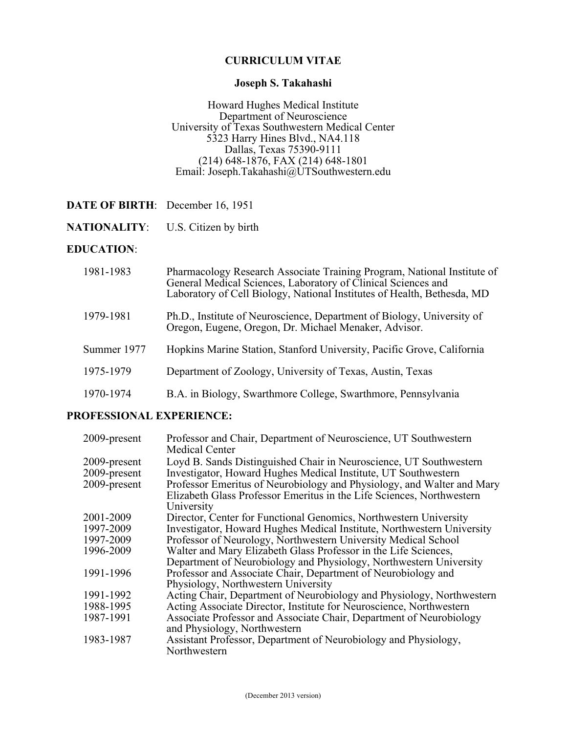# CURRICULUM VITAE

## Joseph S. Takahashi

Howard Hughes Medical Institute
Department of Neuroscience
University of Texas Southwestern Medical Center
5323 Harry Hines Blvd., NA4.118
Dallas, Texas 75390-9111
(214) 648-1876, FAX (214) 648-1801
Email: Joseph.Takahashi@UTSouthwestern.edu

**DATE OF BIRTH**: December 16, 1951

**NATIONALITY**: U.S. Citizen by birth

**EDUCATION**:

| | |
|---|---|
| 1981-1983 | Pharmacology Research Associate Training Program, National Institute of General Medical Sciences, Laboratory of Clinical Sciences and Laboratory of Cell Biology, National Institutes of Health, Bethesda, MD |
| 1979-1981 | Ph.D., Institute of Neuroscience, Department of Biology, University of Oregon, Eugene, Oregon, Dr. Michael Menaker, Advisor. |
| Summer 1977 | Hopkins Marine Station, Stanford University, Pacific Grove, California |
| 1975-1979 | Department of Zoology, University of Texas, Austin, Texas |
| 1970-1974 | B.A. in Biology, Swarthmore College, Swarthmore, Pennsylvania |

**PROFESSIONAL EXPERIENCE:**

| | |
|---|---|
| 2009-present | Professor and Chair, Department of Neuroscience, UT Southwestern Medical Center |
| 2009-present | Loyd B. Sands Distinguished Chair in Neuroscience, UT Southwestern |
| 2009-present | Investigator, Howard Hughes Medical Institute, UT Southwestern |
| 2009-present | Professor Emeritus of Neurobiology and Physiology, and Walter and Mary Elizabeth Glass Professor Emeritus in the Life Sciences, Northwestern University |
| 2001-2009 | Director, Center for Functional Genomics, Northwestern University |
| 1997-2009 | Investigator, Howard Hughes Medical Institute, Northwestern University |
| 1997-2009 | Professor of Neurology, Northwestern University Medical School |
| 1996-2009 | Walter and Mary Elizabeth Glass Professor in the Life Sciences, Department of Neurobiology and Physiology, Northwestern University |
| 1991-1996 | Professor and Associate Chair, Department of Neurobiology and Physiology, Northwestern University |
| 1991-1992 | Acting Chair, Department of Neurobiology and Physiology, Northwestern |
| 1988-1995 | Acting Associate Director, Institute for Neuroscience, Northwestern |
| 1987-1991 | Associate Professor and Associate Chair, Department of Neurobiology and Physiology, Northwestern |
| 1983-1987 | Assistant Professor, Department of Neurobiology and Physiology, Northwestern |

(December 2013 version)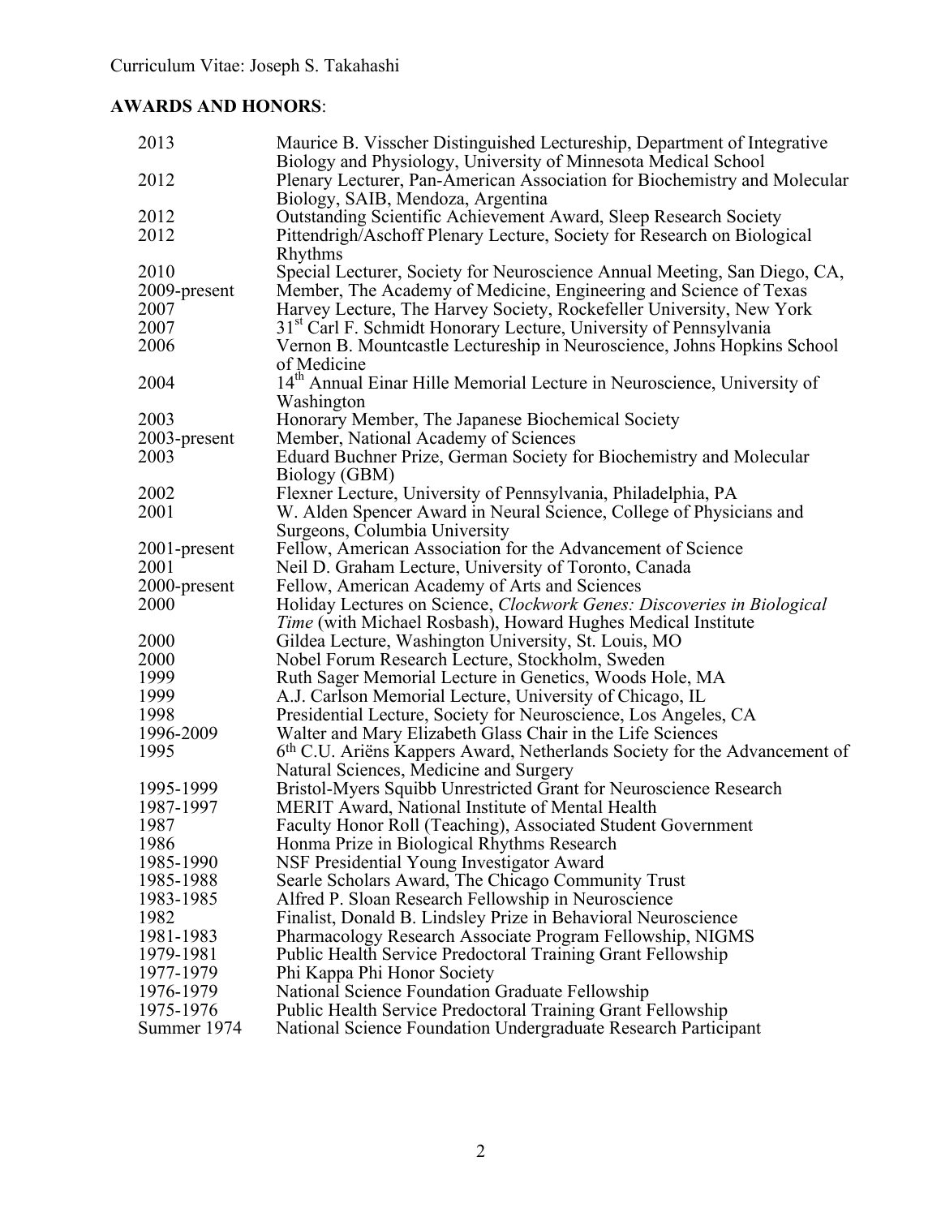**AWARDS AND HONORS**:

| | |
|---|---|
| 2013 | Maurice B. Visscher Distinguished Lectureship, Department of Integrative Biology and Physiology, University of Minnesota Medical School |
| 2012 | Plenary Lecturer, Pan-American Association for Biochemistry and Molecular Biology, SAIB, Mendoza, Argentina |
| 2012 | Outstanding Scientific Achievement Award, Sleep Research Society |
| 2012 | Pittendrigh/Aschoff Plenary Lecture, Society for Research on Biological Rhythms |
| 2010 | Special Lecturer, Society for Neuroscience Annual Meeting, San Diego, CA, |
| 2009-present | Member, The Academy of Medicine, Engineering and Science of Texas |
| 2007 | Harvey Lecture, The Harvey Society, Rockefeller University, New York |
| 2007 | 31st Carl F. Schmidt Honorary Lecture, University of Pennsylvania |
| 2006 | Vernon B. Mountcastle Lectureship in Neuroscience, Johns Hopkins School of Medicine |
| 2004 | 14th Annual Einar Hille Memorial Lecture in Neuroscience, University of Washington |
| 2003 | Honorary Member, The Japanese Biochemical Society |
| 2003-present | Member, National Academy of Sciences |
| 2003 | Eduard Buchner Prize, German Society for Biochemistry and Molecular Biology (GBM) |
| 2002 | Flexner Lecture, University of Pennsylvania, Philadelphia, PA |
| 2001 | W. Alden Spencer Award in Neural Science, College of Physicians and Surgeons, Columbia University |
| 2001-present | Fellow, American Association for the Advancement of Science |
| 2001 | Neil D. Graham Lecture, University of Toronto, Canada |
| 2000-present | Fellow, American Academy of Arts and Sciences |
| 2000 | Holiday Lectures on Science, *Clockwork Genes: Discoveries in Biological Time* (with Michael Rosbash), Howard Hughes Medical Institute |
| 2000 | Gildea Lecture, Washington University, St. Louis, MO |
| 2000 | Nobel Forum Research Lecture, Stockholm, Sweden |
| 1999 | Ruth Sager Memorial Lecture in Genetics, Woods Hole, MA |
| 1999 | A.J. Carlson Memorial Lecture, University of Chicago, IL |
| 1998 | Presidential Lecture, Society for Neuroscience, Los Angeles, CA |
| 1996-2009 | Walter and Mary Elizabeth Glass Chair in the Life Sciences |
| 1995 | 6th C.U. Ariëns Kappers Award, Netherlands Society for the Advancement of Natural Sciences, Medicine and Surgery |
| 1995-1999 | Bristol-Myers Squibb Unrestricted Grant for Neuroscience Research |
| 1987-1997 | MERIT Award, National Institute of Mental Health |
| 1987 | Faculty Honor Roll (Teaching), Associated Student Government |
| 1986 | Honma Prize in Biological Rhythms Research |
| 1985-1990 | NSF Presidential Young Investigator Award |
| 1985-1988 | Searle Scholars Award, The Chicago Community Trust |
| 1983-1985 | Alfred P. Sloan Research Fellowship in Neuroscience |
| 1982 | Finalist, Donald B. Lindsley Prize in Behavioral Neuroscience |
| 1981-1983 | Pharmacology Research Associate Program Fellowship, NIGMS |
| 1979-1981 | Public Health Service Predoctoral Training Grant Fellowship |
| 1977-1979 | Phi Kappa Phi Honor Society |
| 1976-1979 | National Science Foundation Graduate Fellowship |
| 1975-1976 | Public Health Service Predoctoral Training Grant Fellowship |
| Summer 1974 | National Science Foundation Undergraduate Research Participant |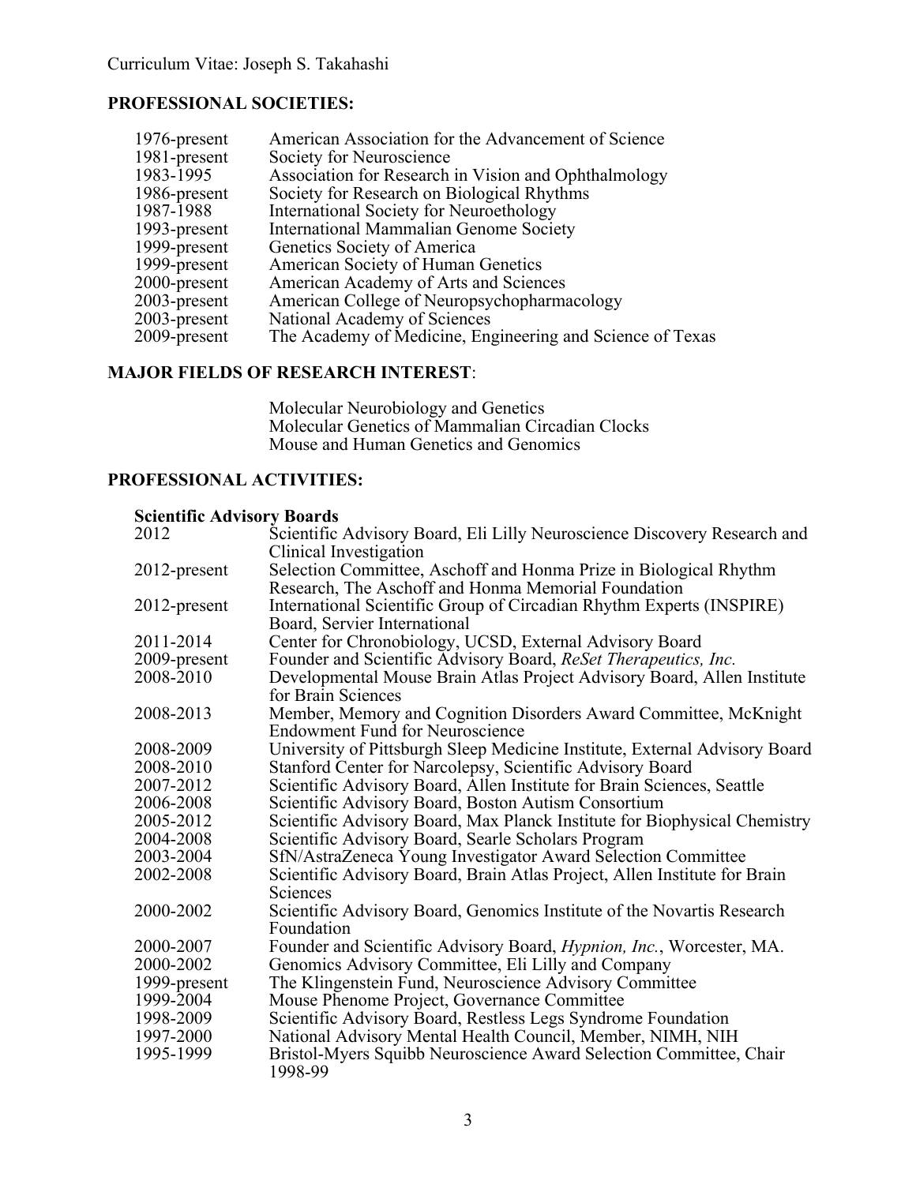## PROFESSIONAL SOCIETIES:

| | |
|---|---|
| 1976-present | American Association for the Advancement of Science |
| 1981-present | Society for Neuroscience |
| 1983-1995 | Association for Research in Vision and Ophthalmology |
| 1986-present | Society for Research on Biological Rhythms |
| 1987-1988 | International Society for Neuroethology |
| 1993-present | International Mammalian Genome Society |
| 1999-present | Genetics Society of America |
| 1999-present | American Society of Human Genetics |
| 2000-present | American Academy of Arts and Sciences |
| 2003-present | American College of Neuropsychopharmacology |
| 2003-present | National Academy of Sciences |
| 2009-present | The Academy of Medicine, Engineering and Science of Texas |

## MAJOR FIELDS OF RESEARCH INTEREST:

Molecular Neurobiology and Genetics
Molecular Genetics of Mammalian Circadian Clocks
Mouse and Human Genetics and Genomics

## PROFESSIONAL ACTIVITIES:

### Scientific Advisory Boards

| | |
|---|---|
| 2012 | Scientific Advisory Board, Eli Lilly Neuroscience Discovery Research and Clinical Investigation |
| 2012-present | Selection Committee, Aschoff and Honma Prize in Biological Rhythm Research, The Aschoff and Honma Memorial Foundation |
| 2012-present | International Scientific Group of Circadian Rhythm Experts (INSPIRE) Board, Servier International |
| 2011-2014 | Center for Chronobiology, UCSD, External Advisory Board |
| 2009-present | Founder and Scientific Advisory Board, *ReSet Therapeutics, Inc.* |
| 2008-2010 | Developmental Mouse Brain Atlas Project Advisory Board, Allen Institute for Brain Sciences |
| 2008-2013 | Member, Memory and Cognition Disorders Award Committee, McKnight Endowment Fund for Neuroscience |
| 2008-2009 | University of Pittsburgh Sleep Medicine Institute, External Advisory Board |
| 2008-2010 | Stanford Center for Narcolepsy, Scientific Advisory Board |
| 2007-2012 | Scientific Advisory Board, Allen Institute for Brain Sciences, Seattle |
| 2006-2008 | Scientific Advisory Board, Boston Autism Consortium |
| 2005-2012 | Scientific Advisory Board, Max Planck Institute for Biophysical Chemistry |
| 2004-2008 | Scientific Advisory Board, Searle Scholars Program |
| 2003-2004 | SfN/AstraZeneca Young Investigator Award Selection Committee |
| 2002-2008 | Scientific Advisory Board, Brain Atlas Project, Allen Institute for Brain Sciences |
| 2000-2002 | Scientific Advisory Board, Genomics Institute of the Novartis Research Foundation |
| 2000-2007 | Founder and Scientific Advisory Board, *Hypnion, Inc.*, Worcester, MA. |
| 2000-2002 | Genomics Advisory Committee, Eli Lilly and Company |
| 1999-present | The Klingenstein Fund, Neuroscience Advisory Committee |
| 1999-2004 | Mouse Phenome Project, Governance Committee |
| 1998-2009 | Scientific Advisory Board, Restless Legs Syndrome Foundation |
| 1997-2000 | National Advisory Mental Health Council, Member, NIMH, NIH |
| 1995-1999 | Bristol-Myers Squibb Neuroscience Award Selection Committee, Chair 1998-99 |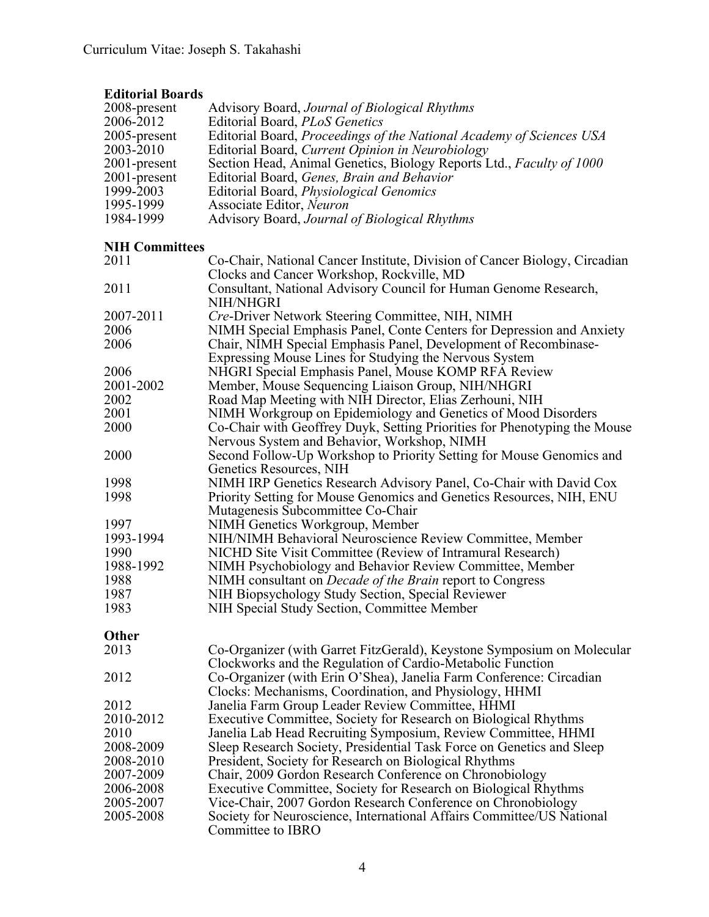**Editorial Boards**

| | |
|---|---|
| 2008-present | Advisory Board, *Journal of Biological Rhythms* |
| 2006-2012 | Editorial Board, *PLoS Genetics* |
| 2005-present | Editorial Board, *Proceedings of the National Academy of Sciences USA* |
| 2003-2010 | Editorial Board, *Current Opinion in Neurobiology* |
| 2001-present | Section Head, Animal Genetics, Biology Reports Ltd., *Faculty of 1000* |
| 2001-present | Editorial Board, *Genes, Brain and Behavior* |
| 1999-2003 | Editorial Board, *Physiological Genomics* |
| 1995-1999 | Associate Editor, *Neuron* |
| 1984-1999 | Advisory Board, *Journal of Biological Rhythms* |

**NIH Committees**

| | |
|---|---|
| 2011 | Co-Chair, National Cancer Institute, Division of Cancer Biology, Circadian Clocks and Cancer Workshop, Rockville, MD |
| 2011 | Consultant, National Advisory Council for Human Genome Research, NIH/NHGRI |
| 2007-2011 | *Cre*-Driver Network Steering Committee, NIH, NIMH |
| 2006 | NIMH Special Emphasis Panel, Conte Centers for Depression and Anxiety |
| 2006 | Chair, NIMH Special Emphasis Panel, Development of Recombinase-Expressing Mouse Lines for Studying the Nervous System |
| 2006 | NHGRI Special Emphasis Panel, Mouse KOMP RFA Review |
| 2001-2002 | Member, Mouse Sequencing Liaison Group, NIH/NHGRI |
| 2002 | Road Map Meeting with NIH Director, Elias Zerhouni, NIH |
| 2001 | NIMH Workgroup on Epidemiology and Genetics of Mood Disorders |
| 2000 | Co-Chair with Geoffrey Duyk, Setting Priorities for Phenotyping the Mouse Nervous System and Behavior, Workshop, NIMH |
| 2000 | Second Follow-Up Workshop to Priority Setting for Mouse Genomics and Genetics Resources, NIH |
| 1998 | NIMH IRP Genetics Research Advisory Panel, Co-Chair with David Cox |
| 1998 | Priority Setting for Mouse Genomics and Genetics Resources, NIH, ENU Mutagenesis Subcommittee Co-Chair |
| 1997 | NIMH Genetics Workgroup, Member |
| 1993-1994 | NIH/NIMH Behavioral Neuroscience Review Committee, Member |
| 1990 | NICHD Site Visit Committee (Review of Intramural Research) |
| 1988-1992 | NIMH Psychobiology and Behavior Review Committee, Member |
| 1988 | NIMH consultant on *Decade of the Brain* report to Congress |
| 1987 | NIH Biopsychology Study Section, Special Reviewer |
| 1983 | NIH Special Study Section, Committee Member |

**Other**

| | |
|---|---|
| 2013 | Co-Organizer (with Garret FitzGerald), Keystone Symposium on Molecular Clockworks and the Regulation of Cardio-Metabolic Function |
| 2012 | Co-Organizer (with Erin O'Shea), Janelia Farm Conference: Circadian Clocks: Mechanisms, Coordination, and Physiology, HHMI |
| 2012 | Janelia Farm Group Leader Review Committee, HHMI |
| 2010-2012 | Executive Committee, Society for Research on Biological Rhythms |
| 2010 | Janelia Lab Head Recruiting Symposium, Review Committee, HHMI |
| 2008-2009 | Sleep Research Society, Presidential Task Force on Genetics and Sleep |
| 2008-2010 | President, Society for Research on Biological Rhythms |
| 2007-2009 | Chair, 2009 Gordon Research Conference on Chronobiology |
| 2006-2008 | Executive Committee, Society for Research on Biological Rhythms |
| 2005-2007 | Vice-Chair, 2007 Gordon Research Conference on Chronobiology |
| 2005-2008 | Society for Neuroscience, International Affairs Committee/US National Committee to IBRO |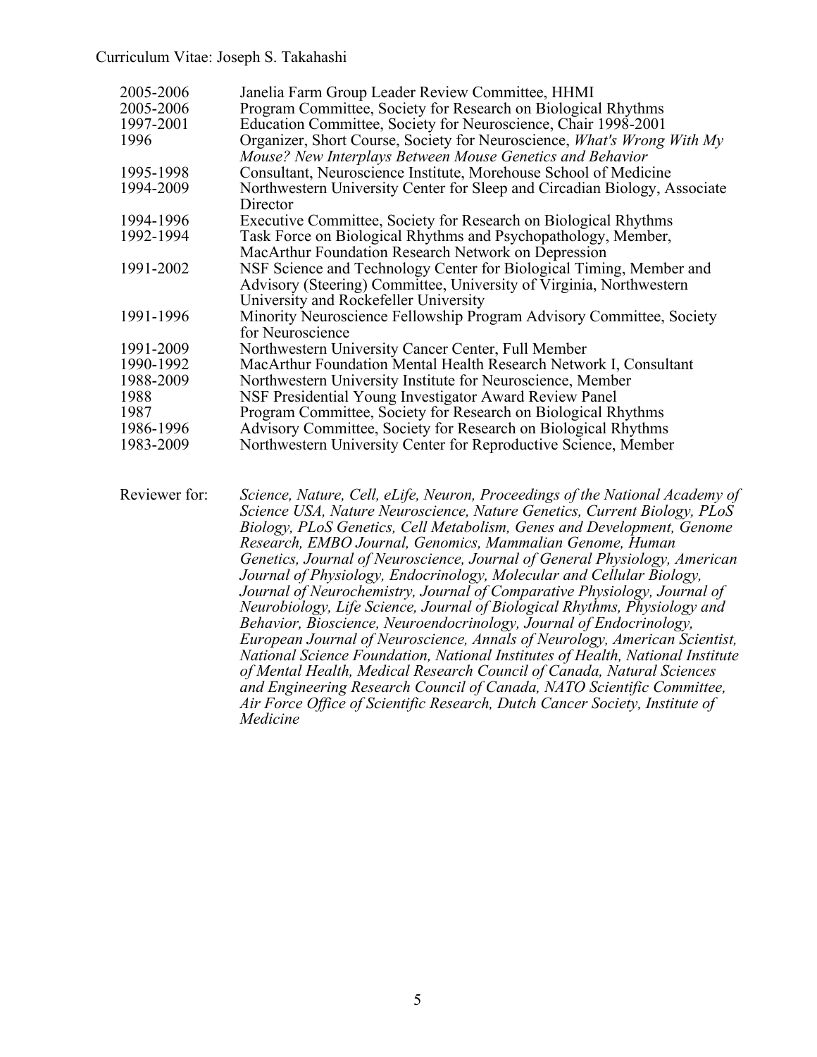| | |
|---|---|
| 2005-2006 | Janelia Farm Group Leader Review Committee, HHMI |
| 2005-2006 | Program Committee, Society for Research on Biological Rhythms |
| 1997-2001 | Education Committee, Society for Neuroscience, Chair 1998-2001 |
| 1996 | Organizer, Short Course, Society for Neuroscience, *What's Wrong With My Mouse? New Interplays Between Mouse Genetics and Behavior* |
| 1995-1998 | Consultant, Neuroscience Institute, Morehouse School of Medicine |
| 1994-2009 | Northwestern University Center for Sleep and Circadian Biology, Associate Director |
| 1994-1996 | Executive Committee, Society for Research on Biological Rhythms |
| 1992-1994 | Task Force on Biological Rhythms and Psychopathology, Member, MacArthur Foundation Research Network on Depression |
| 1991-2002 | NSF Science and Technology Center for Biological Timing, Member and Advisory (Steering) Committee, University of Virginia, Northwestern University and Rockefeller University |
| 1991-1996 | Minority Neuroscience Fellowship Program Advisory Committee, Society for Neuroscience |
| 1991-2009 | Northwestern University Cancer Center, Full Member |
| 1990-1992 | MacArthur Foundation Mental Health Research Network I, Consultant |
| 1988-2009 | Northwestern University Institute for Neuroscience, Member |
| 1988 | NSF Presidential Young Investigator Award Review Panel |
| 1987 | Program Committee, Society for Research on Biological Rhythms |
| 1986-1996 | Advisory Committee, Society for Research on Biological Rhythms |
| 1983-2009 | Northwestern University Center for Reproductive Science, Member |

Reviewer for: *Science, Nature, Cell, eLife, Neuron, Proceedings of the National Academy of Science USA, Nature Neuroscience, Nature Genetics, Current Biology, PLoS Biology, PLoS Genetics, Cell Metabolism, Genes and Development, Genome Research, EMBO Journal, Genomics, Mammalian Genome, Human Genetics, Journal of Neuroscience, Journal of General Physiology, American Journal of Physiology, Endocrinology, Molecular and Cellular Biology, Journal of Neurochemistry, Journal of Comparative Physiology, Journal of Neurobiology, Life Science, Journal of Biological Rhythms, Physiology and Behavior, Bioscience, Neuroendocrinology, Journal of Endocrinology, European Journal of Neuroscience, Annals of Neurology, American Scientist, National Science Foundation, National Institutes of Health, National Institute of Mental Health, Medical Research Council of Canada, Natural Sciences and Engineering Research Council of Canada, NATO Scientific Committee, Air Force Office of Scientific Research, Dutch Cancer Society, Institute of Medicine*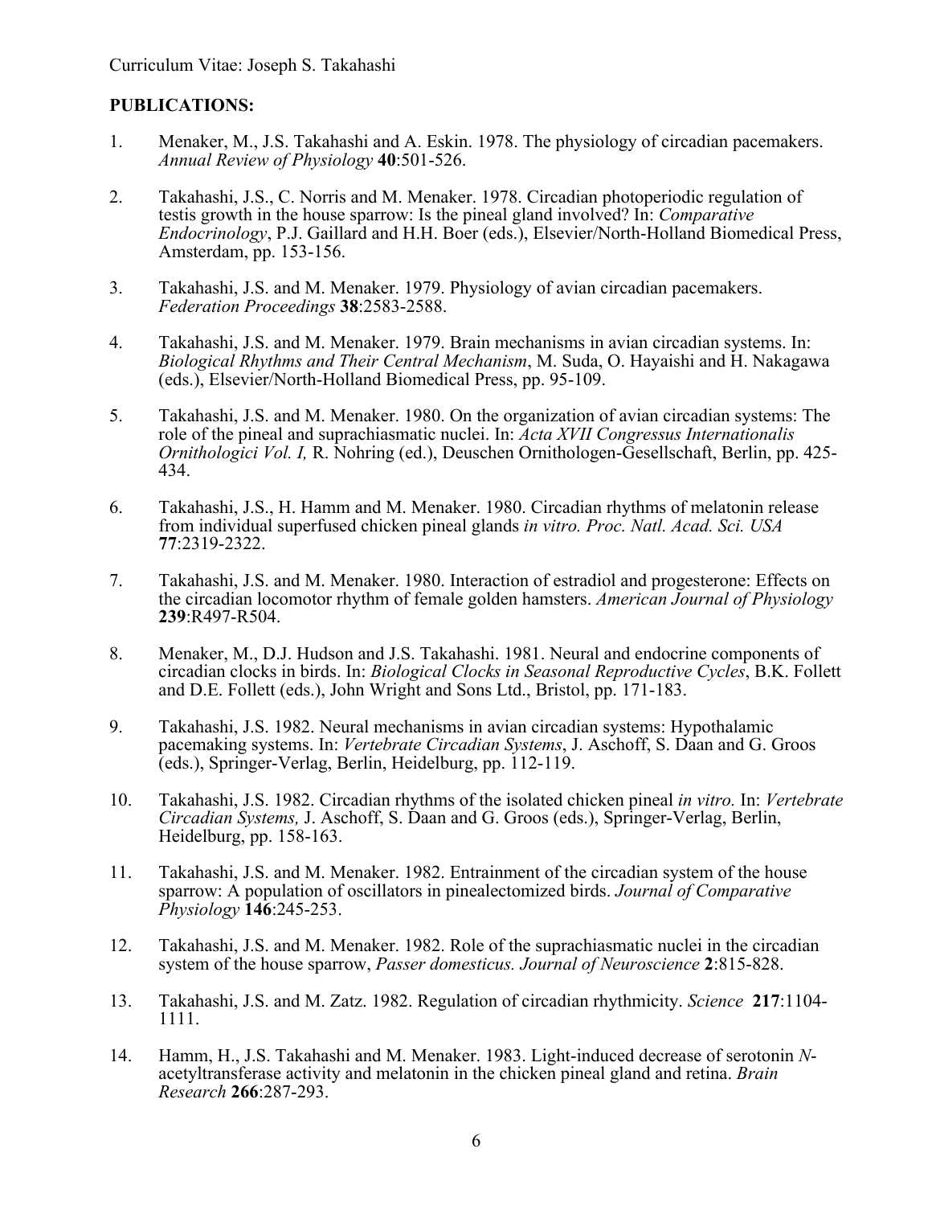## PUBLICATIONS:

1. Menaker, M., J.S. Takahashi and A. Eskin. 1978. The physiology of circadian pacemakers. *Annual Review of Physiology* **40**:501-526.

2. Takahashi, J.S., C. Norris and M. Menaker. 1978. Circadian photoperiodic regulation of testis growth in the house sparrow: Is the pineal gland involved? In: *Comparative Endocrinology*, P.J. Gaillard and H.H. Boer (eds.), Elsevier/North-Holland Biomedical Press, Amsterdam, pp. 153-156.

3. Takahashi, J.S. and M. Menaker. 1979. Physiology of avian circadian pacemakers. *Federation Proceedings* **38**:2583-2588.

4. Takahashi, J.S. and M. Menaker. 1979. Brain mechanisms in avian circadian systems. In: *Biological Rhythms and Their Central Mechanism*, M. Suda, O. Hayaishi and H. Nakagawa (eds.), Elsevier/North-Holland Biomedical Press, pp. 95-109.

5. Takahashi, J.S. and M. Menaker. 1980. On the organization of avian circadian systems: The role of the pineal and suprachiasmatic nuclei. In: *Acta XVII Congressus Internationalis Ornithologici Vol. I,* R. Nohring (ed.), Deuschen Ornithologen-Gesellschaft, Berlin, pp. 425-434.

6. Takahashi, J.S., H. Hamm and M. Menaker. 1980. Circadian rhythms of melatonin release from individual superfused chicken pineal glands *in vitro. Proc. Natl. Acad. Sci. USA* **77**:2319-2322.

7. Takahashi, J.S. and M. Menaker. 1980. Interaction of estradiol and progesterone: Effects on the circadian locomotor rhythm of female golden hamsters. *American Journal of Physiology* **239**:R497-R504.

8. Menaker, M., D.J. Hudson and J.S. Takahashi. 1981. Neural and endocrine components of circadian clocks in birds. In: *Biological Clocks in Seasonal Reproductive Cycles*, B.K. Follett and D.E. Follett (eds.), John Wright and Sons Ltd., Bristol, pp. 171-183.

9. Takahashi, J.S. 1982. Neural mechanisms in avian circadian systems: Hypothalamic pacemaking systems. In: *Vertebrate Circadian Systems*, J. Aschoff, S. Daan and G. Groos (eds.), Springer-Verlag, Berlin, Heidelburg, pp. 112-119.

10. Takahashi, J.S. 1982. Circadian rhythms of the isolated chicken pineal *in vitro.* In: *Vertebrate Circadian Systems,* J. Aschoff, S. Daan and G. Groos (eds.), Springer-Verlag, Berlin, Heidelburg, pp. 158-163.

11. Takahashi, J.S. and M. Menaker. 1982. Entrainment of the circadian system of the house sparrow: A population of oscillators in pinealectomized birds. *Journal of Comparative Physiology* **146**:245-253.

12. Takahashi, J.S. and M. Menaker. 1982. Role of the suprachiasmatic nuclei in the circadian system of the house sparrow, *Passer domesticus. Journal of Neuroscience* **2**:815-828.

13. Takahashi, J.S. and M. Zatz. 1982. Regulation of circadian rhythmicity. *Science* **217**:1104-1111.

14. Hamm, H., J.S. Takahashi and M. Menaker. 1983. Light-induced decrease of serotonin *N*-acetyltransferase activity and melatonin in the chicken pineal gland and retina. *Brain Research* **266**:287-293.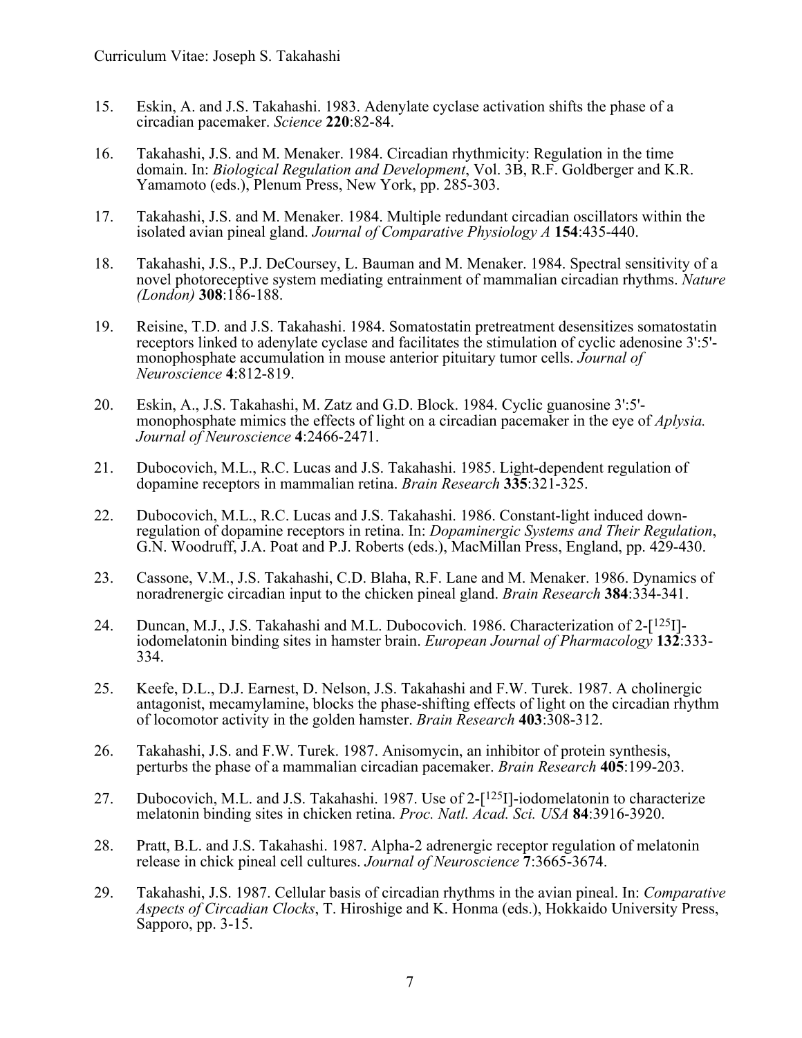15. Eskin, A. and J.S. Takahashi. 1983. Adenylate cyclase activation shifts the phase of a circadian pacemaker. *Science* **220**:82-84.

16. Takahashi, J.S. and M. Menaker. 1984. Circadian rhythmicity: Regulation in the time domain. In: *Biological Regulation and Development*, Vol. 3B, R.F. Goldberger and K.R. Yamamoto (eds.), Plenum Press, New York, pp. 285-303.

17. Takahashi, J.S. and M. Menaker. 1984. Multiple redundant circadian oscillators within the isolated avian pineal gland. *Journal of Comparative Physiology A* **154**:435-440.

18. Takahashi, J.S., P.J. DeCoursey, L. Bauman and M. Menaker. 1984. Spectral sensitivity of a novel photoreceptive system mediating entrainment of mammalian circadian rhythms. *Nature (London)* **308**:186-188.

19. Reisine, T.D. and J.S. Takahashi. 1984. Somatostatin pretreatment desensitizes somatostatin receptors linked to adenylate cyclase and facilitates the stimulation of cyclic adenosine 3':5'-monophosphate accumulation in mouse anterior pituitary tumor cells. *Journal of Neuroscience* **4**:812-819.

20. Eskin, A., J.S. Takahashi, M. Zatz and G.D. Block. 1984. Cyclic guanosine 3':5'-monophosphate mimics the effects of light on a circadian pacemaker in the eye of *Aplysia. Journal of Neuroscience* **4**:2466-2471.

21. Dubocovich, M.L., R.C. Lucas and J.S. Takahashi. 1985. Light-dependent regulation of dopamine receptors in mammalian retina. *Brain Research* **335**:321-325.

22. Dubocovich, M.L., R.C. Lucas and J.S. Takahashi. 1986. Constant-light induced down-regulation of dopamine receptors in retina. In: *Dopaminergic Systems and Their Regulation*, G.N. Woodruff, J.A. Poat and P.J. Roberts (eds.), MacMillan Press, England, pp. 429-430.

23. Cassone, V.M., J.S. Takahashi, C.D. Blaha, R.F. Lane and M. Menaker. 1986. Dynamics of noradrenergic circadian input to the chicken pineal gland. *Brain Research* **384**:334-341.

24. Duncan, M.J., J.S. Takahashi and M.L. Dubocovich. 1986. Characterization of 2-[$^{125}$I]-iodomelatonin binding sites in hamster brain. *European Journal of Pharmacology* **132**:333-334.

25. Keefe, D.L., D.J. Earnest, D. Nelson, J.S. Takahashi and F.W. Turek. 1987. A cholinergic antagonist, mecamylamine, blocks the phase-shifting effects of light on the circadian rhythm of locomotor activity in the golden hamster. *Brain Research* **403**:308-312.

26. Takahashi, J.S. and F.W. Turek. 1987. Anisomycin, an inhibitor of protein synthesis, perturbs the phase of a mammalian circadian pacemaker. *Brain Research* **405**:199-203.

27. Dubocovich, M.L. and J.S. Takahashi. 1987. Use of 2-[$^{125}$I]-iodomelatonin to characterize melatonin binding sites in chicken retina. *Proc. Natl. Acad. Sci. USA* **84**:3916-3920.

28. Pratt, B.L. and J.S. Takahashi. 1987. Alpha-2 adrenergic receptor regulation of melatonin release in chick pineal cell cultures. *Journal of Neuroscience* **7**:3665-3674.

29. Takahashi, J.S. 1987. Cellular basis of circadian rhythms in the avian pineal. In: *Comparative Aspects of Circadian Clocks*, T. Hiroshige and K. Honma (eds.), Hokkaido University Press, Sapporo, pp. 3-15.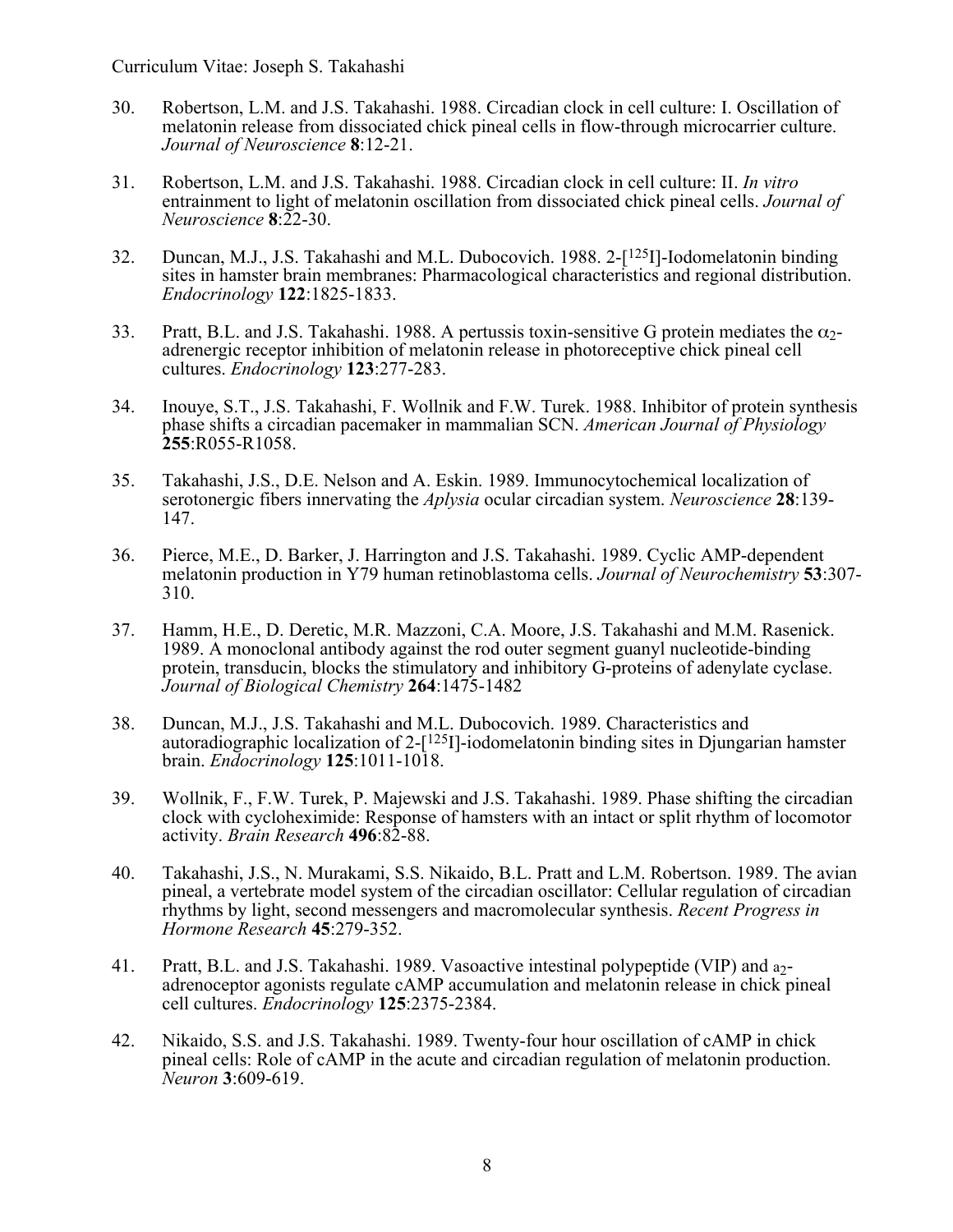30. Robertson, L.M. and J.S. Takahashi. 1988. Circadian clock in cell culture: I. Oscillation of melatonin release from dissociated chick pineal cells in flow-through microcarrier culture. *Journal of Neuroscience* **8**:12-21.

31. Robertson, L.M. and J.S. Takahashi. 1988. Circadian clock in cell culture: II. *In vitro* entrainment to light of melatonin oscillation from dissociated chick pineal cells. *Journal of Neuroscience* **8**:22-30.

32. Duncan, M.J., J.S. Takahashi and M.L. Dubocovich. 1988. 2-[$^{125}$I]-Iodomelatonin binding sites in hamster brain membranes: Pharmacological characteristics and regional distribution. *Endocrinology* **122**:1825-1833.

33. Pratt, B.L. and J.S. Takahashi. 1988. A pertussis toxin-sensitive G protein mediates the $\alpha_2$-adrenergic receptor inhibition of melatonin release in photoreceptive chick pineal cell cultures. *Endocrinology* **123**:277-283.

34. Inouye, S.T., J.S. Takahashi, F. Wollnik and F.W. Turek. 1988. Inhibitor of protein synthesis phase shifts a circadian pacemaker in mammalian SCN. *American Journal of Physiology* **255**:R055-R1058.

35. Takahashi, J.S., D.E. Nelson and A. Eskin. 1989. Immunocytochemical localization of serotonergic fibers innervating the *Aplysia* ocular circadian system. *Neuroscience* **28**:139-147.

36. Pierce, M.E., D. Barker, J. Harrington and J.S. Takahashi. 1989. Cyclic AMP-dependent melatonin production in Y79 human retinoblastoma cells. *Journal of Neurochemistry* **53**:307-310.

37. Hamm, H.E., D. Deretic, M.R. Mazzoni, C.A. Moore, J.S. Takahashi and M.M. Rasenick. 1989. A monoclonal antibody against the rod outer segment guanyl nucleotide-binding protein, transducin, blocks the stimulatory and inhibitory G-proteins of adenylate cyclase. *Journal of Biological Chemistry* **264**:1475-1482

38. Duncan, M.J., J.S. Takahashi and M.L. Dubocovich. 1989. Characteristics and autoradiographic localization of 2-[$^{125}$I]-iodomelatonin binding sites in Djungarian hamster brain. *Endocrinology* **125**:1011-1018.

39. Wollnik, F., F.W. Turek, P. Majewski and J.S. Takahashi. 1989. Phase shifting the circadian clock with cycloheximide: Response of hamsters with an intact or split rhythm of locomotor activity. *Brain Research* **496**:82-88.

40. Takahashi, J.S., N. Murakami, S.S. Nikaido, B.L. Pratt and L.M. Robertson. 1989. The avian pineal, a vertebrate model system of the circadian oscillator: Cellular regulation of circadian rhythms by light, second messengers and macromolecular synthesis. *Recent Progress in Hormone Research* **45**:279-352.

41. Pratt, B.L. and J.S. Takahashi. 1989. Vasoactive intestinal polypeptide (VIP) and $a_2$-adrenoceptor agonists regulate cAMP accumulation and melatonin release in chick pineal cell cultures. *Endocrinology* **125**:2375-2384.

42. Nikaido, S.S. and J.S. Takahashi. 1989. Twenty-four hour oscillation of cAMP in chick pineal cells: Role of cAMP in the acute and circadian regulation of melatonin production. *Neuron* **3**:609-619.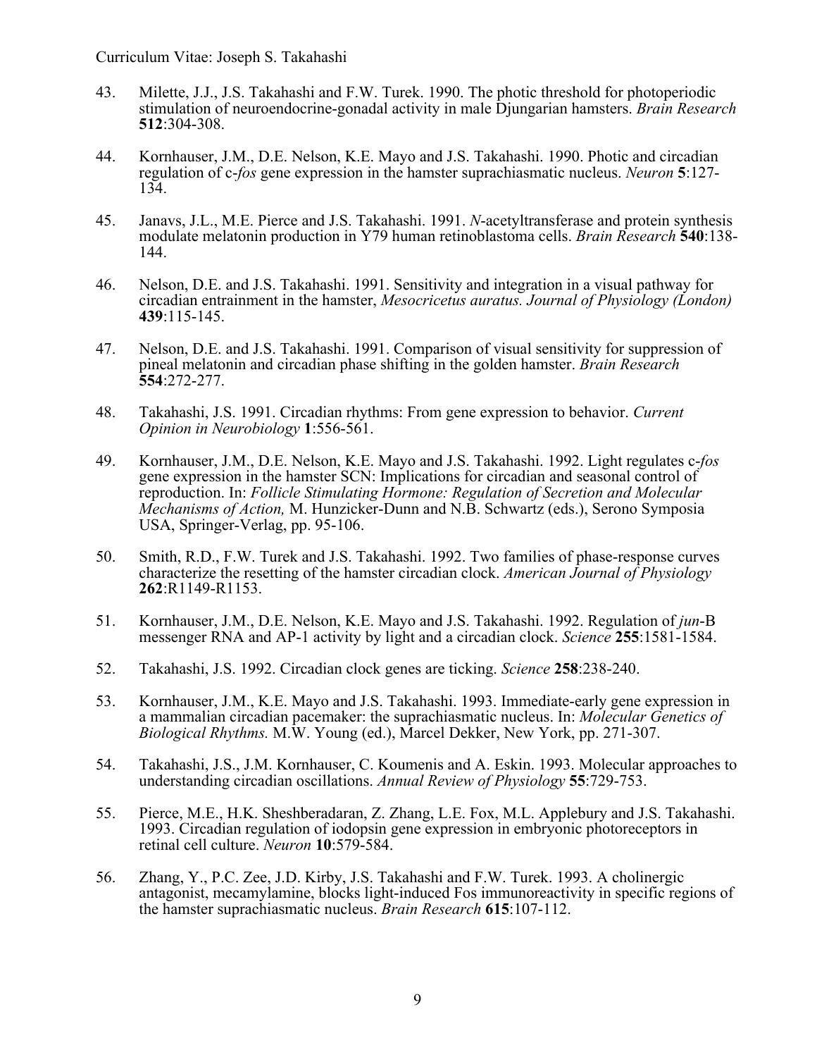43. Milette, J.J., J.S. Takahashi and F.W. Turek. 1990. The photic threshold for photoperiodic stimulation of neuroendocrine-gonadal activity in male Djungarian hamsters. *Brain Research* **512**:304-308.

44. Kornhauser, J.M., D.E. Nelson, K.E. Mayo and J.S. Takahashi. 1990. Photic and circadian regulation of c-*fos* gene expression in the hamster suprachiasmatic nucleus. *Neuron* **5**:127-134.

45. Janavs, J.L., M.E. Pierce and J.S. Takahashi. 1991. *N*-acetyltransferase and protein synthesis modulate melatonin production in Y79 human retinoblastoma cells. *Brain Research* **540**:138-144.

46. Nelson, D.E. and J.S. Takahashi. 1991. Sensitivity and integration in a visual pathway for circadian entrainment in the hamster, *Mesocricetus auratus. Journal of Physiology (London)* **439**:115-145.

47. Nelson, D.E. and J.S. Takahashi. 1991. Comparison of visual sensitivity for suppression of pineal melatonin and circadian phase shifting in the golden hamster. *Brain Research* **554**:272-277.

48. Takahashi, J.S. 1991. Circadian rhythms: From gene expression to behavior. *Current Opinion in Neurobiology* **1**:556-561.

49. Kornhauser, J.M., D.E. Nelson, K.E. Mayo and J.S. Takahashi. 1992. Light regulates c-*fos* gene expression in the hamster SCN: Implications for circadian and seasonal control of reproduction. In: *Follicle Stimulating Hormone: Regulation of Secretion and Molecular Mechanisms of Action,* M. Hunzicker-Dunn and N.B. Schwartz (eds.), Serono Symposia USA, Springer-Verlag, pp. 95-106.

50. Smith, R.D., F.W. Turek and J.S. Takahashi. 1992. Two families of phase-response curves characterize the resetting of the hamster circadian clock. *American Journal of Physiology* **262**:R1149-R1153.

51. Kornhauser, J.M., D.E. Nelson, K.E. Mayo and J.S. Takahashi. 1992. Regulation of *jun*-B messenger RNA and AP-1 activity by light and a circadian clock. *Science* **255**:1581-1584.

52. Takahashi, J.S. 1992. Circadian clock genes are ticking. *Science* **258**:238-240.

53. Kornhauser, J.M., K.E. Mayo and J.S. Takahashi. 1993. Immediate-early gene expression in a mammalian circadian pacemaker: the suprachiasmatic nucleus. In: *Molecular Genetics of Biological Rhythms.* M.W. Young (ed.), Marcel Dekker, New York, pp. 271-307.

54. Takahashi, J.S., J.M. Kornhauser, C. Koumenis and A. Eskin. 1993. Molecular approaches to understanding circadian oscillations. *Annual Review of Physiology* **55**:729-753.

55. Pierce, M.E., H.K. Sheshberadaran, Z. Zhang, L.E. Fox, M.L. Applebury and J.S. Takahashi. 1993. Circadian regulation of iodopsin gene expression in embryonic photoreceptors in retinal cell culture. *Neuron* **10**:579-584.

56. Zhang, Y., P.C. Zee, J.D. Kirby, J.S. Takahashi and F.W. Turek. 1993. A cholinergic antagonist, mecamylamine, blocks light-induced Fos immunoreactivity in specific regions of the hamster suprachiasmatic nucleus. *Brain Research* **615**:107-112.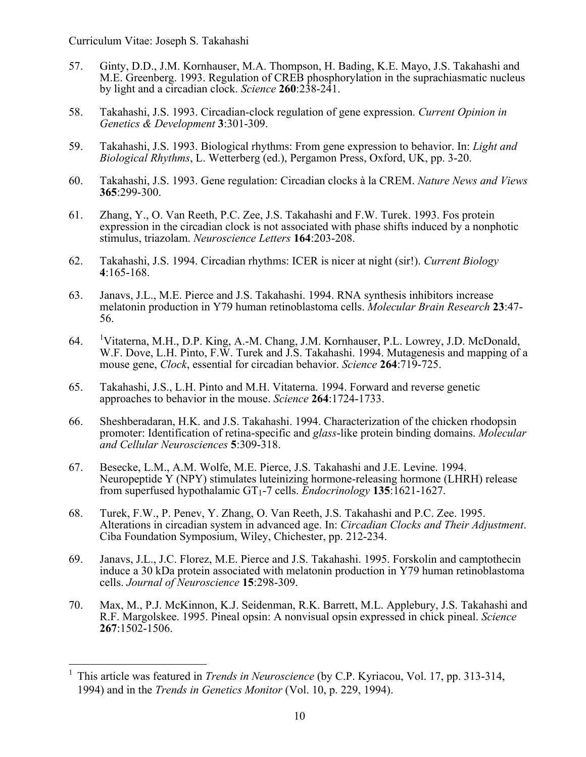57. Ginty, D.D., J.M. Kornhauser, M.A. Thompson, H. Bading, K.E. Mayo, J.S. Takahashi and M.E. Greenberg. 1993. Regulation of CREB phosphorylation in the suprachiasmatic nucleus by light and a circadian clock. *Science* **260**:238-241.

58. Takahashi, J.S. 1993. Circadian-clock regulation of gene expression. *Current Opinion in Genetics & Development* **3**:301-309.

59. Takahashi, J.S. 1993. Biological rhythms: From gene expression to behavior. In: *Light and Biological Rhythms*, L. Wetterberg (ed.), Pergamon Press, Oxford, UK, pp. 3-20.

60. Takahashi, J.S. 1993. Gene regulation: Circadian clocks à la CREM. *Nature News and Views* **365**:299-300.

61. Zhang, Y., O. Van Reeth, P.C. Zee, J.S. Takahashi and F.W. Turek. 1993. Fos protein expression in the circadian clock is not associated with phase shifts induced by a nonphotic stimulus, triazolam. *Neuroscience Letters* **164**:203-208.

62. Takahashi, J.S. 1994. Circadian rhythms: ICER is nicer at night (sir!). *Current Biology* **4**:165-168.

63. Janavs, J.L., M.E. Pierce and J.S. Takahashi. 1994. RNA synthesis inhibitors increase melatonin production in Y79 human retinoblastoma cells. *Molecular Brain Research* **23**:47-56.

64. [1]Vitaterna, M.H., D.P. King, A.-M. Chang, J.M. Kornhauser, P.L. Lowrey, J.D. McDonald, W.F. Dove, L.H. Pinto, F.W. Turek and J.S. Takahashi. 1994. Mutagenesis and mapping of a mouse gene, *Clock*, essential for circadian behavior. *Science* **264**:719-725.

65. Takahashi, J.S., L.H. Pinto and M.H. Vitaterna. 1994. Forward and reverse genetic approaches to behavior in the mouse. *Science* **264**:1724-1733.

66. Sheshberadaran, H.K. and J.S. Takahashi. 1994. Characterization of the chicken rhodopsin promoter: Identification of retina-specific and *glass*-like protein binding domains. *Molecular and Cellular Neurosciences* **5**:309-318.

67. Besecke, L.M., A.M. Wolfe, M.E. Pierce, J.S. Takahashi and J.E. Levine. 1994. Neuropeptide Y (NPY) stimulates luteinizing hormone-releasing hormone (LHRH) release from superfused hypothalamic $GT_1$-7 cells. *Endocrinology* **135**:1621-1627.

68. Turek, F.W., P. Penev, Y. Zhang, O. Van Reeth, J.S. Takahashi and P.C. Zee. 1995. Alterations in circadian system in advanced age. In: *Circadian Clocks and Their Adjustment*. Ciba Foundation Symposium, Wiley, Chichester, pp. 212-234.

69. Janavs, J.L., J.C. Florez, M.E. Pierce and J.S. Takahashi. 1995. Forskolin and camptothecin induce a 30 kDa protein associated with melatonin production in Y79 human retinoblastoma cells. *Journal of Neuroscience* **15**:298-309.

70. Max, M., P.J. McKinnon, K.J. Seidenman, R.K. Barrett, M.L. Applebury, J.S. Takahashi and R.F. Margolskee. 1995. Pineal opsin: A nonvisual opsin expressed in chick pineal. *Science* **267**:1502-1506.

---

[1] This article was featured in *Trends in Neuroscience* (by C.P. Kyriacou, Vol. 17, pp. 313-314, 1994) and in the *Trends in Genetics Monitor* (Vol. 10, p. 229, 1994).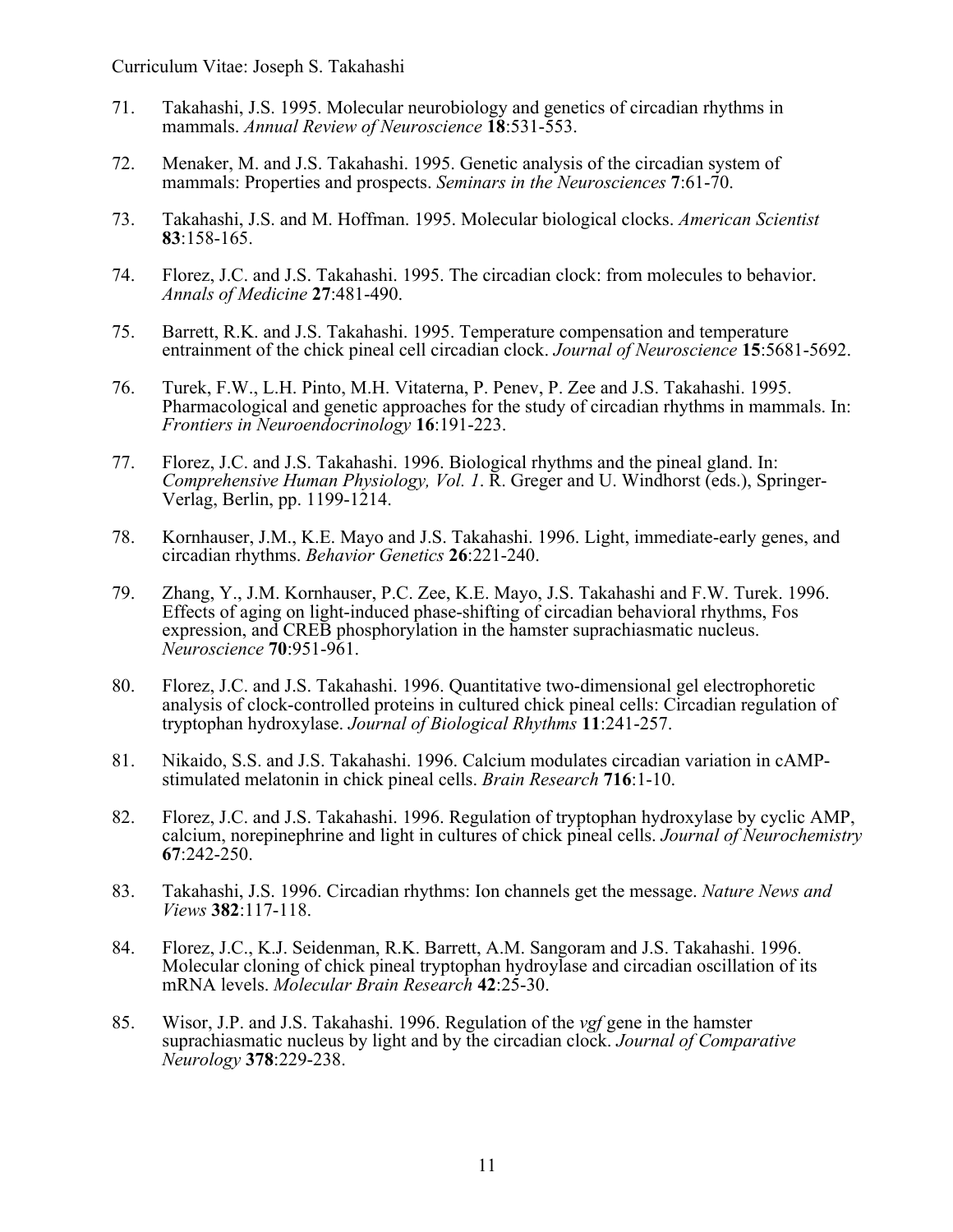71. Takahashi, J.S. 1995. Molecular neurobiology and genetics of circadian rhythms in mammals. *Annual Review of Neuroscience* **18**:531-553.

72. Menaker, M. and J.S. Takahashi. 1995. Genetic analysis of the circadian system of mammals: Properties and prospects. *Seminars in the Neurosciences* **7**:61-70.

73. Takahashi, J.S. and M. Hoffman. 1995. Molecular biological clocks. *American Scientist* **83**:158-165.

74. Florez, J.C. and J.S. Takahashi. 1995. The circadian clock: from molecules to behavior. *Annals of Medicine* **27**:481-490.

75. Barrett, R.K. and J.S. Takahashi. 1995. Temperature compensation and temperature entrainment of the chick pineal cell circadian clock. *Journal of Neuroscience* **15**:5681-5692.

76. Turek, F.W., L.H. Pinto, M.H. Vitaterna, P. Penev, P. Zee and J.S. Takahashi. 1995. Pharmacological and genetic approaches for the study of circadian rhythms in mammals. In: *Frontiers in Neuroendocrinology* **16**:191-223.

77. Florez, J.C. and J.S. Takahashi. 1996. Biological rhythms and the pineal gland. In: *Comprehensive Human Physiology, Vol. 1*. R. Greger and U. Windhorst (eds.), Springer-Verlag, Berlin, pp. 1199-1214.

78. Kornhauser, J.M., K.E. Mayo and J.S. Takahashi. 1996. Light, immediate-early genes, and circadian rhythms. *Behavior Genetics* **26**:221-240.

79. Zhang, Y., J.M. Kornhauser, P.C. Zee, K.E. Mayo, J.S. Takahashi and F.W. Turek. 1996. Effects of aging on light-induced phase-shifting of circadian behavioral rhythms, Fos expression, and CREB phosphorylation in the hamster suprachiasmatic nucleus. *Neuroscience* **70**:951-961.

80. Florez, J.C. and J.S. Takahashi. 1996. Quantitative two-dimensional gel electrophoretic analysis of clock-controlled proteins in cultured chick pineal cells: Circadian regulation of tryptophan hydroxylase. *Journal of Biological Rhythms* **11**:241-257.

81. Nikaido, S.S. and J.S. Takahashi. 1996. Calcium modulates circadian variation in cAMP-stimulated melatonin in chick pineal cells. *Brain Research* **716**:1-10.

82. Florez, J.C. and J.S. Takahashi. 1996. Regulation of tryptophan hydroxylase by cyclic AMP, calcium, norepinephrine and light in cultures of chick pineal cells. *Journal of Neurochemistry* **67**:242-250.

83. Takahashi, J.S. 1996. Circadian rhythms: Ion channels get the message. *Nature News and Views* **382**:117-118.

84. Florez, J.C., K.J. Seidenman, R.K. Barrett, A.M. Sangoram and J.S. Takahashi. 1996. Molecular cloning of chick pineal tryptophan hydroylase and circadian oscillation of its mRNA levels. *Molecular Brain Research* **42**:25-30.

85. Wisor, J.P. and J.S. Takahashi. 1996. Regulation of the *vgf* gene in the hamster suprachiasmatic nucleus by light and by the circadian clock. *Journal of Comparative Neurology* **378**:229-238.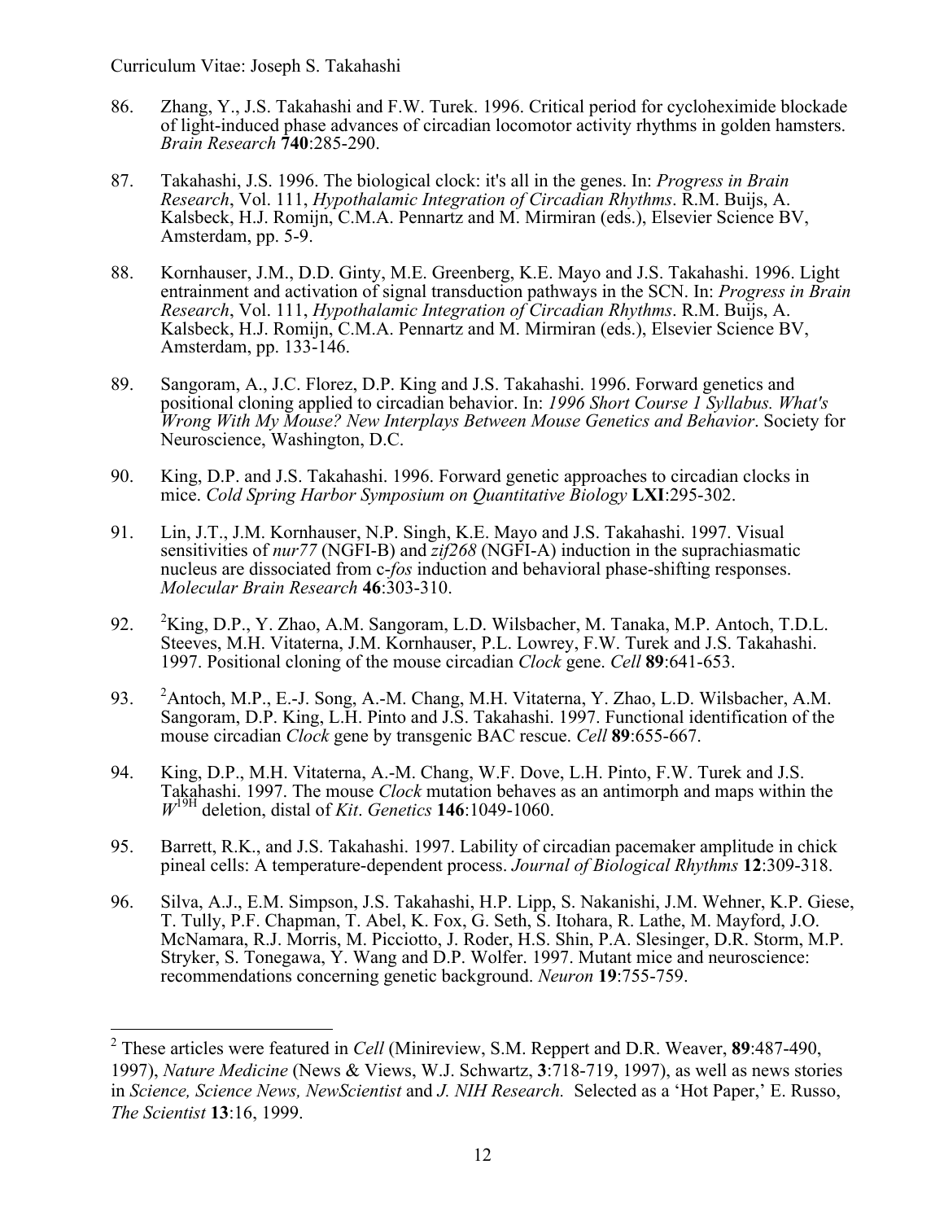86. Zhang, Y., J.S. Takahashi and F.W. Turek. 1996. Critical period for cycloheximide blockade of light-induced phase advances of circadian locomotor activity rhythms in golden hamsters. *Brain Research* **740**:285-290.

87. Takahashi, J.S. 1996. The biological clock: it's all in the genes. In: *Progress in Brain Research*, Vol. 111, *Hypothalamic Integration of Circadian Rhythms*. R.M. Buijs, A. Kalsbeck, H.J. Romijn, C.M.A. Pennartz and M. Mirmiran (eds.), Elsevier Science BV, Amsterdam, pp. 5-9.

88. Kornhauser, J.M., D.D. Ginty, M.E. Greenberg, K.E. Mayo and J.S. Takahashi. 1996. Light entrainment and activation of signal transduction pathways in the SCN. In: *Progress in Brain Research*, Vol. 111, *Hypothalamic Integration of Circadian Rhythms*. R.M. Buijs, A. Kalsbeck, H.J. Romijn, C.M.A. Pennartz and M. Mirmiran (eds.), Elsevier Science BV, Amsterdam, pp. 133-146.

89. Sangoram, A., J.C. Florez, D.P. King and J.S. Takahashi. 1996. Forward genetics and positional cloning applied to circadian behavior. In: *1996 Short Course 1 Syllabus. What's Wrong With My Mouse? New Interplays Between Mouse Genetics and Behavior*. Society for Neuroscience, Washington, D.C.

90. King, D.P. and J.S. Takahashi. 1996. Forward genetic approaches to circadian clocks in mice. *Cold Spring Harbor Symposium on Quantitative Biology* **LXI**:295-302.

91. Lin, J.T., J.M. Kornhauser, N.P. Singh, K.E. Mayo and J.S. Takahashi. 1997. Visual sensitivities of *nur77* (NGFI-B) and *zif268* (NGFI-A) induction in the suprachiasmatic nucleus are dissociated from c-*fos* induction and behavioral phase-shifting responses. *Molecular Brain Research* **46**:303-310.

92. [2]King, D.P., Y. Zhao, A.M. Sangoram, L.D. Wilsbacher, M. Tanaka, M.P. Antoch, T.D.L. Steeves, M.H. Vitaterna, J.M. Kornhauser, P.L. Lowrey, F.W. Turek and J.S. Takahashi. 1997. Positional cloning of the mouse circadian *Clock* gene. *Cell* **89**:641-653.

93. [2]Antoch, M.P., E.-J. Song, A.-M. Chang, M.H. Vitaterna, Y. Zhao, L.D. Wilsbacher, A.M. Sangoram, D.P. King, L.H. Pinto and J.S. Takahashi. 1997. Functional identification of the mouse circadian *Clock* gene by transgenic BAC rescue. *Cell* **89**:655-667.

94. King, D.P., M.H. Vitaterna, A.-M. Chang, W.F. Dove, L.H. Pinto, F.W. Turek and J.S. Takahashi. 1997. The mouse *Clock* mutation behaves as an antimorph and maps within the $W^{19H}$ deletion, distal of *Kit*. *Genetics* **146**:1049-1060.

95. Barrett, R.K., and J.S. Takahashi. 1997. Lability of circadian pacemaker amplitude in chick pineal cells: A temperature-dependent process. *Journal of Biological Rhythms* **12**:309-318.

96. Silva, A.J., E.M. Simpson, J.S. Takahashi, H.P. Lipp, S. Nakanishi, J.M. Wehner, K.P. Giese, T. Tully, P.F. Chapman, T. Abel, K. Fox, G. Seth, S. Itohara, R. Lathe, M. Mayford, J.O. McNamara, R.J. Morris, M. Picciotto, J. Roder, H.S. Shin, P.A. Slesinger, D.R. Storm, M.P. Stryker, S. Tonegawa, Y. Wang and D.P. Wolfer. 1997. Mutant mice and neuroscience: recommendations concerning genetic background. *Neuron* **19**:755-759.

---

[2] These articles were featured in *Cell* (Minireview, S.M. Reppert and D.R. Weaver, **89**:487-490, 1997), *Nature Medicine* (News & Views, W.J. Schwartz, **3**:718-719, 1997), as well as news stories in *Science, Science News, NewScientist* and *J. NIH Research.* Selected as a 'Hot Paper,' E. Russo, *The Scientist* **13**:16, 1999.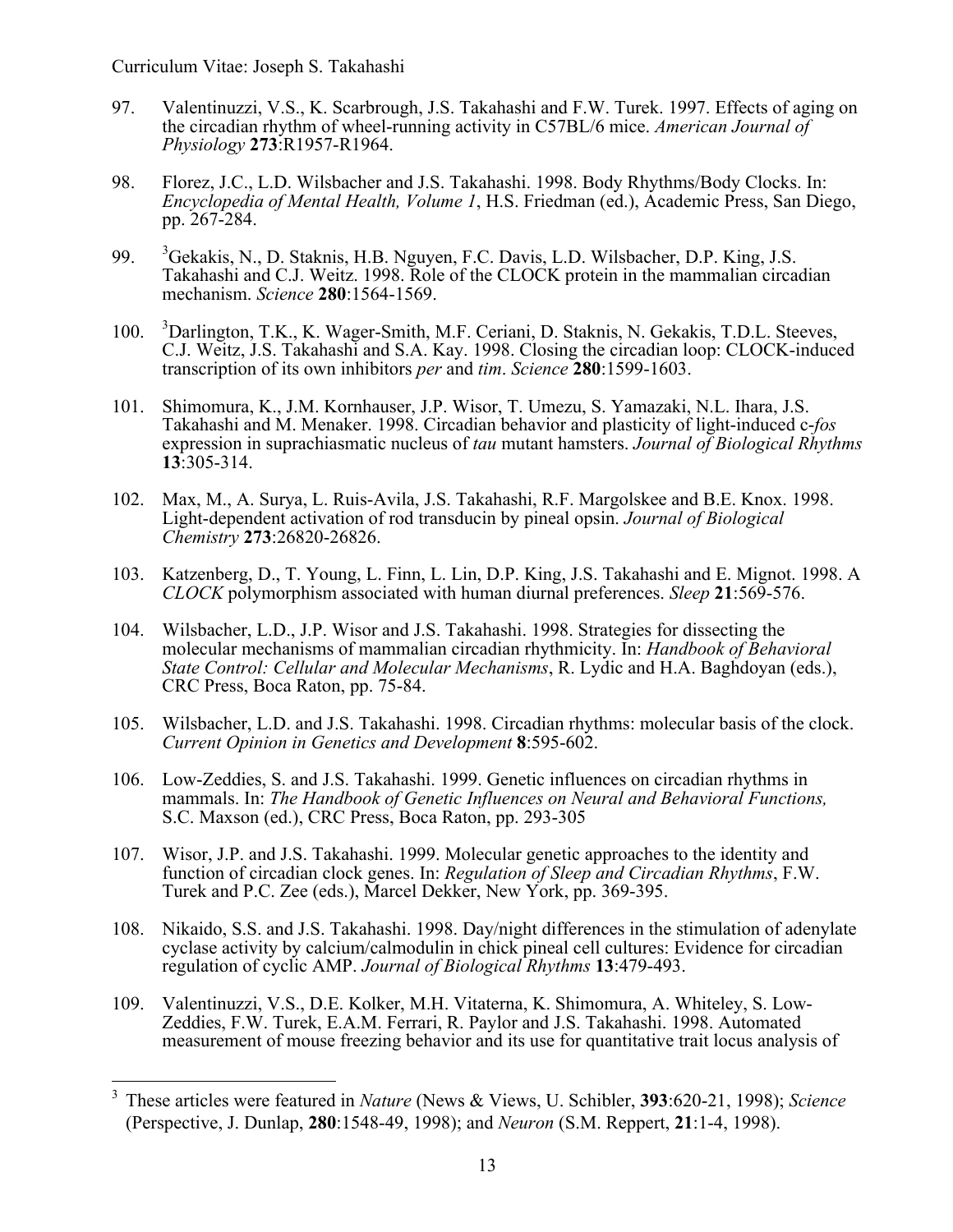97. Valentinuzzi, V.S., K. Scarbrough, J.S. Takahashi and F.W. Turek. 1997. Effects of aging on the circadian rhythm of wheel-running activity in C57BL/6 mice. *American Journal of Physiology* **273**:R1957-R1964.

98. Florez, J.C., L.D. Wilsbacher and J.S. Takahashi. 1998. Body Rhythms/Body Clocks. In: *Encyclopedia of Mental Health, Volume 1*, H.S. Friedman (ed.), Academic Press, San Diego, pp. 267-284.

99. [3]Gekakis, N., D. Staknis, H.B. Nguyen, F.C. Davis, L.D. Wilsbacher, D.P. King, J.S. Takahashi and C.J. Weitz. 1998. Role of the CLOCK protein in the mammalian circadian mechanism. *Science* **280**:1564-1569.

100. [3]Darlington, T.K., K. Wager-Smith, M.F. Ceriani, D. Staknis, N. Gekakis, T.D.L. Steeves, C.J. Weitz, J.S. Takahashi and S.A. Kay. 1998. Closing the circadian loop: CLOCK-induced transcription of its own inhibitors *per* and *tim*. *Science* **280**:1599-1603.

101. Shimomura, K., J.M. Kornhauser, J.P. Wisor, T. Umezu, S. Yamazaki, N.L. Ihara, J.S. Takahashi and M. Menaker. 1998. Circadian behavior and plasticity of light-induced c-*fos* expression in suprachiasmatic nucleus of *tau* mutant hamsters. *Journal of Biological Rhythms* **13**:305-314.

102. Max, M., A. Surya, L. Ruis-Avila, J.S. Takahashi, R.F. Margolskee and B.E. Knox. 1998. Light-dependent activation of rod transducin by pineal opsin. *Journal of Biological Chemistry* **273**:26820-26826.

103. Katzenberg, D., T. Young, L. Finn, L. Lin, D.P. King, J.S. Takahashi and E. Mignot. 1998. A *CLOCK* polymorphism associated with human diurnal preferences. *Sleep* **21**:569-576.

104. Wilsbacher, L.D., J.P. Wisor and J.S. Takahashi. 1998. Strategies for dissecting the molecular mechanisms of mammalian circadian rhythmicity. In: *Handbook of Behavioral State Control: Cellular and Molecular Mechanisms*, R. Lydic and H.A. Baghdoyan (eds.), CRC Press, Boca Raton, pp. 75-84.

105. Wilsbacher, L.D. and J.S. Takahashi. 1998. Circadian rhythms: molecular basis of the clock. *Current Opinion in Genetics and Development* **8**:595-602.

106. Low-Zeddies, S. and J.S. Takahashi. 1999. Genetic influences on circadian rhythms in mammals. In: *The Handbook of Genetic Influences on Neural and Behavioral Functions,* S.C. Maxson (ed.), CRC Press, Boca Raton, pp. 293-305

107. Wisor, J.P. and J.S. Takahashi. 1999. Molecular genetic approaches to the identity and function of circadian clock genes. In: *Regulation of Sleep and Circadian Rhythms*, F.W. Turek and P.C. Zee (eds.), Marcel Dekker, New York, pp. 369-395.

108. Nikaido, S.S. and J.S. Takahashi. 1998. Day/night differences in the stimulation of adenylate cyclase activity by calcium/calmodulin in chick pineal cell cultures: Evidence for circadian regulation of cyclic AMP. *Journal of Biological Rhythms* **13**:479-493.

109. Valentinuzzi, V.S., D.E. Kolker, M.H. Vitaterna, K. Shimomura, A. Whiteley, S. Low-Zeddies, F.W. Turek, E.A.M. Ferrari, R. Paylor and J.S. Takahashi. 1998. Automated measurement of mouse freezing behavior and its use for quantitative trait locus analysis of

---

[3] These articles were featured in *Nature* (News & Views, U. Schibler, **393**:620-21, 1998); *Science* (Perspective, J. Dunlap, **280**:1548-49, 1998); and *Neuron* (S.M. Reppert, **21**:1-4, 1998).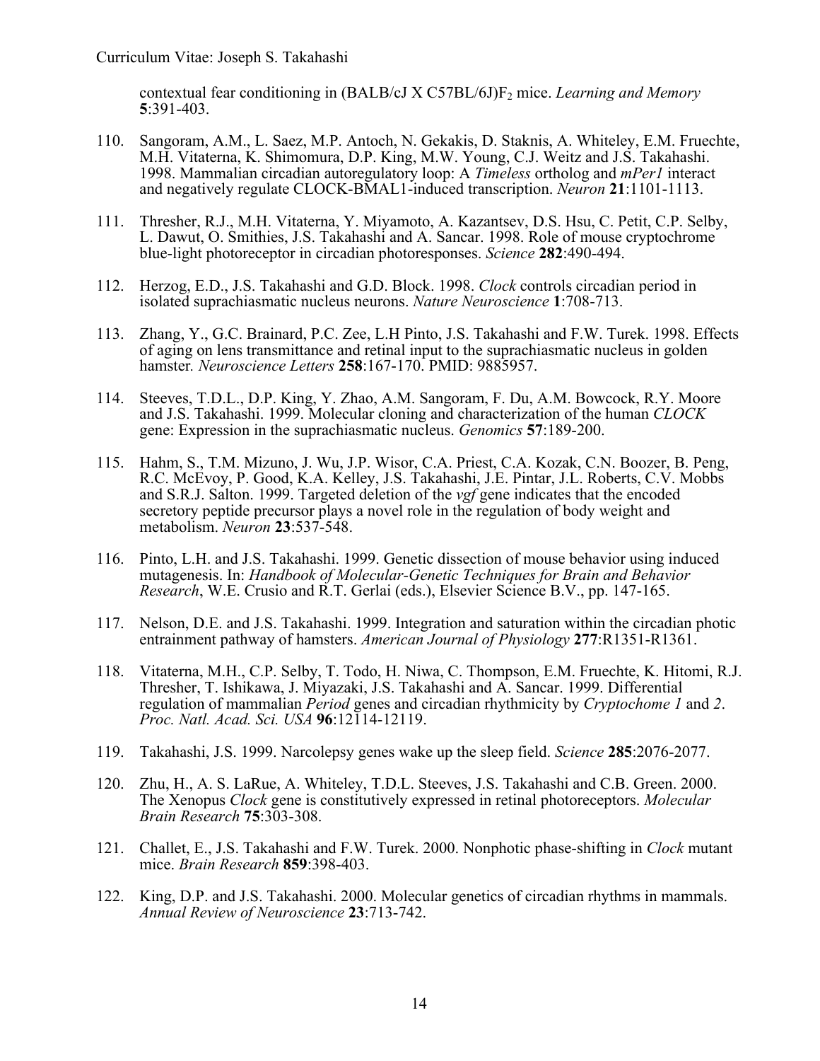contextual fear conditioning in (BALB/cJ X C57BL/6J)$F_2$ mice. *Learning and Memory* **5**:391-403.

110. Sangoram, A.M., L. Saez, M.P. Antoch, N. Gekakis, D. Staknis, A. Whiteley, E.M. Fruechte, M.H. Vitaterna, K. Shimomura, D.P. King, M.W. Young, C.J. Weitz and J.S. Takahashi. 1998. Mammalian circadian autoregulatory loop: A *Timeless* ortholog and *mPer1* interact and negatively regulate CLOCK-BMAL1-induced transcription. *Neuron* **21**:1101-1113.

111. Thresher, R.J., M.H. Vitaterna, Y. Miyamoto, A. Kazantsev, D.S. Hsu, C. Petit, C.P. Selby, L. Dawut, O. Smithies, J.S. Takahashi and A. Sancar. 1998. Role of mouse cryptochrome blue-light photoreceptor in circadian photoresponses. *Science* **282**:490-494.

112. Herzog, E.D., J.S. Takahashi and G.D. Block. 1998. *Clock* controls circadian period in isolated suprachiasmatic nucleus neurons. *Nature Neuroscience* **1**:708-713.

113. Zhang, Y., G.C. Brainard, P.C. Zee, L.H Pinto, J.S. Takahashi and F.W. Turek. 1998. Effects of aging on lens transmittance and retinal input to the suprachiasmatic nucleus in golden hamster. *Neuroscience Letters* **258**:167-170. PMID: 9885957.

114. Steeves, T.D.L., D.P. King, Y. Zhao, A.M. Sangoram, F. Du, A.M. Bowcock, R.Y. Moore and J.S. Takahashi. 1999. Molecular cloning and characterization of the human *CLOCK* gene: Expression in the suprachiasmatic nucleus. *Genomics* **57**:189-200.

115. Hahm, S., T.M. Mizuno, J. Wu, J.P. Wisor, C.A. Priest, C.A. Kozak, C.N. Boozer, B. Peng, R.C. McEvoy, P. Good, K.A. Kelley, J.S. Takahashi, J.E. Pintar, J.L. Roberts, C.V. Mobbs and S.R.J. Salton. 1999. Targeted deletion of the *vgf* gene indicates that the encoded secretory peptide precursor plays a novel role in the regulation of body weight and metabolism. *Neuron* **23**:537-548.

116. Pinto, L.H. and J.S. Takahashi. 1999. Genetic dissection of mouse behavior using induced mutagenesis. In: *Handbook of Molecular-Genetic Techniques for Brain and Behavior Research*, W.E. Crusio and R.T. Gerlai (eds.), Elsevier Science B.V., pp. 147-165.

117. Nelson, D.E. and J.S. Takahashi. 1999. Integration and saturation within the circadian photic entrainment pathway of hamsters. *American Journal of Physiology* **277**:R1351-R1361.

118. Vitaterna, M.H., C.P. Selby, T. Todo, H. Niwa, C. Thompson, E.M. Fruechte, K. Hitomi, R.J. Thresher, T. Ishikawa, J. Miyazaki, J.S. Takahashi and A. Sancar. 1999. Differential regulation of mammalian *Period* genes and circadian rhythmicity by *Cryptochome 1* and *2*. *Proc. Natl. Acad. Sci. USA* **96**:12114-12119.

119. Takahashi, J.S. 1999. Narcolepsy genes wake up the sleep field. *Science* **285**:2076-2077.

120. Zhu, H., A. S. LaRue, A. Whiteley, T.D.L. Steeves, J.S. Takahashi and C.B. Green. 2000. The Xenopus *Clock* gene is constitutively expressed in retinal photoreceptors. *Molecular Brain Research* **75**:303-308.

121. Challet, E., J.S. Takahashi and F.W. Turek. 2000. Nonphotic phase-shifting in *Clock* mutant mice. *Brain Research* **859**:398-403.

122. King, D.P. and J.S. Takahashi. 2000. Molecular genetics of circadian rhythms in mammals. *Annual Review of Neuroscience* **23**:713-742.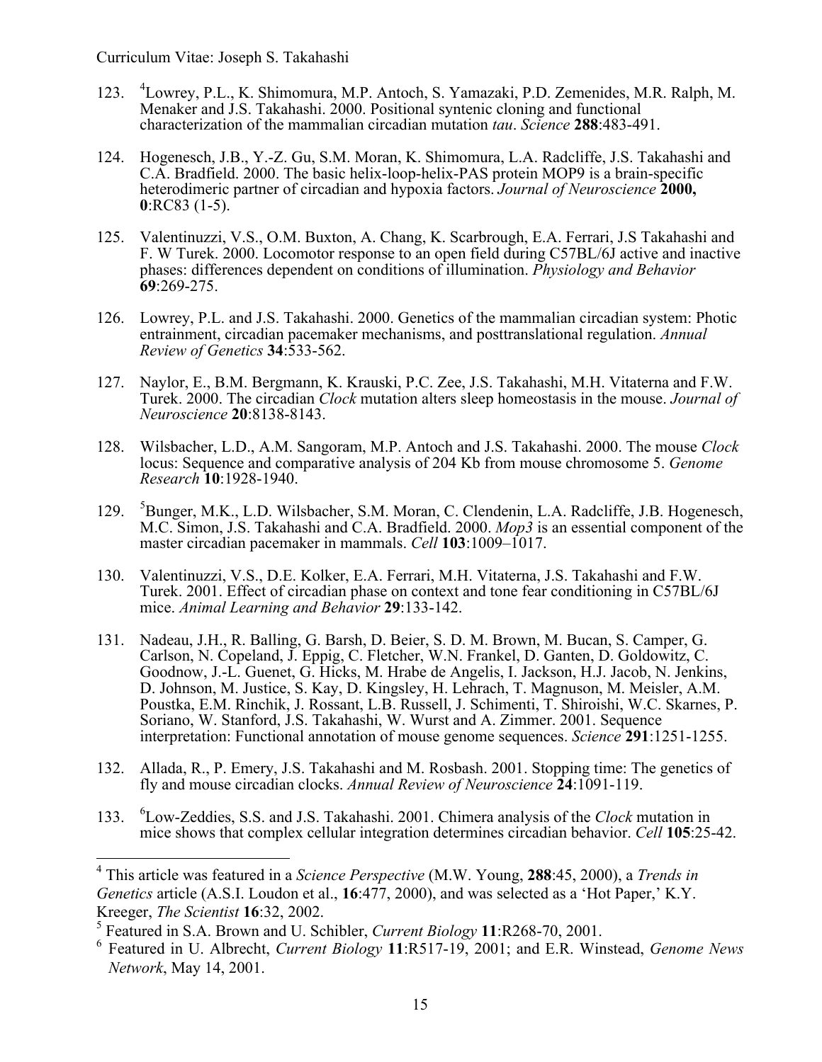123. [4]Lowrey, P.L., K. Shimomura, M.P. Antoch, S. Yamazaki, P.D. Zemenides, M.R. Ralph, M. Menaker and J.S. Takahashi. 2000. Positional syntenic cloning and functional characterization of the mammalian circadian mutation *tau*. *Science* **288**:483-491.

124. Hogenesch, J.B., Y.-Z. Gu, S.M. Moran, K. Shimomura, L.A. Radcliffe, J.S. Takahashi and C.A. Bradfield. 2000. The basic helix-loop-helix-PAS protein MOP9 is a brain-specific heterodimeric partner of circadian and hypoxia factors. *Journal of Neuroscience* **2000, 0**:RC83 (1-5).

125. Valentinuzzi, V.S., O.M. Buxton, A. Chang, K. Scarbrough, E.A. Ferrari, J.S Takahashi and F. W Turek. 2000. Locomotor response to an open field during C57BL/6J active and inactive phases: differences dependent on conditions of illumination. *Physiology and Behavior* **69**:269-275.

126. Lowrey, P.L. and J.S. Takahashi. 2000. Genetics of the mammalian circadian system: Photic entrainment, circadian pacemaker mechanisms, and posttranslational regulation. *Annual Review of Genetics* **34**:533-562.

127. Naylor, E., B.M. Bergmann, K. Krauski, P.C. Zee, J.S. Takahashi, M.H. Vitaterna and F.W. Turek. 2000. The circadian *Clock* mutation alters sleep homeostasis in the mouse. *Journal of Neuroscience* **20**:8138-8143.

128. Wilsbacher, L.D., A.M. Sangoram, M.P. Antoch and J.S. Takahashi. 2000. The mouse *Clock* locus: Sequence and comparative analysis of 204 Kb from mouse chromosome 5. *Genome Research* **10**:1928-1940.

129. [5]Bunger, M.K., L.D. Wilsbacher, S.M. Moran, C. Clendenin, L.A. Radcliffe, J.B. Hogenesch, M.C. Simon, J.S. Takahashi and C.A. Bradfield. 2000. *Mop3* is an essential component of the master circadian pacemaker in mammals. *Cell* **103**:1009–1017.

130. Valentinuzzi, V.S., D.E. Kolker, E.A. Ferrari, M.H. Vitaterna, J.S. Takahashi and F.W. Turek. 2001. Effect of circadian phase on context and tone fear conditioning in C57BL/6J mice. *Animal Learning and Behavior* **29**:133-142.

131. Nadeau, J.H., R. Balling, G. Barsh, D. Beier, S. D. M. Brown, M. Bucan, S. Camper, G. Carlson, N. Copeland, J. Eppig, C. Fletcher, W.N. Frankel, D. Ganten, D. Goldowitz, C. Goodnow, J.-L. Guenet, G. Hicks, M. Hrabe de Angelis, I. Jackson, H.J. Jacob, N. Jenkins, D. Johnson, M. Justice, S. Kay, D. Kingsley, H. Lehrach, T. Magnuson, M. Meisler, A.M. Poustka, E.M. Rinchik, J. Rossant, L.B. Russell, J. Schimenti, T. Shiroishi, W.C. Skarnes, P. Soriano, W. Stanford, J.S. Takahashi, W. Wurst and A. Zimmer. 2001. Sequence interpretation: Functional annotation of mouse genome sequences. *Science* **291**:1251-1255.

132. Allada, R., P. Emery, J.S. Takahashi and M. Rosbash. 2001. Stopping time: The genetics of fly and mouse circadian clocks. *Annual Review of Neuroscience* **24**:1091-119.

133. [6]Low-Zeddies, S.S. and J.S. Takahashi. 2001. Chimera analysis of the *Clock* mutation in mice shows that complex cellular integration determines circadian behavior. *Cell* **105**:25-42.

---

[4] This article was featured in a *Science Perspective* (M.W. Young, **288**:45, 2000), a *Trends in Genetics* article (A.S.I. Loudon et al., **16**:477, 2000), and was selected as a 'Hot Paper,' K.Y. Kreeger, *The Scientist* **16**:32, 2002.

[5] Featured in S.A. Brown and U. Schibler, *Current Biology* **11**:R268-70, 2001.

[6] Featured in U. Albrecht, *Current Biology* **11**:R517-19, 2001; and E.R. Winstead, *Genome News Network*, May 14, 2001.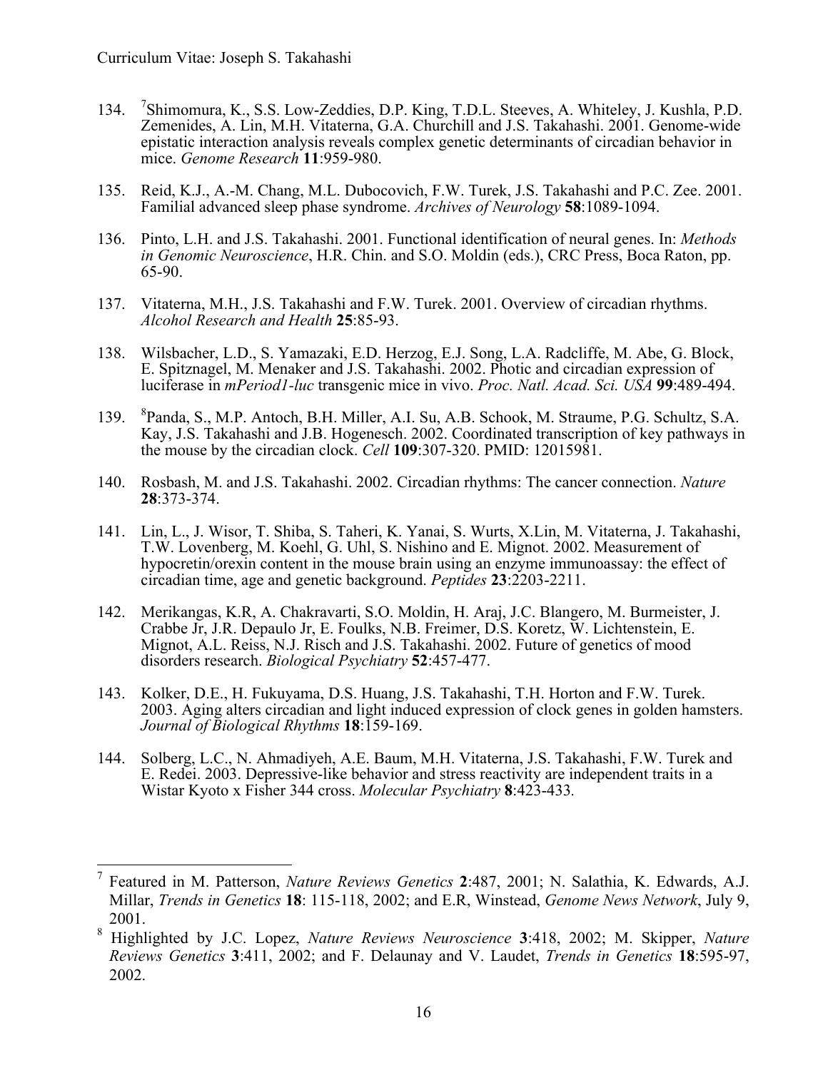134. [7]Shimomura, K., S.S. Low-Zeddies, D.P. King, T.D.L. Steeves, A. Whiteley, J. Kushla, P.D. Zemenides, A. Lin, M.H. Vitaterna, G.A. Churchill and J.S. Takahashi. 2001. Genome-wide epistatic interaction analysis reveals complex genetic determinants of circadian behavior in mice. *Genome Research* **11**:959-980.

135. Reid, K.J., A.-M. Chang, M.L. Dubocovich, F.W. Turek, J.S. Takahashi and P.C. Zee. 2001. Familial advanced sleep phase syndrome. *Archives of Neurology* **58**:1089-1094.

136. Pinto, L.H. and J.S. Takahashi. 2001. Functional identification of neural genes. In: *Methods in Genomic Neuroscience*, H.R. Chin. and S.O. Moldin (eds.), CRC Press, Boca Raton, pp. 65-90.

137. Vitaterna, M.H., J.S. Takahashi and F.W. Turek. 2001. Overview of circadian rhythms. *Alcohol Research and Health* **25**:85-93.

138. Wilsbacher, L.D., S. Yamazaki, E.D. Herzog, E.J. Song, L.A. Radcliffe, M. Abe, G. Block, E. Spitznagel, M. Menaker and J.S. Takahashi. 2002. Photic and circadian expression of luciferase in *mPeriod1-luc* transgenic mice in vivo. *Proc. Natl. Acad. Sci. USA* **99**:489-494.

139. [8]Panda, S., M.P. Antoch, B.H. Miller, A.I. Su, A.B. Schook, M. Straume, P.G. Schultz, S.A. Kay, J.S. Takahashi and J.B. Hogenesch. 2002. Coordinated transcription of key pathways in the mouse by the circadian clock. *Cell* **109**:307-320. PMID: 12015981.

140. Rosbash, M. and J.S. Takahashi. 2002. Circadian rhythms: The cancer connection. *Nature* **28**:373-374.

141. Lin, L., J. Wisor, T. Shiba, S. Taheri, K. Yanai, S. Wurts, X.Lin, M. Vitaterna, J. Takahashi, T.W. Lovenberg, M. Koehl, G. Uhl, S. Nishino and E. Mignot. 2002. Measurement of hypocretin/orexin content in the mouse brain using an enzyme immunoassay: the effect of circadian time, age and genetic background. *Peptides* **23**:2203-2211.

142. Merikangas, K.R, A. Chakravarti, S.O. Moldin, H. Araj, J.C. Blangero, M. Burmeister, J. Crabbe Jr, J.R. Depaulo Jr, E. Foulks, N.B. Freimer, D.S. Koretz, W. Lichtenstein, E. Mignot, A.L. Reiss, N.J. Risch and J.S. Takahashi. 2002. Future of genetics of mood disorders research. *Biological Psychiatry* **52**:457-477.

143. Kolker, D.E., H. Fukuyama, D.S. Huang, J.S. Takahashi, T.H. Horton and F.W. Turek. 2003. Aging alters circadian and light induced expression of clock genes in golden hamsters. *Journal of Biological Rhythms* **18**:159-169.

144. Solberg, L.C., N. Ahmadiyeh, A.E. Baum, M.H. Vitaterna, J.S. Takahashi, F.W. Turek and E. Redei. 2003. Depressive-like behavior and stress reactivity are independent traits in a Wistar Kyoto x Fisher 344 cross. *Molecular Psychiatry* **8**:423-433.

---

[7] Featured in M. Patterson, *Nature Reviews Genetics* **2**:487, 2001; N. Salathia, K. Edwards, A.J. Millar, *Trends in Genetics* **18**: 115-118, 2002; and E.R, Winstead, *Genome News Network*, July 9, 2001.

[8] Highlighted by J.C. Lopez, *Nature Reviews Neuroscience* **3**:418, 2002; M. Skipper, *Nature Reviews Genetics* **3**:411, 2002; and F. Delaunay and V. Laudet, *Trends in Genetics* **18**:595-97, 2002.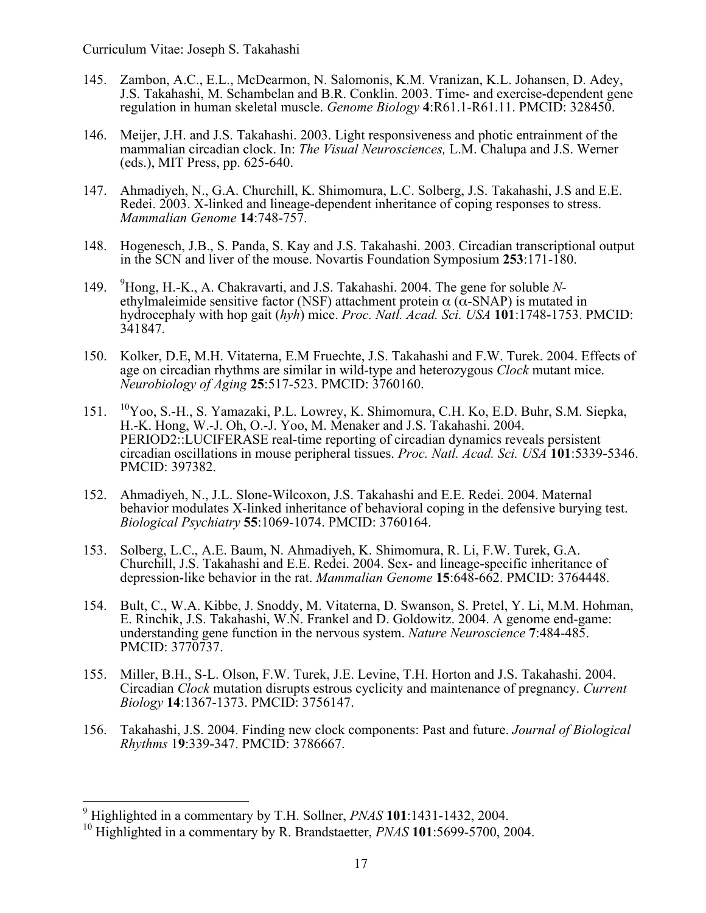145. Zambon, A.C., E.L., McDearmon, N. Salomonis, K.M. Vranizan, K.L. Johansen, D. Adey, J.S. Takahashi, M. Schambelan and B.R. Conklin. 2003. Time- and exercise-dependent gene regulation in human skeletal muscle. *Genome Biology* **4**:R61.1-R61.11. PMCID: 328450.

146. Meijer, J.H. and J.S. Takahashi. 2003. Light responsiveness and photic entrainment of the mammalian circadian clock. In: *The Visual Neurosciences,* L.M. Chalupa and J.S. Werner (eds.), MIT Press, pp. 625-640.

147. Ahmadiyeh, N., G.A. Churchill, K. Shimomura, L.C. Solberg, J.S. Takahashi, J.S and E.E. Redei. 2003. X-linked and lineage-dependent inheritance of coping responses to stress. *Mammalian Genome* **14**:748-757.

148. Hogenesch, J.B., S. Panda, S. Kay and J.S. Takahashi. 2003. Circadian transcriptional output in the SCN and liver of the mouse. Novartis Foundation Symposium **253**:171-180.

149. [9]Hong, H.-K., A. Chakravarti, and J.S. Takahashi. 2004. The gene for soluble *N*-ethylmaleimide sensitive factor (NSF) attachment protein $\alpha$ ($\alpha$-SNAP) is mutated in hydrocephaly with hop gait (*hyh*) mice. *Proc. Natl. Acad. Sci. USA* **101**:1748-1753. PMCID: 341847.

150. Kolker, D.E, M.H. Vitaterna, E.M Fruechte, J.S. Takahashi and F.W. Turek. 2004. Effects of age on circadian rhythms are similar in wild-type and heterozygous *Clock* mutant mice. *Neurobiology of Aging* **25**:517-523. PMCID: 3760160.

151. [10]Yoo, S.-H., S. Yamazaki, P.L. Lowrey, K. Shimomura, C.H. Ko, E.D. Buhr, S.M. Siepka, H.-K. Hong, W.-J. Oh, O.-J. Yoo, M. Menaker and J.S. Takahashi. 2004. PERIOD2::LUCIFERASE real-time reporting of circadian dynamics reveals persistent circadian oscillations in mouse peripheral tissues. *Proc. Natl. Acad. Sci. USA* **101**:5339-5346. PMCID: 397382.

152. Ahmadiyeh, N., J.L. Slone-Wilcoxon, J.S. Takahashi and E.E. Redei. 2004. Maternal behavior modulates X-linked inheritance of behavioral coping in the defensive burying test. *Biological Psychiatry* **55**:1069-1074. PMCID: 3760164.

153. Solberg, L.C., A.E. Baum, N. Ahmadiyeh, K. Shimomura, R. Li, F.W. Turek, G.A. Churchill, J.S. Takahashi and E.E. Redei. 2004. Sex- and lineage-specific inheritance of depression-like behavior in the rat. *Mammalian Genome* **15**:648-662. PMCID: 3764448.

154. Bult, C., W.A. Kibbe, J. Snoddy, M. Vitaterna, D. Swanson, S. Pretel, Y. Li, M.M. Hohman, E. Rinchik, J.S. Takahashi, W.N. Frankel and D. Goldowitz. 2004. A genome end-game: understanding gene function in the nervous system. *Nature Neuroscience* **7**:484-485. PMCID: 3770737.

155. Miller, B.H., S-L. Olson, F.W. Turek, J.E. Levine, T.H. Horton and J.S. Takahashi. 2004. Circadian *Clock* mutation disrupts estrous cyclicity and maintenance of pregnancy. *Current Biology* **14**:1367-1373. PMCID: 3756147.

156. Takahashi, J.S. 2004. Finding new clock components: Past and future. *Journal of Biological Rhythms* 1**9**:339-347. PMCID: 3786667.

---

[9] Highlighted in a commentary by T.H. Sollner, *PNAS* **101**:1431-1432, 2004.

[10] Highlighted in a commentary by R. Brandstaetter, *PNAS* **101**:5699-5700, 2004.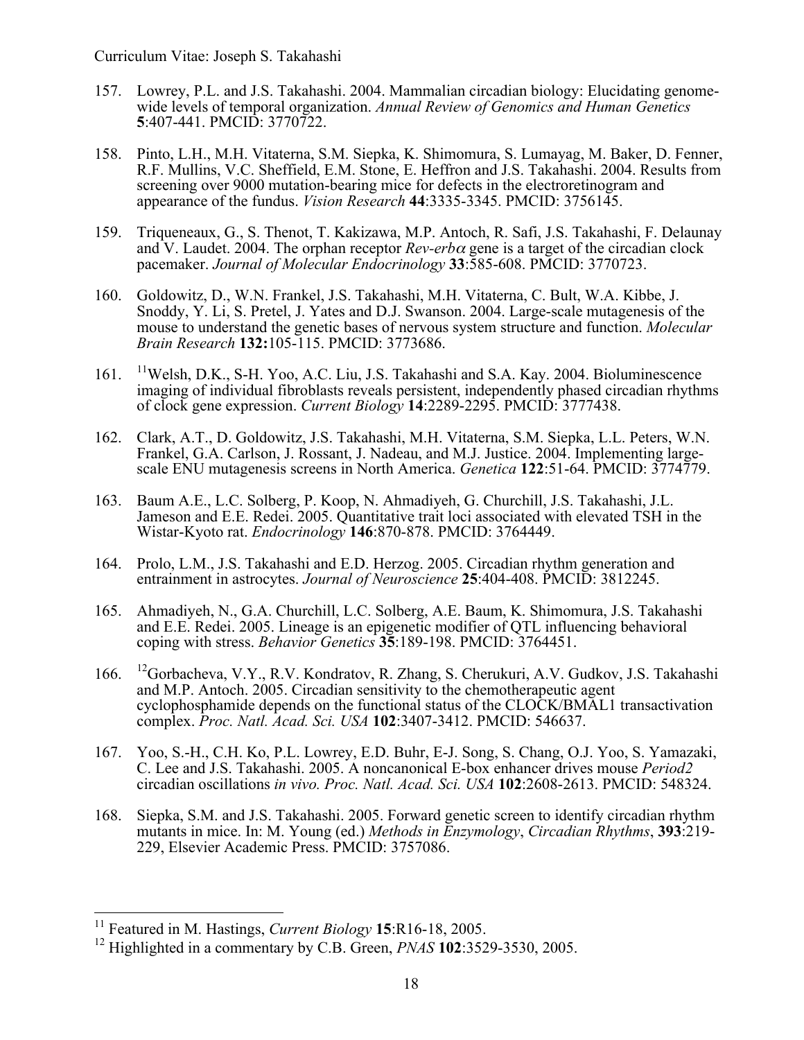157. Lowrey, P.L. and J.S. Takahashi. 2004. Mammalian circadian biology: Elucidating genome-wide levels of temporal organization. *Annual Review of Genomics and Human Genetics* **5**:407-441. PMCID: 3770722.

158. Pinto, L.H., M.H. Vitaterna, S.M. Siepka, K. Shimomura, S. Lumayag, M. Baker, D. Fenner, R.F. Mullins, V.C. Sheffield, E.M. Stone, E. Heffron and J.S. Takahashi. 2004. Results from screening over 9000 mutation-bearing mice for defects in the electroretinogram and appearance of the fundus. *Vision Research* **44**:3335-3345. PMCID: 3756145.

159. Triqueneaux, G., S. Thenot, T. Kakizawa, M.P. Antoch, R. Safi, J.S. Takahashi, F. Delaunay and V. Laudet. 2004. The orphan receptor *Rev-erbα* gene is a target of the circadian clock pacemaker. *Journal of Molecular Endocrinology* **33**:585-608. PMCID: 3770723.

160. Goldowitz, D., W.N. Frankel, J.S. Takahashi, M.H. Vitaterna, C. Bult, W.A. Kibbe, J. Snoddy, Y. Li, S. Pretel, J. Yates and D.J. Swanson. 2004. Large-scale mutagenesis of the mouse to understand the genetic bases of nervous system structure and function. *Molecular Brain Research* **132:**105-115. PMCID: 3773686.

161. [11]Welsh, D.K., S-H. Yoo, A.C. Liu, J.S. Takahashi and S.A. Kay. 2004. Bioluminescence imaging of individual fibroblasts reveals persistent, independently phased circadian rhythms of clock gene expression. *Current Biology* **14**:2289-2295. PMCID: 3777438.

162. Clark, A.T., D. Goldowitz, J.S. Takahashi, M.H. Vitaterna, S.M. Siepka, L.L. Peters, W.N. Frankel, G.A. Carlson, J. Rossant, J. Nadeau, and M.J. Justice. 2004. Implementing large-scale ENU mutagenesis screens in North America. *Genetica* **122**:51-64. PMCID: 3774779.

163. Baum A.E., L.C. Solberg, P. Koop, N. Ahmadiyeh, G. Churchill, J.S. Takahashi, J.L. Jameson and E.E. Redei. 2005. Quantitative trait loci associated with elevated TSH in the Wistar-Kyoto rat. *Endocrinology* **146**:870-878. PMCID: 3764449.

164. Prolo, L.M., J.S. Takahashi and E.D. Herzog. 2005. Circadian rhythm generation and entrainment in astrocytes. *Journal of Neuroscience* **25**:404-408. PMCID: 3812245.

165. Ahmadiyeh, N., G.A. Churchill, L.C. Solberg, A.E. Baum, K. Shimomura, J.S. Takahashi and E.E. Redei. 2005. Lineage is an epigenetic modifier of QTL influencing behavioral coping with stress. *Behavior Genetics* **35**:189-198. PMCID: 3764451.

166. [12]Gorbacheva, V.Y., R.V. Kondratov, R. Zhang, S. Cherukuri, A.V. Gudkov, J.S. Takahashi and M.P. Antoch. 2005. Circadian sensitivity to the chemotherapeutic agent cyclophosphamide depends on the functional status of the CLOCK/BMAL1 transactivation complex. *Proc. Natl. Acad. Sci. USA* **102**:3407-3412. PMCID: 546637.

167. Yoo, S.-H., C.H. Ko, P.L. Lowrey, E.D. Buhr, E-J. Song, S. Chang, O.J. Yoo, S. Yamazaki, C. Lee and J.S. Takahashi. 2005. A noncanonical E-box enhancer drives mouse *Period2* circadian oscillations *in vivo. Proc. Natl. Acad. Sci. USA* **102**:2608-2613. PMCID: 548324.

168. Siepka, S.M. and J.S. Takahashi. 2005. Forward genetic screen to identify circadian rhythm mutants in mice. In: M. Young (ed.) *Methods in Enzymology*, *Circadian Rhythms*, **393**:219-229, Elsevier Academic Press. PMCID: 3757086.

---

[11] Featured in M. Hastings, *Current Biology* **15**:R16-18, 2005.

[12] Highlighted in a commentary by C.B. Green, *PNAS* **102**:3529-3530, 2005.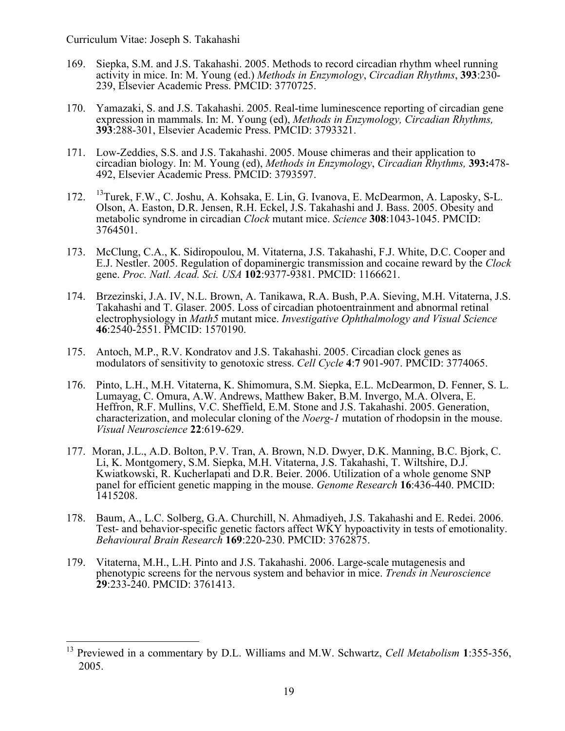169. Siepka, S.M. and J.S. Takahashi. 2005. Methods to record circadian rhythm wheel running activity in mice. In: M. Young (ed.) *Methods in Enzymology*, *Circadian Rhythms*, **393**:230-239, Elsevier Academic Press. PMCID: 3770725.

170. Yamazaki, S. and J.S. Takahashi. 2005. Real-time luminescence reporting of circadian gene expression in mammals. In: M. Young (ed), *Methods in Enzymology, Circadian Rhythms,* **393**:288-301, Elsevier Academic Press. PMCID: 3793321.

171. Low-Zeddies, S.S. and J.S. Takahashi. 2005. Mouse chimeras and their application to circadian biology. In: M. Young (ed), *Methods in Enzymology*, *Circadian Rhythms,* **393:**478-492, Elsevier Academic Press. PMCID: 3793597.

172. [13]Turek, F.W., C. Joshu, A. Kohsaka, E. Lin, G. Ivanova, E. McDearmon, A. Laposky, S-L. Olson, A. Easton, D.R. Jensen, R.H. Eckel, J.S. Takahashi and J. Bass. 2005. Obesity and metabolic syndrome in circadian *Clock* mutant mice. *Science* **308**:1043-1045. PMCID: 3764501.

173. McClung, C.A., K. Sidiropoulou, M. Vitaterna, J.S. Takahashi, F.J. White, D.C. Cooper and E.J. Nestler. 2005. Regulation of dopaminergic transmission and cocaine reward by the *Clock* gene. *Proc. Natl. Acad. Sci. USA* **102**:9377-9381. PMCID: 1166621.

174. Brzezinski, J.A. IV, N.L. Brown, A. Tanikawa, R.A. Bush, P.A. Sieving, M.H. Vitaterna, J.S. Takahashi and T. Glaser. 2005. Loss of circadian photoentrainment and abnormal retinal electrophysiology in *Math5* mutant mice. *Investigative Ophthalmology and Visual Science* **46**:2540-2551. PMCID: 1570190.

175. Antoch, M.P., R.V. Kondratov and J.S. Takahashi. 2005. Circadian clock genes as modulators of sensitivity to genotoxic stress. *Cell Cycle* **4**:**7** 901-907. PMCID: 3774065.

176. Pinto, L.H., M.H. Vitaterna, K. Shimomura, S.M. Siepka, E.L. McDearmon, D. Fenner, S. L. Lumayag, C. Omura, A.W. Andrews, Matthew Baker, B.M. Invergo, M.A. Olvera, E. Heffron, R.F. Mullins, V.C. Sheffield, E.M. Stone and J.S. Takahashi. 2005. Generation, characterization, and molecular cloning of the *Noerg-1* mutation of rhodopsin in the mouse. *Visual Neuroscience* **22**:619-629.

177. Moran, J.L., A.D. Bolton, P.V. Tran, A. Brown, N.D. Dwyer, D.K. Manning, B.C. Bjork, C. Li, K. Montgomery, S.M. Siepka, M.H. Vitaterna, J.S. Takahashi, T. Wiltshire, D.J. Kwiatkowski, R. Kucherlapati and D.R. Beier. 2006. Utilization of a whole genome SNP panel for efficient genetic mapping in the mouse. *Genome Research* **16**:436-440. PMCID: 1415208.

178. Baum, A., L.C. Solberg, G.A. Churchill, N. Ahmadiyeh, J.S. Takahashi and E. Redei. 2006. Test- and behavior-specific genetic factors affect WKY hypoactivity in tests of emotionality. *Behavioural Brain Research* **169**:220-230. PMCID: 3762875.

179. Vitaterna, M.H., L.H. Pinto and J.S. Takahashi. 2006. Large-scale mutagenesis and phenotypic screens for the nervous system and behavior in mice. *Trends in Neuroscience* **29**:233-240. PMCID: 3761413.

---

[13] Previewed in a commentary by D.L. Williams and M.W. Schwartz, *Cell Metabolism* **1**:355-356, 2005.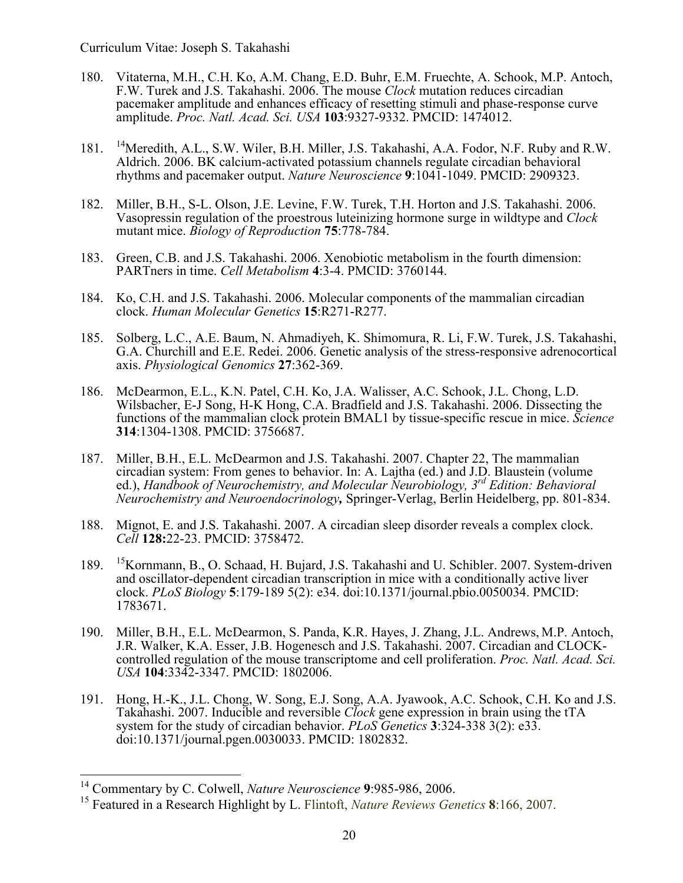180. Vitaterna, M.H., C.H. Ko, A.M. Chang, E.D. Buhr, E.M. Fruechte, A. Schook, M.P. Antoch, F.W. Turek and J.S. Takahashi. 2006. The mouse *Clock* mutation reduces circadian pacemaker amplitude and enhances efficacy of resetting stimuli and phase-response curve amplitude. *Proc. Natl. Acad. Sci. USA* **103**:9327-9332. PMCID: 1474012.

181. [14]Meredith, A.L., S.W. Wiler, B.H. Miller, J.S. Takahashi, A.A. Fodor, N.F. Ruby and R.W. Aldrich. 2006. BK calcium-activated potassium channels regulate circadian behavioral rhythms and pacemaker output. *Nature Neuroscience* **9**:1041-1049. PMCID: 2909323.

182. Miller, B.H., S-L. Olson, J.E. Levine, F.W. Turek, T.H. Horton and J.S. Takahashi. 2006. Vasopressin regulation of the proestrous luteinizing hormone surge in wildtype and *Clock* mutant mice. *Biology of Reproduction* **75**:778-784.

183. Green, C.B. and J.S. Takahashi. 2006. Xenobiotic metabolism in the fourth dimension: PARTners in time. *Cell Metabolism* **4**:3-4. PMCID: 3760144.

184. Ko, C.H. and J.S. Takahashi. 2006. Molecular components of the mammalian circadian clock. *Human Molecular Genetics* **15**:R271-R277.

185. Solberg, L.C., A.E. Baum, N. Ahmadiyeh, K. Shimomura, R. Li, F.W. Turek, J.S. Takahashi, G.A. Churchill and E.E. Redei. 2006. Genetic analysis of the stress-responsive adrenocortical axis. *Physiological Genomics* **27**:362-369.

186. McDearmon, E.L., K.N. Patel, C.H. Ko, J.A. Walisser, A.C. Schook, J.L. Chong, L.D. Wilsbacher, E-J Song, H-K Hong, C.A. Bradfield and J.S. Takahashi. 2006. Dissecting the functions of the mammalian clock protein BMAL1 by tissue-specific rescue in mice. *Science* **314**:1304-1308. PMCID: 3756687.

187. Miller, B.H., E.L. McDearmon and J.S. Takahashi. 2007. Chapter 22, The mammalian circadian system: From genes to behavior. In: A. Lajtha (ed.) and J.D. Blaustein (volume ed.), *Handbook of Neurochemistry, and Molecular Neurobiology, 3rd Edition: Behavioral Neurochemistry and Neuroendocrinology***,** Springer-Verlag, Berlin Heidelberg, pp. 801-834.

188. Mignot, E. and J.S. Takahashi. 2007. A circadian sleep disorder reveals a complex clock. *Cell* **128:**22-23. PMCID: 3758472.

189. [15]Kornmann, B., O. Schaad, H. Bujard, J.S. Takahashi and U. Schibler. 2007. System-driven and oscillator-dependent circadian transcription in mice with a conditionally active liver clock. *PLoS Biology* **5**:179-189 5(2): e34. doi:10.1371/journal.pbio.0050034. PMCID: 1783671.

190. Miller, B.H., E.L. McDearmon, S. Panda, K.R. Hayes, J. Zhang, J.L. Andrews, M.P. Antoch, J.R. Walker, K.A. Esser, J.B. Hogenesch and J.S. Takahashi. 2007. Circadian and CLOCK-controlled regulation of the mouse transcriptome and cell proliferation. *Proc. Natl. Acad. Sci. USA* **104**:3342-3347. PMCID: 1802006.

191. Hong, H.-K., J.L. Chong, W. Song, E.J. Song, A.A. Jyawook, A.C. Schook, C.H. Ko and J.S. Takahashi. 2007. Inducible and reversible *Clock* gene expression in brain using the tTA system for the study of circadian behavior. *PLoS Genetics* **3**:324-338 3(2): e33. doi:10.1371/journal.pgen.0030033. PMCID: 1802832.

---

[14] Commentary by C. Colwell, *Nature Neuroscience* **9**:985-986, 2006.

[15] Featured in a Research Highlight by L. Flintoft, *Nature Reviews Genetics* **8**:166, 2007.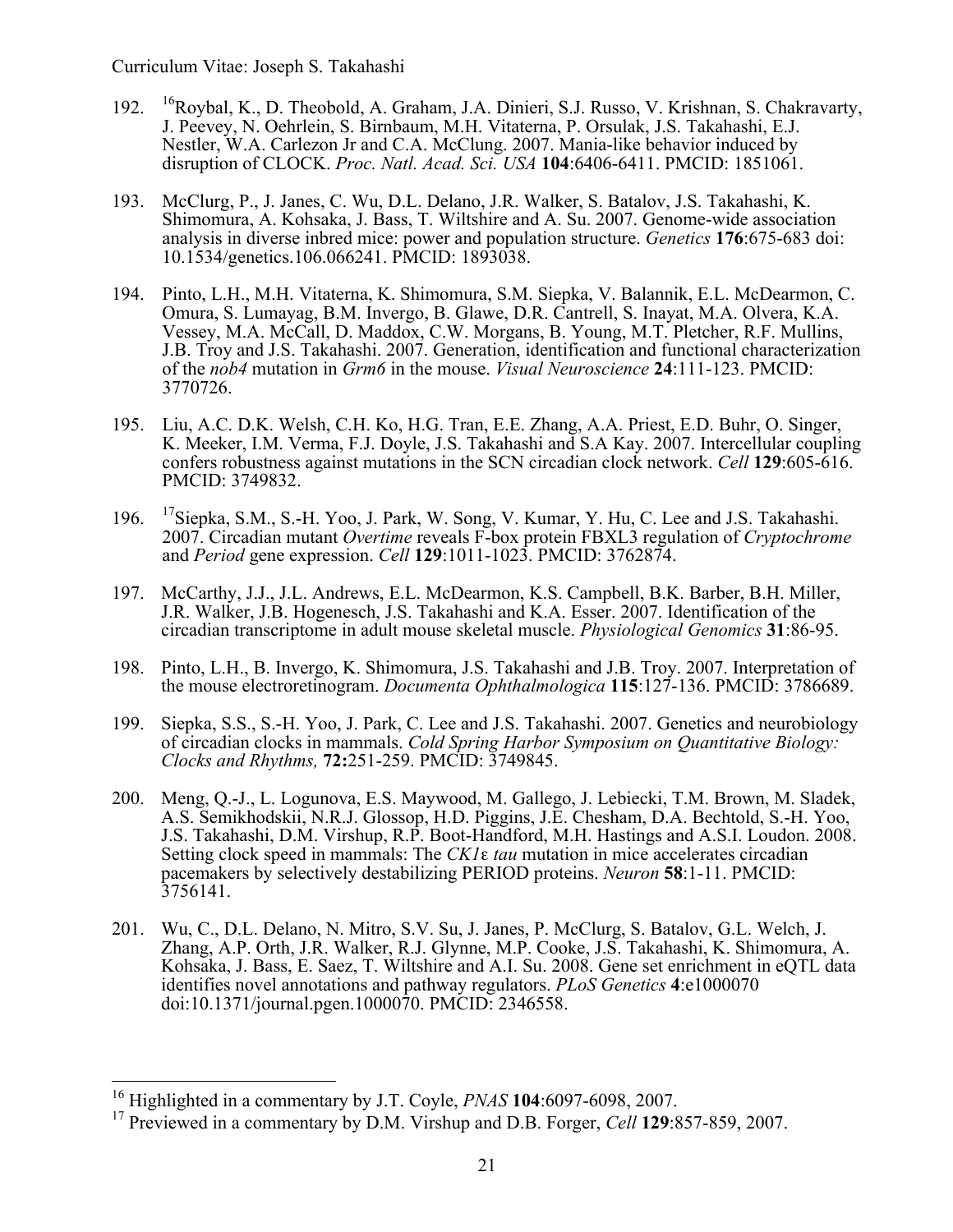192. [16]Roybal, K., D. Theobold, A. Graham, J.A. Dinieri, S.J. Russo, V. Krishnan, S. Chakravarty, J. Peevey, N. Oehrlein, S. Birnbaum, M.H. Vitaterna, P. Orsulak, J.S. Takahashi, E.J. Nestler, W.A. Carlezon Jr and C.A. McClung. 2007. Mania-like behavior induced by disruption of CLOCK. *Proc. Natl. Acad. Sci. USA* **104**:6406-6411. PMCID: 1851061.

193. McClurg, P., J. Janes, C. Wu, D.L. Delano, J.R. Walker, S. Batalov, J.S. Takahashi, K. Shimomura, A. Kohsaka, J. Bass, T. Wiltshire and A. Su. 2007. Genome-wide association analysis in diverse inbred mice: power and population structure. *Genetics* **176**:675-683 doi: 10.1534/genetics.106.066241. PMCID: 1893038.

194. Pinto, L.H., M.H. Vitaterna, K. Shimomura, S.M. Siepka, V. Balannik, E.L. McDearmon, C. Omura, S. Lumayag, B.M. Invergo, B. Glawe, D.R. Cantrell, S. Inayat, M.A. Olvera, K.A. Vessey, M.A. McCall, D. Maddox, C.W. Morgans, B. Young, M.T. Pletcher, R.F. Mullins, J.B. Troy and J.S. Takahashi. 2007. Generation, identification and functional characterization of the *nob4* mutation in *Grm6* in the mouse. *Visual Neuroscience* **24**:111-123. PMCID: 3770726.

195. Liu, A.C. D.K. Welsh, C.H. Ko, H.G. Tran, E.E. Zhang, A.A. Priest, E.D. Buhr, O. Singer, K. Meeker, I.M. Verma, F.J. Doyle, J.S. Takahashi and S.A Kay. 2007. Intercellular coupling confers robustness against mutations in the SCN circadian clock network. *Cell* **129**:605-616. PMCID: 3749832.

196. [17]Siepka, S.M., S.-H. Yoo, J. Park, W. Song, V. Kumar, Y. Hu, C. Lee and J.S. Takahashi. 2007. Circadian mutant *Overtime* reveals F-box protein FBXL3 regulation of *Cryptochrome* and *Period* gene expression. *Cell* **129**:1011-1023. PMCID: 3762874.

197. McCarthy, J.J., J.L. Andrews, E.L. McDearmon, K.S. Campbell, B.K. Barber, B.H. Miller, J.R. Walker, J.B. Hogenesch, J.S. Takahashi and K.A. Esser. 2007. Identification of the circadian transcriptome in adult mouse skeletal muscle. *Physiological Genomics* **31**:86-95.

198. Pinto, L.H., B. Invergo, K. Shimomura, J.S. Takahashi and J.B. Troy. 2007. Interpretation of the mouse electroretinogram. *Documenta Ophthalmologica* **115**:127-136. PMCID: 3786689.

199. Siepka, S.S., S.-H. Yoo, J. Park, C. Lee and J.S. Takahashi. 2007. Genetics and neurobiology of circadian clocks in mammals. *Cold Spring Harbor Symposium on Quantitative Biology: Clocks and Rhythms,* **72:**251-259. PMCID: 3749845.

200. Meng, Q.-J., L. Logunova, E.S. Maywood, M. Gallego, J. Lebiecki, T.M. Brown, M. Sladek, A.S. Semikhodskii, N.R.J. Glossop, H.D. Piggins, J.E. Chesham, D.A. Bechtold, S.-H. Yoo, J.S. Takahashi, D.M. Virshup, R.P. Boot-Handford, M.H. Hastings and A.S.I. Loudon. 2008. Setting clock speed in mammals: The *CK1*ε *tau* mutation in mice accelerates circadian pacemakers by selectively destabilizing PERIOD proteins. *Neuron* **58**:1-11. PMCID: 3756141.

201. Wu, C., D.L. Delano, N. Mitro, S.V. Su, J. Janes, P. McClurg, S. Batalov, G.L. Welch, J. Zhang, A.P. Orth, J.R. Walker, R.J. Glynne, M.P. Cooke, J.S. Takahashi, K. Shimomura, A. Kohsaka, J. Bass, E. Saez, T. Wiltshire and A.I. Su. 2008. Gene set enrichment in eQTL data identifies novel annotations and pathway regulators. *PLoS Genetics* **4**:e1000070 doi:10.1371/journal.pgen.1000070. PMCID: 2346558.

---

[16] Highlighted in a commentary by J.T. Coyle, *PNAS* **104**:6097-6098, 2007.

[17] Previewed in a commentary by D.M. Virshup and D.B. Forger, *Cell* **129**:857-859, 2007.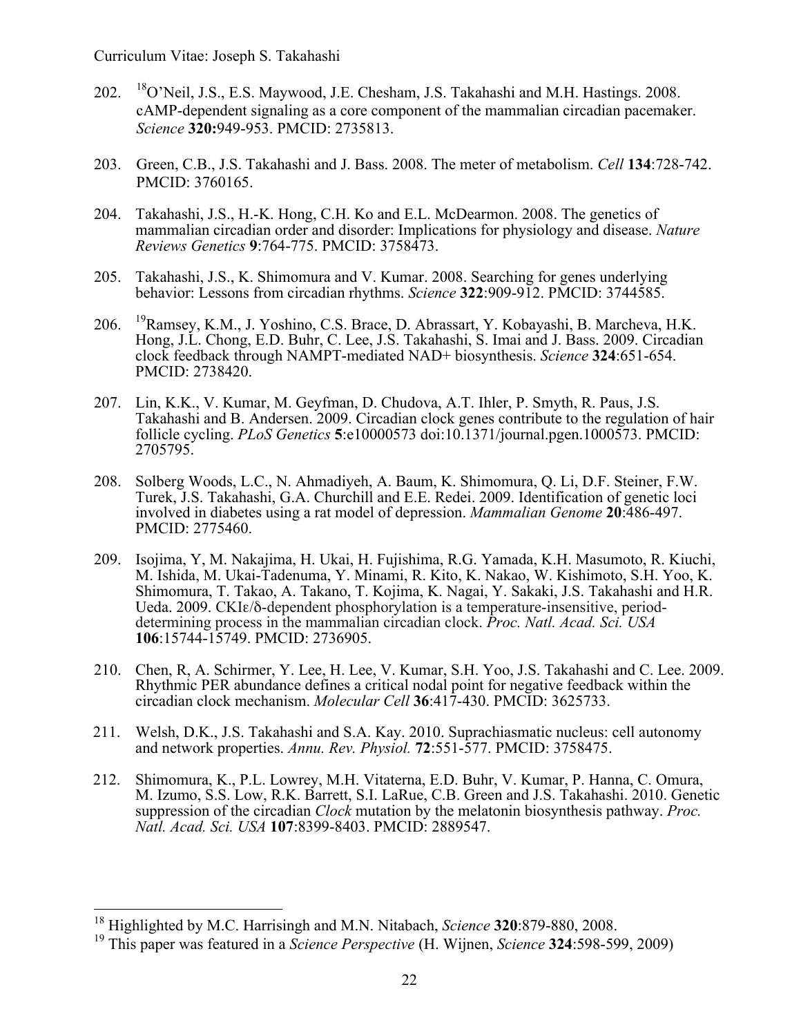202. [18]O'Neil, J.S., E.S. Maywood, J.E. Chesham, J.S. Takahashi and M.H. Hastings. 2008. cAMP-dependent signaling as a core component of the mammalian circadian pacemaker. *Science* **320:**949-953. PMCID: 2735813.

203. Green, C.B., J.S. Takahashi and J. Bass. 2008. The meter of metabolism. *Cell* **134**:728-742. PMCID: 3760165.

204. Takahashi, J.S., H.-K. Hong, C.H. Ko and E.L. McDearmon. 2008. The genetics of mammalian circadian order and disorder: Implications for physiology and disease. *Nature Reviews Genetics* **9**:764-775. PMCID: 3758473.

205. Takahashi, J.S., K. Shimomura and V. Kumar. 2008. Searching for genes underlying behavior: Lessons from circadian rhythms. *Science* **322**:909-912. PMCID: 3744585.

206. [19]Ramsey, K.M., J. Yoshino, C.S. Brace, D. Abrassart, Y. Kobayashi, B. Marcheva, H.K. Hong, J.L. Chong, E.D. Buhr, C. Lee, J.S. Takahashi, S. Imai and J. Bass. 2009. Circadian clock feedback through NAMPT-mediated NAD+ biosynthesis. *Science* **324**:651-654. PMCID: 2738420.

207. Lin, K.K., V. Kumar, M. Geyfman, D. Chudova, A.T. Ihler, P. Smyth, R. Paus, J.S. Takahashi and B. Andersen. 2009. Circadian clock genes contribute to the regulation of hair follicle cycling. *PLoS Genetics* **5**:e10000573 doi:10.1371/journal.pgen.1000573. PMCID: 2705795.

208. Solberg Woods, L.C., N. Ahmadiyeh, A. Baum, K. Shimomura, Q. Li, D.F. Steiner, F.W. Turek, J.S. Takahashi, G.A. Churchill and E.E. Redei. 2009. Identification of genetic loci involved in diabetes using a rat model of depression. *Mammalian Genome* **20**:486-497. PMCID: 2775460.

209. Isojima, Y, M. Nakajima, H. Ukai, H. Fujishima, R.G. Yamada, K.H. Masumoto, R. Kiuchi, M. Ishida, M. Ukai-Tadenuma, Y. Minami, R. Kito, K. Nakao, W. Kishimoto, S.H. Yoo, K. Shimomura, T. Takao, A. Takano, T. Kojima, K. Nagai, Y. Sakaki, J.S. Takahashi and H.R. Ueda. 2009. CKIε/δ-dependent phosphorylation is a temperature-insensitive, period-determining process in the mammalian circadian clock. *Proc. Natl. Acad. Sci. USA* **106**:15744-15749. PMCID: 2736905.

210. Chen, R, A. Schirmer, Y. Lee, H. Lee, V. Kumar, S.H. Yoo, J.S. Takahashi and C. Lee. 2009. Rhythmic PER abundance defines a critical nodal point for negative feedback within the circadian clock mechanism. *Molecular Cell* **36**:417-430. PMCID: 3625733.

211. Welsh, D.K., J.S. Takahashi and S.A. Kay. 2010. Suprachiasmatic nucleus: cell autonomy and network properties. *Annu. Rev. Physiol.* **72**:551-577. PMCID: 3758475.

212. Shimomura, K., P.L. Lowrey, M.H. Vitaterna, E.D. Buhr, V. Kumar, P. Hanna, C. Omura, M. Izumo, S.S. Low, R.K. Barrett, S.I. LaRue, C.B. Green and J.S. Takahashi. 2010. Genetic suppression of the circadian *Clock* mutation by the melatonin biosynthesis pathway. *Proc. Natl. Acad. Sci. USA* **107**:8399-8403. PMCID: 2889547.

---

[18] Highlighted by M.C. Harrisingh and M.N. Nitabach, *Science* **320**:879-880, 2008.

[19] This paper was featured in a *Science Perspective* (H. Wijnen, *Science* **324**:598-599, 2009)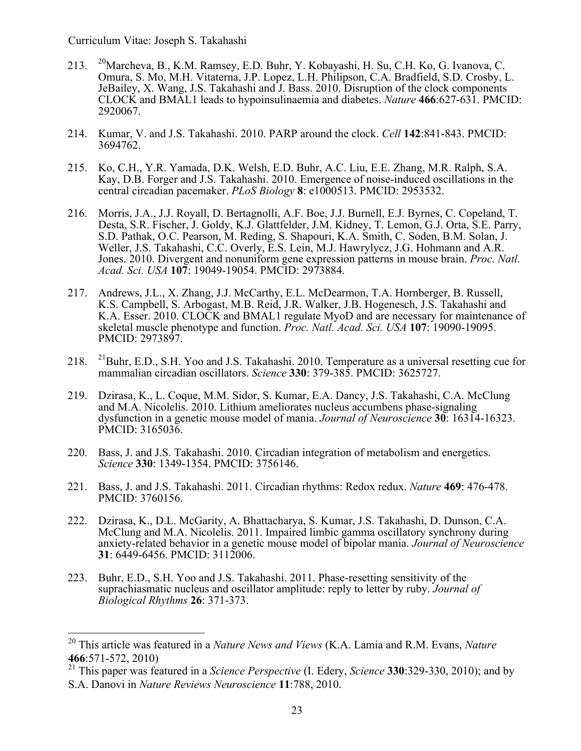213. [20]Marcheva, B., K.M. Ramsey, E.D. Buhr, Y. Kobayashi, H. Su, C.H. Ko, G. Ivanova, C. Omura, S. Mo, M.H. Vitaterna, J.P. Lopez, L.H. Philipson, C.A. Bradfield, S.D. Crosby, L. JeBailey, X. Wang, J.S. Takahashi and J. Bass. 2010. Disruption of the clock components CLOCK and BMAL1 leads to hypoinsulinaemia and diabetes. *Nature* **466**:627-631. PMCID: 2920067.

214. Kumar, V. and J.S. Takahashi. 2010. PARP around the clock. *Cell* **142**:841-843. PMCID: 3694762.

215. Ko, C.H., Y.R. Yamada, D.K. Welsh, E.D. Buhr, A.C. Liu, E.E. Zhang, M.R. Ralph, S.A. Kay, D.B. Forger and J.S. Takahashi. 2010. Emergence of noise-induced oscillations in the central circadian pacemaker. *PLoS Biology* **8**: e1000513. PMCID: 2953532.

216. Morris, J.A., J.J. Royall, D. Bertagnolli, A.F. Boe, J.J. Burnell, E.J. Byrnes, C. Copeland, T. Desta, S.R. Fischer, J. Goldy, K.J. Glattfelder, J.M. Kidney, T. Lemon, G.J. Orta, S.E. Parry, S.D. Pathak, O.C. Pearson, M. Reding, S. Shapouri, K.A. Smith, C. Soden, B.M. Solan, J. Weller, J.S. Takahashi, C.C. Overly, E.S. Lein, M.J. Hawrylycz, J.G. Hohmann and A.R. Jones. 2010. Divergent and nonuniform gene expression patterns in mouse brain. *Proc. Natl. Acad. Sci. USA* **107**: 19049-19054. PMCID: 2973884.

217. Andrews, J.L., X. Zhang, J.J. McCarthy, E.L. McDearmon, T.A. Hornberger, B. Russell, K.S. Campbell, S. Arbogast, M.B. Reid, J.R. Walker, J.B. Hogenesch, J.S. Takahashi and K.A. Esser. 2010. CLOCK and BMAL1 regulate MyoD and are necessary for maintenance of skeletal muscle phenotype and function. *Proc. Natl. Acad. Sci. USA* **107**: 19090-19095. PMCID: 2973897.

218. [21]Buhr, E.D., S.H. Yoo and J.S. Takahashi. 2010. Temperature as a universal resetting cue for mammalian circadian oscillators. *Science* **330**: 379-385. PMCID: 3625727.

219. Dzirasa, K., L. Coque, M.M. Sidor, S. Kumar, E.A. Dancy, J.S. Takahashi, C.A. McClung and M.A. Nicolelis. 2010. Lithium ameliorates nucleus accumbens phase-signaling dysfunction in a genetic mouse model of mania. *Journal of Neuroscience* **30**: 16314-16323. PMCID: 3165036.

220. Bass, J. and J.S. Takahashi. 2010. Circadian integration of metabolism and energetics. *Science* **330**: 1349-1354. PMCID: 3756146.

221. Bass, J. and J.S. Takahashi. 2011. Circadian rhythms: Redox redux. *Nature* **469**: 476-478. PMCID: 3760156.

222. Dzirasa, K., D.L. McGarity, A. Bhattacharya, S. Kumar, J.S. Takahashi, D. Dunson, C.A. McClung and M.A. Nicolelis. 2011. Impaired limbic gamma oscillatory synchrony during anxiety-related behavior in a genetic mouse model of bipolar mania. *Journal of Neuroscience* **31**: 6449-6456. PMCID: 3112006.

223. Buhr, E.D., S.H. Yoo and J.S. Takahashi. 2011. Phase-resetting sensitivity of the suprachiasmatic nucleus and oscillator amplitude: reply to letter by ruby. *Journal of Biological Rhythms* **26**: 371-373.

---

[20] This article was featured in a *Nature News and Views* (K.A. Lamia and R.M. Evans, *Nature* **466**:571-572, 2010)

[21] This paper was featured in a *Science Perspective* (I. Edery, *Science* **330**:329-330, 2010); and by S.A. Danovi in *Nature Reviews Neuroscience* **11**:788, 2010.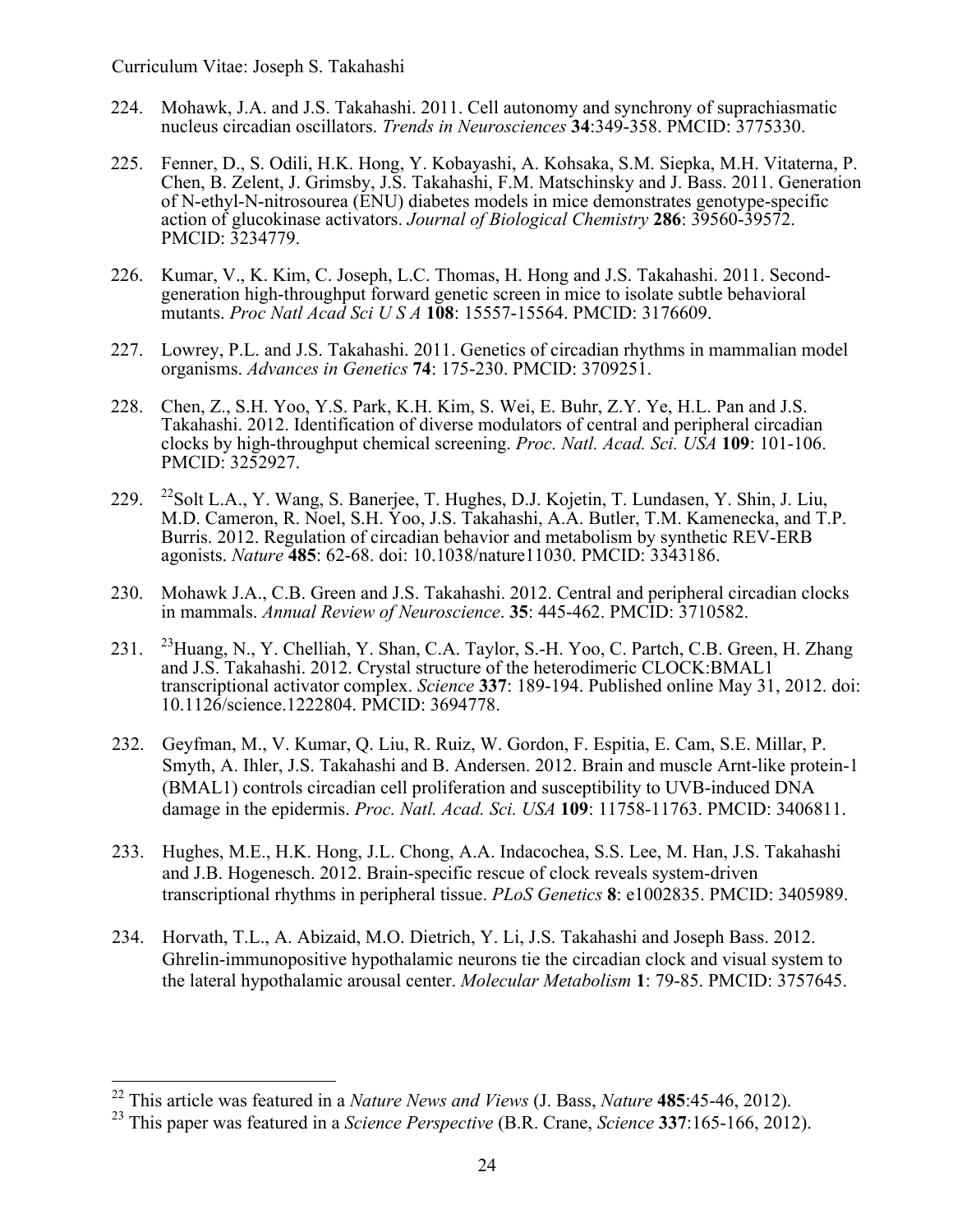224. Mohawk, J.A. and J.S. Takahashi. 2011. Cell autonomy and synchrony of suprachiasmatic nucleus circadian oscillators. *Trends in Neurosciences* **34**:349-358. PMCID: 3775330.

225. Fenner, D., S. Odili, H.K. Hong, Y. Kobayashi, A. Kohsaka, S.M. Siepka, M.H. Vitaterna, P. Chen, B. Zelent, J. Grimsby, J.S. Takahashi, F.M. Matschinsky and J. Bass. 2011. Generation of N-ethyl-N-nitrosourea (ENU) diabetes models in mice demonstrates genotype-specific action of glucokinase activators. *Journal of Biological Chemistry* **286**: 39560-39572. PMCID: 3234779.

226. Kumar, V., K. Kim, C. Joseph, L.C. Thomas, H. Hong and J.S. Takahashi. 2011. Second-generation high-throughput forward genetic screen in mice to isolate subtle behavioral mutants. *Proc Natl Acad Sci U S A* **108**: 15557-15564. PMCID: 3176609.

227. Lowrey, P.L. and J.S. Takahashi. 2011. Genetics of circadian rhythms in mammalian model organisms. *Advances in Genetics* **74**: 175-230. PMCID: 3709251.

228. Chen, Z., S.H. Yoo, Y.S. Park, K.H. Kim, S. Wei, E. Buhr, Z.Y. Ye, H.L. Pan and J.S. Takahashi. 2012. Identification of diverse modulators of central and peripheral circadian clocks by high-throughput chemical screening. *Proc. Natl. Acad. Sci. USA* **109**: 101-106. PMCID: 3252927.

229. [22]Solt L.A., Y. Wang, S. Banerjee, T. Hughes, D.J. Kojetin, T. Lundasen, Y. Shin, J. Liu, M.D. Cameron, R. Noel, S.H. Yoo, J.S. Takahashi, A.A. Butler, T.M. Kamenecka, and T.P. Burris. 2012. Regulation of circadian behavior and metabolism by synthetic REV-ERB agonists. *Nature* **485**: 62-68. doi: 10.1038/nature11030. PMCID: 3343186.

230. Mohawk J.A., C.B. Green and J.S. Takahashi. 2012. Central and peripheral circadian clocks in mammals. *Annual Review of Neuroscience*. **35**: 445-462. PMCID: 3710582.

231. [23]Huang, N., Y. Chelliah, Y. Shan, C.A. Taylor, S.-H. Yoo, C. Partch, C.B. Green, H. Zhang and J.S. Takahashi. 2012. Crystal structure of the heterodimeric CLOCK:BMAL1 transcriptional activator complex. *Science* **337**: 189-194. Published online May 31, 2012. doi: 10.1126/science.1222804. PMCID: 3694778.

232. Geyfman, M., V. Kumar, Q. Liu, R. Ruiz, W. Gordon, F. Espitia, E. Cam, S.E. Millar, P. Smyth, A. Ihler, J.S. Takahashi and B. Andersen. 2012. Brain and muscle Arnt-like protein-1 (BMAL1) controls circadian cell proliferation and susceptibility to UVB-induced DNA damage in the epidermis. *Proc. Natl. Acad. Sci. USA* **109**: 11758-11763. PMCID: 3406811.

233. Hughes, M.E., H.K. Hong, J.L. Chong, A.A. Indacochea, S.S. Lee, M. Han, J.S. Takahashi and J.B. Hogenesch. 2012. Brain-specific rescue of clock reveals system-driven transcriptional rhythms in peripheral tissue. *PLoS Genetics* **8**: e1002835. PMCID: 3405989.

234. Horvath, T.L., A. Abizaid, M.O. Dietrich, Y. Li, J.S. Takahashi and Joseph Bass. 2012. Ghrelin-immunopositive hypothalamic neurons tie the circadian clock and visual system to the lateral hypothalamic arousal center. *Molecular Metabolism* **1**: 79-85. PMCID: 3757645.

---

[22] This article was featured in a *Nature News and Views* (J. Bass, *Nature* **485**:45-46, 2012).

[23] This paper was featured in a *Science Perspective* (B.R. Crane, *Science* **337**:165-166, 2012).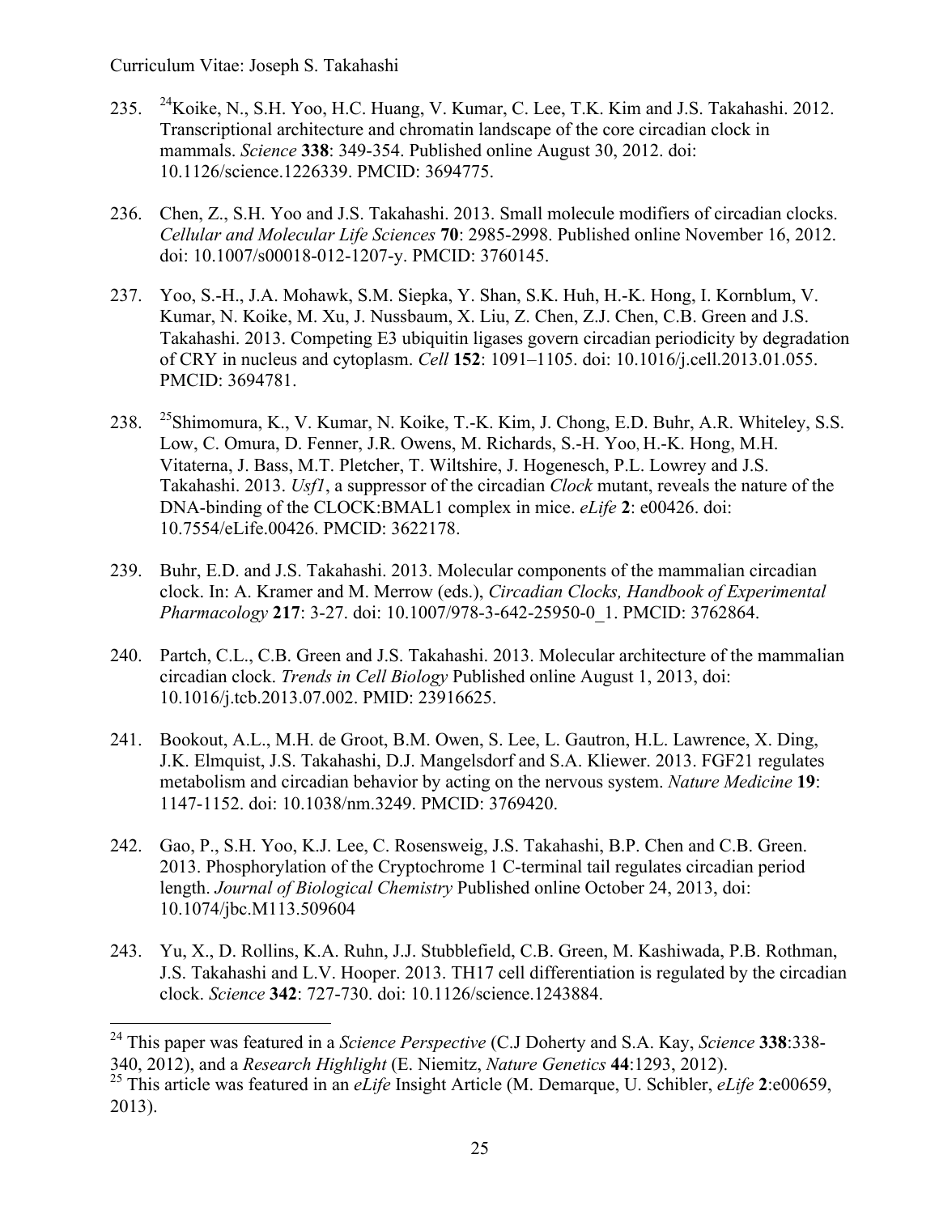235. [24]Koike, N., S.H. Yoo, H.C. Huang, V. Kumar, C. Lee, T.K. Kim and J.S. Takahashi. 2012. Transcriptional architecture and chromatin landscape of the core circadian clock in mammals. *Science* **338**: 349-354. Published online August 30, 2012. doi: 10.1126/science.1226339. PMCID: 3694775.

236. Chen, Z., S.H. Yoo and J.S. Takahashi. 2013. Small molecule modifiers of circadian clocks. *Cellular and Molecular Life Sciences* **70**: 2985-2998. Published online November 16, 2012. doi: 10.1007/s00018-012-1207-y. PMCID: 3760145.

237. Yoo, S.-H., J.A. Mohawk, S.M. Siepka, Y. Shan, S.K. Huh, H.-K. Hong, I. Kornblum, V. Kumar, N. Koike, M. Xu, J. Nussbaum, X. Liu, Z. Chen, Z.J. Chen, C.B. Green and J.S. Takahashi. 2013. Competing E3 ubiquitin ligases govern circadian periodicity by degradation of CRY in nucleus and cytoplasm. *Cell* **152**: 1091–1105. doi: 10.1016/j.cell.2013.01.055. PMCID: 3694781.

238. [25]Shimomura, K., V. Kumar, N. Koike, T.-K. Kim, J. Chong, E.D. Buhr, A.R. Whiteley, S.S. Low, C. Omura, D. Fenner, J.R. Owens, M. Richards, S.-H. Yoo, H.-K. Hong, M.H. Vitaterna, J. Bass, M.T. Pletcher, T. Wiltshire, J. Hogenesch, P.L. Lowrey and J.S. Takahashi. 2013. *Usf1*, a suppressor of the circadian *Clock* mutant, reveals the nature of the DNA-binding of the CLOCK:BMAL1 complex in mice. *eLife* **2**: e00426. doi: 10.7554/eLife.00426. PMCID: 3622178.

239. Buhr, E.D. and J.S. Takahashi. 2013. Molecular components of the mammalian circadian clock. In: A. Kramer and M. Merrow (eds.), *Circadian Clocks, Handbook of Experimental Pharmacology* **217**: 3-27. doi: 10.1007/978-3-642-25950-0_1. PMCID: 3762864.

240. Partch, C.L., C.B. Green and J.S. Takahashi. 2013. Molecular architecture of the mammalian circadian clock. *Trends in Cell Biology* Published online August 1, 2013, doi: 10.1016/j.tcb.2013.07.002. PMID: 23916625.

241. Bookout, A.L., M.H. de Groot, B.M. Owen, S. Lee, L. Gautron, H.L. Lawrence, X. Ding, J.K. Elmquist, J.S. Takahashi, D.J. Mangelsdorf and S.A. Kliewer. 2013. FGF21 regulates metabolism and circadian behavior by acting on the nervous system. *Nature Medicine* **19**: 1147-1152. doi: 10.1038/nm.3249. PMCID: 3769420.

242. Gao, P., S.H. Yoo, K.J. Lee, C. Rosensweig, J.S. Takahashi, B.P. Chen and C.B. Green. 2013. Phosphorylation of the Cryptochrome 1 C-terminal tail regulates circadian period length. *Journal of Biological Chemistry* Published online October 24, 2013, doi: 10.1074/jbc.M113.509604

243. Yu, X., D. Rollins, K.A. Ruhn, J.J. Stubblefield, C.B. Green, M. Kashiwada, P.B. Rothman, J.S. Takahashi and L.V. Hooper. 2013. TH17 cell differentiation is regulated by the circadian clock. *Science* **342**: 727-730. doi: 10.1126/science.1243884.

---

[24] This paper was featured in a *Science Perspective* (C.J Doherty and S.A. Kay, *Science* **338**:338-340, 2012), and a *Research Highlight* (E. Niemitz, *Nature Genetics* **44**:1293, 2012).

[25] This article was featured in an *eLife* Insight Article (M. Demarque, U. Schibler, *eLife* **2**:e00659, 2013).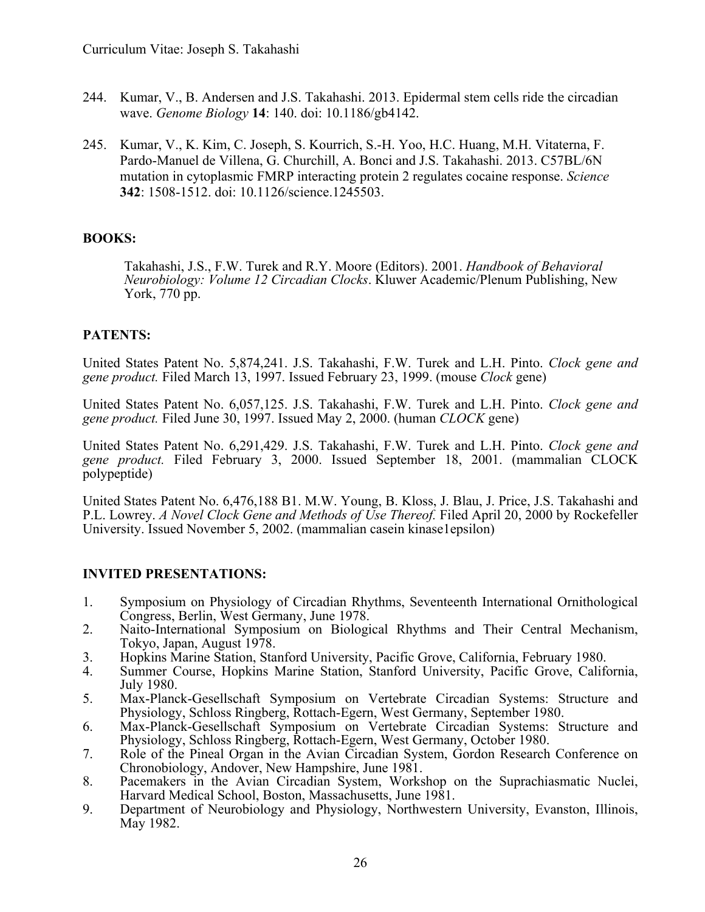244. Kumar, V., B. Andersen and J.S. Takahashi. 2013. Epidermal stem cells ride the circadian wave. *Genome Biology* **14**: 140. doi: 10.1186/gb4142.

245. Kumar, V., K. Kim, C. Joseph, S. Kourrich, S.-H. Yoo, H.C. Huang, M.H. Vitaterna, F. Pardo-Manuel de Villena, G. Churchill, A. Bonci and J.S. Takahashi. 2013. C57BL/6N mutation in cytoplasmic FMRP interacting protein 2 regulates cocaine response. *Science* **342**: 1508-1512. doi: 10.1126/science.1245503.

**BOOKS:**

Takahashi, J.S., F.W. Turek and R.Y. Moore (Editors). 2001. *Handbook of Behavioral Neurobiology: Volume 12 Circadian Clocks*. Kluwer Academic/Plenum Publishing, New York, 770 pp.

**PATENTS:**

United States Patent No. 5,874,241. J.S. Takahashi, F.W. Turek and L.H. Pinto. *Clock gene and gene product.* Filed March 13, 1997. Issued February 23, 1999. (mouse *Clock* gene)

United States Patent No. 6,057,125. J.S. Takahashi, F.W. Turek and L.H. Pinto. *Clock gene and gene product.* Filed June 30, 1997. Issued May 2, 2000. (human *CLOCK* gene)

United States Patent No. 6,291,429. J.S. Takahashi, F.W. Turek and L.H. Pinto. *Clock gene and gene product.* Filed February 3, 2000. Issued September 18, 2001. (mammalian CLOCK polypeptide)

United States Patent No. 6,476,188 B1. M.W. Young, B. Kloss, J. Blau, J. Price, J.S. Takahashi and P.L. Lowrey. *A Novel Clock Gene and Methods of Use Thereof.* Filed April 20, 2000 by Rockefeller University. Issued November 5, 2002. (mammalian casein kinase1epsilon)

**INVITED PRESENTATIONS:**

1. Symposium on Physiology of Circadian Rhythms, Seventeenth International Ornithological Congress, Berlin, West Germany, June 1978.
2. Naito-International Symposium on Biological Rhythms and Their Central Mechanism, Tokyo, Japan, August 1978.
3. Hopkins Marine Station, Stanford University, Pacific Grove, California, February 1980.
4. Summer Course, Hopkins Marine Station, Stanford University, Pacific Grove, California, July 1980.
5. Max-Planck-Gesellschaft Symposium on Vertebrate Circadian Systems: Structure and Physiology, Schloss Ringberg, Rottach-Egern, West Germany, September 1980.
6. Max-Planck-Gesellschaft Symposium on Vertebrate Circadian Systems: Structure and Physiology, Schloss Ringberg, Rottach-Egern, West Germany, October 1980.
7. Role of the Pineal Organ in the Avian Circadian System, Gordon Research Conference on Chronobiology, Andover, New Hampshire, June 1981.
8. Pacemakers in the Avian Circadian System, Workshop on the Suprachiasmatic Nuclei, Harvard Medical School, Boston, Massachusetts, June 1981.
9. Department of Neurobiology and Physiology, Northwestern University, Evanston, Illinois, May 1982.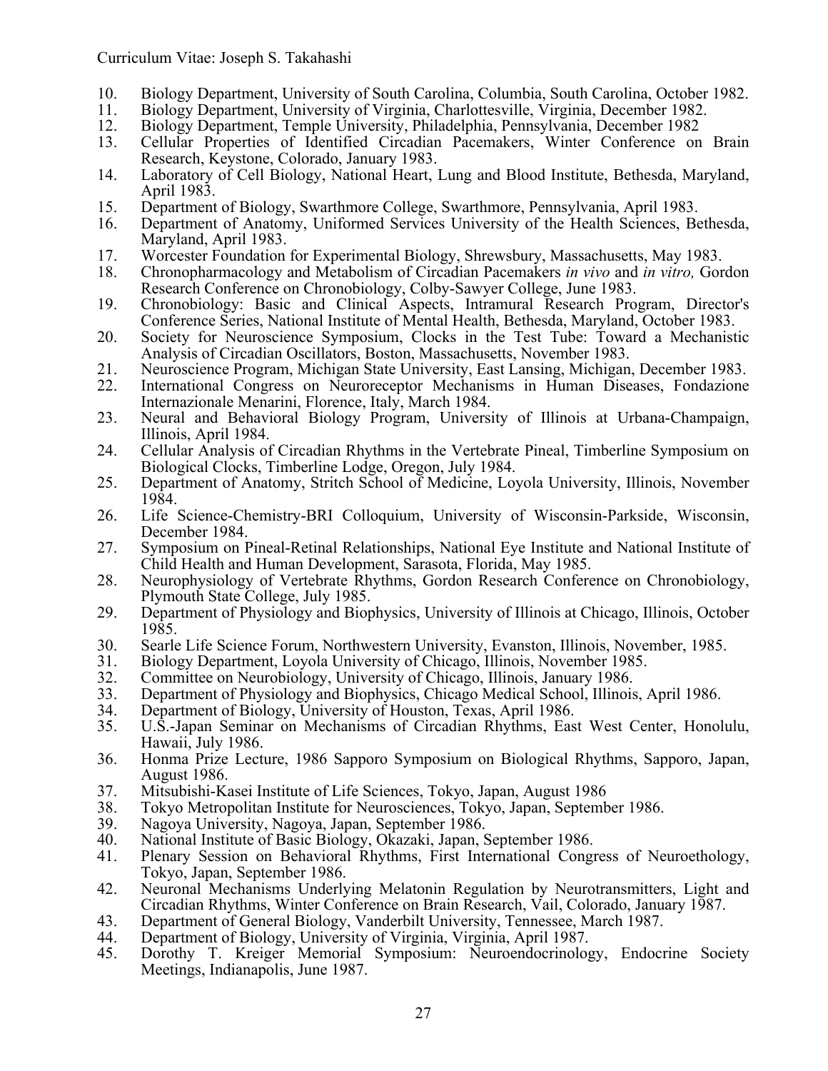10. Biology Department, University of South Carolina, Columbia, South Carolina, October 1982.
11. Biology Department, University of Virginia, Charlottesville, Virginia, December 1982.
12. Biology Department, Temple University, Philadelphia, Pennsylvania, December 1982
13. Cellular Properties of Identified Circadian Pacemakers, Winter Conference on Brain Research, Keystone, Colorado, January 1983.
14. Laboratory of Cell Biology, National Heart, Lung and Blood Institute, Bethesda, Maryland, April 1983.
15. Department of Biology, Swarthmore College, Swarthmore, Pennsylvania, April 1983.
16. Department of Anatomy, Uniformed Services University of the Health Sciences, Bethesda, Maryland, April 1983.
17. Worcester Foundation for Experimental Biology, Shrewsbury, Massachusetts, May 1983.
18. Chronopharmacology and Metabolism of Circadian Pacemakers *in vivo* and *in vitro,* Gordon Research Conference on Chronobiology, Colby-Sawyer College, June 1983.
19. Chronobiology: Basic and Clinical Aspects, Intramural Research Program, Director's Conference Series, National Institute of Mental Health, Bethesda, Maryland, October 1983.
20. Society for Neuroscience Symposium, Clocks in the Test Tube: Toward a Mechanistic Analysis of Circadian Oscillators, Boston, Massachusetts, November 1983.
21. Neuroscience Program, Michigan State University, East Lansing, Michigan, December 1983.
22. International Congress on Neuroreceptor Mechanisms in Human Diseases, Fondazione Internazionale Menarini, Florence, Italy, March 1984.
23. Neural and Behavioral Biology Program, University of Illinois at Urbana-Champaign, Illinois, April 1984.
24. Cellular Analysis of Circadian Rhythms in the Vertebrate Pineal, Timberline Symposium on Biological Clocks, Timberline Lodge, Oregon, July 1984.
25. Department of Anatomy, Stritch School of Medicine, Loyola University, Illinois, November 1984.
26. Life Science-Chemistry-BRI Colloquium, University of Wisconsin-Parkside, Wisconsin, December 1984.
27. Symposium on Pineal-Retinal Relationships, National Eye Institute and National Institute of Child Health and Human Development, Sarasota, Florida, May 1985.
28. Neurophysiology of Vertebrate Rhythms, Gordon Research Conference on Chronobiology, Plymouth State College, July 1985.
29. Department of Physiology and Biophysics, University of Illinois at Chicago, Illinois, October 1985.
30. Searle Life Science Forum, Northwestern University, Evanston, Illinois, November, 1985.
31. Biology Department, Loyola University of Chicago, Illinois, November 1985.
32. Committee on Neurobiology, University of Chicago, Illinois, January 1986.
33. Department of Physiology and Biophysics, Chicago Medical School, Illinois, April 1986.
34. Department of Biology, University of Houston, Texas, April 1986.
35. U.S.-Japan Seminar on Mechanisms of Circadian Rhythms, East West Center, Honolulu, Hawaii, July 1986.
36. Honma Prize Lecture, 1986 Sapporo Symposium on Biological Rhythms, Sapporo, Japan, August 1986.
37. Mitsubishi-Kasei Institute of Life Sciences, Tokyo, Japan, August 1986
38. Tokyo Metropolitan Institute for Neurosciences, Tokyo, Japan, September 1986.
39. Nagoya University, Nagoya, Japan, September 1986.
40. National Institute of Basic Biology, Okazaki, Japan, September 1986.
41. Plenary Session on Behavioral Rhythms, First International Congress of Neuroethology, Tokyo, Japan, September 1986.
42. Neuronal Mechanisms Underlying Melatonin Regulation by Neurotransmitters, Light and Circadian Rhythms, Winter Conference on Brain Research, Vail, Colorado, January 1987.
43. Department of General Biology, Vanderbilt University, Tennessee, March 1987.
44. Department of Biology, University of Virginia, Virginia, April 1987.
45. Dorothy T. Kreiger Memorial Symposium: Neuroendocrinology, Endocrine Society Meetings, Indianapolis, June 1987.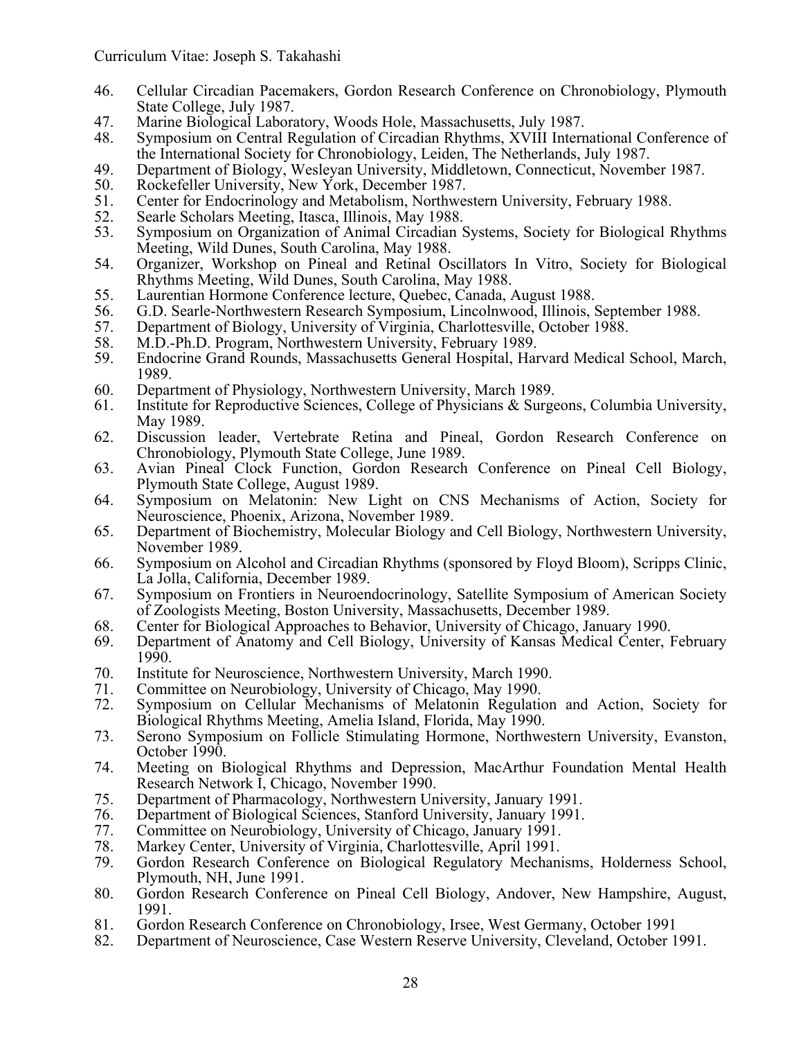46. Cellular Circadian Pacemakers, Gordon Research Conference on Chronobiology, Plymouth State College, July 1987.
47. Marine Biological Laboratory, Woods Hole, Massachusetts, July 1987.
48. Symposium on Central Regulation of Circadian Rhythms, XVIII International Conference of the International Society for Chronobiology, Leiden, The Netherlands, July 1987.
49. Department of Biology, Wesleyan University, Middletown, Connecticut, November 1987.
50. Rockefeller University, New York, December 1987.
51. Center for Endocrinology and Metabolism, Northwestern University, February 1988.
52. Searle Scholars Meeting, Itasca, Illinois, May 1988.
53. Symposium on Organization of Animal Circadian Systems, Society for Biological Rhythms Meeting, Wild Dunes, South Carolina, May 1988.
54. Organizer, Workshop on Pineal and Retinal Oscillators In Vitro, Society for Biological Rhythms Meeting, Wild Dunes, South Carolina, May 1988.
55. Laurentian Hormone Conference lecture, Quebec, Canada, August 1988.
56. G.D. Searle-Northwestern Research Symposium, Lincolnwood, Illinois, September 1988.
57. Department of Biology, University of Virginia, Charlottesville, October 1988.
58. M.D.-Ph.D. Program, Northwestern University, February 1989.
59. Endocrine Grand Rounds, Massachusetts General Hospital, Harvard Medical School, March, 1989.
60. Department of Physiology, Northwestern University, March 1989.
61. Institute for Reproductive Sciences, College of Physicians & Surgeons, Columbia University, May 1989.
62. Discussion leader, Vertebrate Retina and Pineal, Gordon Research Conference on Chronobiology, Plymouth State College, June 1989.
63. Avian Pineal Clock Function, Gordon Research Conference on Pineal Cell Biology, Plymouth State College, August 1989.
64. Symposium on Melatonin: New Light on CNS Mechanisms of Action, Society for Neuroscience, Phoenix, Arizona, November 1989.
65. Department of Biochemistry, Molecular Biology and Cell Biology, Northwestern University, November 1989.
66. Symposium on Alcohol and Circadian Rhythms (sponsored by Floyd Bloom), Scripps Clinic, La Jolla, California, December 1989.
67. Symposium on Frontiers in Neuroendocrinology, Satellite Symposium of American Society of Zoologists Meeting, Boston University, Massachusetts, December 1989.
68. Center for Biological Approaches to Behavior, University of Chicago, January 1990.
69. Department of Anatomy and Cell Biology, University of Kansas Medical Center, February 1990.
70. Institute for Neuroscience, Northwestern University, March 1990.
71. Committee on Neurobiology, University of Chicago, May 1990.
72. Symposium on Cellular Mechanisms of Melatonin Regulation and Action, Society for Biological Rhythms Meeting, Amelia Island, Florida, May 1990.
73. Serono Symposium on Follicle Stimulating Hormone, Northwestern University, Evanston, October 1990.
74. Meeting on Biological Rhythms and Depression, MacArthur Foundation Mental Health Research Network I, Chicago, November 1990.
75. Department of Pharmacology, Northwestern University, January 1991.
76. Department of Biological Sciences, Stanford University, January 1991.
77. Committee on Neurobiology, University of Chicago, January 1991.
78. Markey Center, University of Virginia, Charlottesville, April 1991.
79. Gordon Research Conference on Biological Regulatory Mechanisms, Holderness School, Plymouth, NH, June 1991.
80. Gordon Research Conference on Pineal Cell Biology, Andover, New Hampshire, August, 1991.
81. Gordon Research Conference on Chronobiology, Irsee, West Germany, October 1991
82. Department of Neuroscience, Case Western Reserve University, Cleveland, October 1991.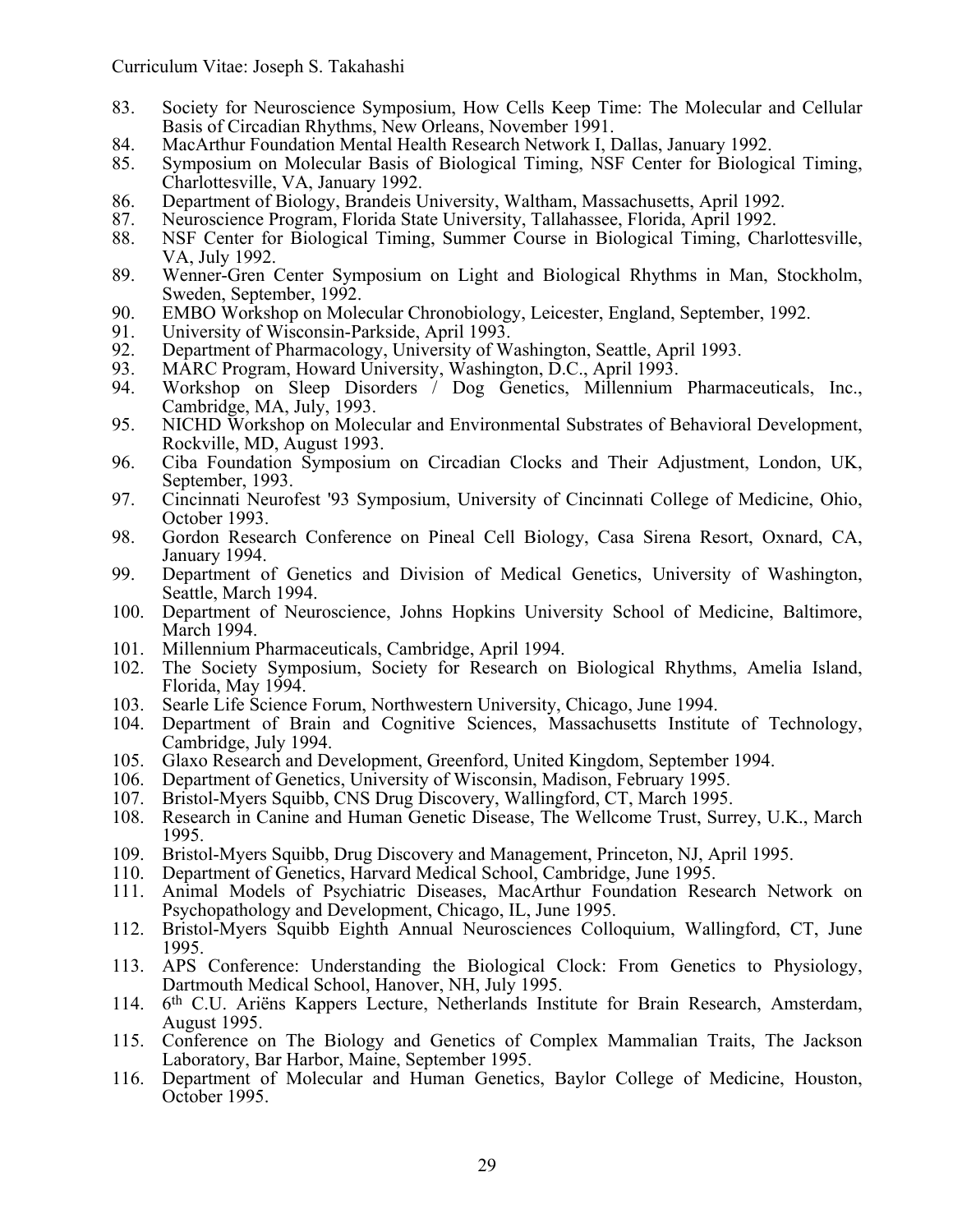83. Society for Neuroscience Symposium, How Cells Keep Time: The Molecular and Cellular Basis of Circadian Rhythms, New Orleans, November 1991.
84. MacArthur Foundation Mental Health Research Network I, Dallas, January 1992.
85. Symposium on Molecular Basis of Biological Timing, NSF Center for Biological Timing, Charlottesville, VA, January 1992.
86. Department of Biology, Brandeis University, Waltham, Massachusetts, April 1992.
87. Neuroscience Program, Florida State University, Tallahassee, Florida, April 1992.
88. NSF Center for Biological Timing, Summer Course in Biological Timing, Charlottesville, VA, July 1992.
89. Wenner-Gren Center Symposium on Light and Biological Rhythms in Man, Stockholm, Sweden, September, 1992.
90. EMBO Workshop on Molecular Chronobiology, Leicester, England, September, 1992.
91. University of Wisconsin-Parkside, April 1993.
92. Department of Pharmacology, University of Washington, Seattle, April 1993.
93. MARC Program, Howard University, Washington, D.C., April 1993.
94. Workshop on Sleep Disorders / Dog Genetics, Millennium Pharmaceuticals, Inc., Cambridge, MA, July, 1993.
95. NICHD Workshop on Molecular and Environmental Substrates of Behavioral Development, Rockville, MD, August 1993.
96. Ciba Foundation Symposium on Circadian Clocks and Their Adjustment, London, UK, September, 1993.
97. Cincinnati Neurofest '93 Symposium, University of Cincinnati College of Medicine, Ohio, October 1993.
98. Gordon Research Conference on Pineal Cell Biology, Casa Sirena Resort, Oxnard, CA, January 1994.
99. Department of Genetics and Division of Medical Genetics, University of Washington, Seattle, March 1994.
100. Department of Neuroscience, Johns Hopkins University School of Medicine, Baltimore, March 1994.
101. Millennium Pharmaceuticals, Cambridge, April 1994.
102. The Society Symposium, Society for Research on Biological Rhythms, Amelia Island, Florida, May 1994.
103. Searle Life Science Forum, Northwestern University, Chicago, June 1994.
104. Department of Brain and Cognitive Sciences, Massachusetts Institute of Technology, Cambridge, July 1994.
105. Glaxo Research and Development, Greenford, United Kingdom, September 1994.
106. Department of Genetics, University of Wisconsin, Madison, February 1995.
107. Bristol-Myers Squibb, CNS Drug Discovery, Wallingford, CT, March 1995.
108. Research in Canine and Human Genetic Disease, The Wellcome Trust, Surrey, U.K., March 1995.
109. Bristol-Myers Squibb, Drug Discovery and Management, Princeton, NJ, April 1995.
110. Department of Genetics, Harvard Medical School, Cambridge, June 1995.
111. Animal Models of Psychiatric Diseases, MacArthur Foundation Research Network on Psychopathology and Development, Chicago, IL, June 1995.
112. Bristol-Myers Squibb Eighth Annual Neurosciences Colloquium, Wallingford, CT, June 1995.
113. APS Conference: Understanding the Biological Clock: From Genetics to Physiology, Dartmouth Medical School, Hanover, NH, July 1995.
114. 6th C.U. Ariëns Kappers Lecture, Netherlands Institute for Brain Research, Amsterdam, August 1995.
115. Conference on The Biology and Genetics of Complex Mammalian Traits, The Jackson Laboratory, Bar Harbor, Maine, September 1995.
116. Department of Molecular and Human Genetics, Baylor College of Medicine, Houston, October 1995.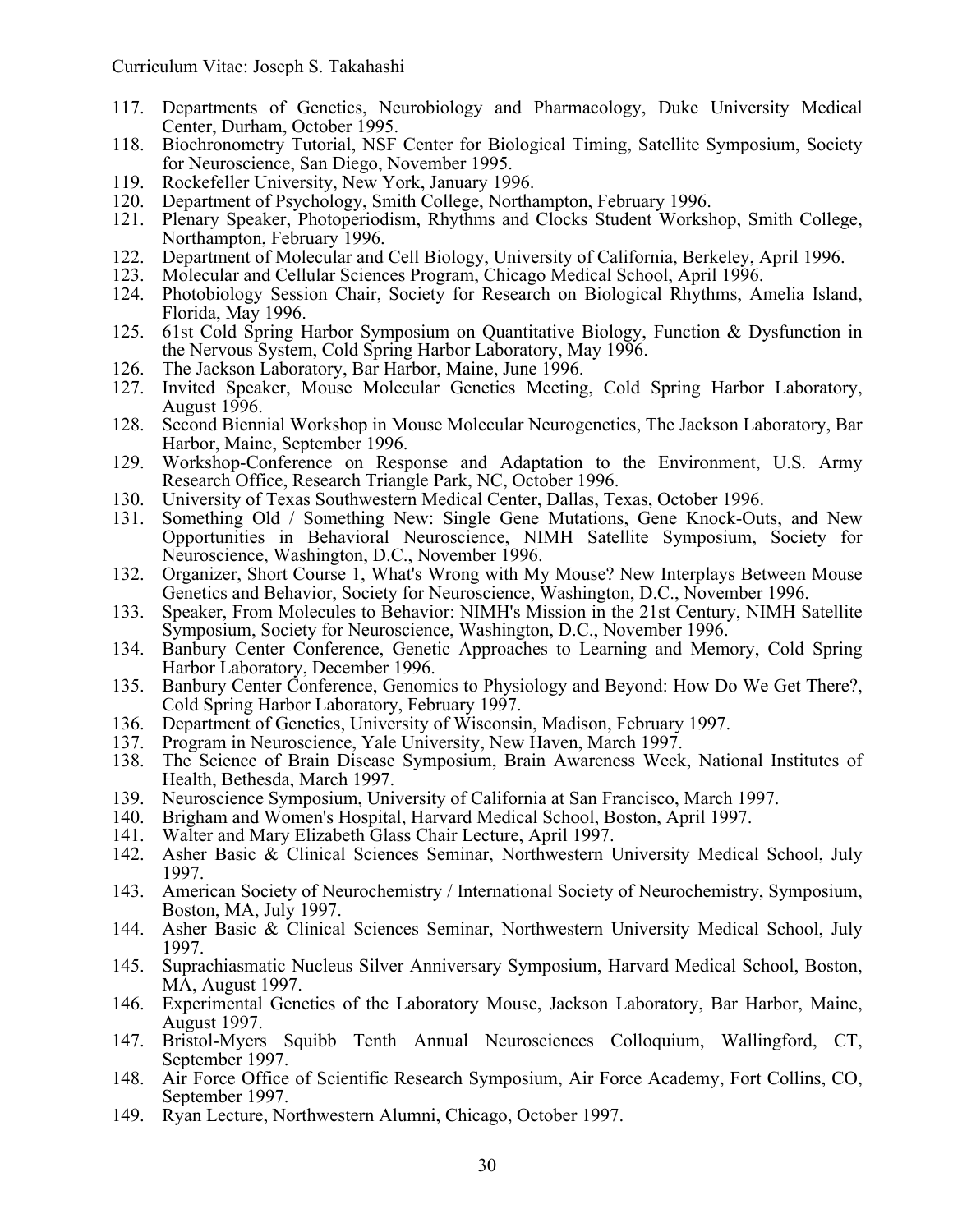117. Departments of Genetics, Neurobiology and Pharmacology, Duke University Medical Center, Durham, October 1995.
118. Biochronometry Tutorial, NSF Center for Biological Timing, Satellite Symposium, Society for Neuroscience, San Diego, November 1995.
119. Rockefeller University, New York, January 1996.
120. Department of Psychology, Smith College, Northampton, February 1996.
121. Plenary Speaker, Photoperiodism, Rhythms and Clocks Student Workshop, Smith College, Northampton, February 1996.
122. Department of Molecular and Cell Biology, University of California, Berkeley, April 1996.
123. Molecular and Cellular Sciences Program, Chicago Medical School, April 1996.
124. Photobiology Session Chair, Society for Research on Biological Rhythms, Amelia Island, Florida, May 1996.
125. 61st Cold Spring Harbor Symposium on Quantitative Biology, Function & Dysfunction in the Nervous System, Cold Spring Harbor Laboratory, May 1996.
126. The Jackson Laboratory, Bar Harbor, Maine, June 1996.
127. Invited Speaker, Mouse Molecular Genetics Meeting, Cold Spring Harbor Laboratory, August 1996.
128. Second Biennial Workshop in Mouse Molecular Neurogenetics, The Jackson Laboratory, Bar Harbor, Maine, September 1996.
129. Workshop-Conference on Response and Adaptation to the Environment, U.S. Army Research Office, Research Triangle Park, NC, October 1996.
130. University of Texas Southwestern Medical Center, Dallas, Texas, October 1996.
131. Something Old / Something New: Single Gene Mutations, Gene Knock-Outs, and New Opportunities in Behavioral Neuroscience, NIMH Satellite Symposium, Society for Neuroscience, Washington, D.C., November 1996.
132. Organizer, Short Course 1, What's Wrong with My Mouse? New Interplays Between Mouse Genetics and Behavior, Society for Neuroscience, Washington, D.C., November 1996.
133. Speaker, From Molecules to Behavior: NIMH's Mission in the 21st Century, NIMH Satellite Symposium, Society for Neuroscience, Washington, D.C., November 1996.
134. Banbury Center Conference, Genetic Approaches to Learning and Memory, Cold Spring Harbor Laboratory, December 1996.
135. Banbury Center Conference, Genomics to Physiology and Beyond: How Do We Get There?, Cold Spring Harbor Laboratory, February 1997.
136. Department of Genetics, University of Wisconsin, Madison, February 1997.
137. Program in Neuroscience, Yale University, New Haven, March 1997.
138. The Science of Brain Disease Symposium, Brain Awareness Week, National Institutes of Health, Bethesda, March 1997.
139. Neuroscience Symposium, University of California at San Francisco, March 1997.
140. Brigham and Women's Hospital, Harvard Medical School, Boston, April 1997.
141. Walter and Mary Elizabeth Glass Chair Lecture, April 1997.
142. Asher Basic & Clinical Sciences Seminar, Northwestern University Medical School, July 1997.
143. American Society of Neurochemistry / International Society of Neurochemistry, Symposium, Boston, MA, July 1997.
144. Asher Basic & Clinical Sciences Seminar, Northwestern University Medical School, July 1997.
145. Suprachiasmatic Nucleus Silver Anniversary Symposium, Harvard Medical School, Boston, MA, August 1997.
146. Experimental Genetics of the Laboratory Mouse, Jackson Laboratory, Bar Harbor, Maine, August 1997.
147. Bristol-Myers Squibb Tenth Annual Neurosciences Colloquium, Wallingford, CT, September 1997.
148. Air Force Office of Scientific Research Symposium, Air Force Academy, Fort Collins, CO, September 1997.
149. Ryan Lecture, Northwestern Alumni, Chicago, October 1997.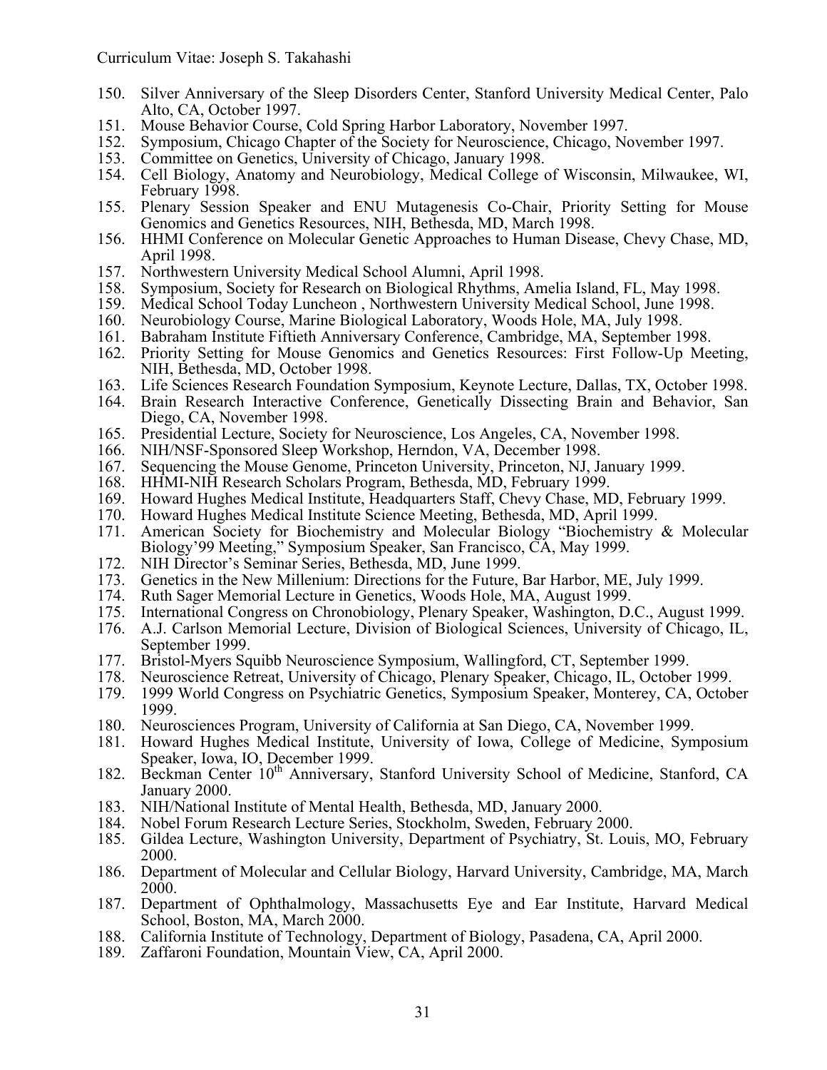150. Silver Anniversary of the Sleep Disorders Center, Stanford University Medical Center, Palo Alto, CA, October 1997.
151. Mouse Behavior Course, Cold Spring Harbor Laboratory, November 1997.
152. Symposium, Chicago Chapter of the Society for Neuroscience, Chicago, November 1997.
153. Committee on Genetics, University of Chicago, January 1998.
154. Cell Biology, Anatomy and Neurobiology, Medical College of Wisconsin, Milwaukee, WI, February 1998.
155. Plenary Session Speaker and ENU Mutagenesis Co-Chair, Priority Setting for Mouse Genomics and Genetics Resources, NIH, Bethesda, MD, March 1998.
156. HHMI Conference on Molecular Genetic Approaches to Human Disease, Chevy Chase, MD, April 1998.
157. Northwestern University Medical School Alumni, April 1998.
158. Symposium, Society for Research on Biological Rhythms, Amelia Island, FL, May 1998.
159. Medical School Today Luncheon , Northwestern University Medical School, June 1998.
160. Neurobiology Course, Marine Biological Laboratory, Woods Hole, MA, July 1998.
161. Babraham Institute Fiftieth Anniversary Conference, Cambridge, MA, September 1998.
162. Priority Setting for Mouse Genomics and Genetics Resources: First Follow-Up Meeting, NIH, Bethesda, MD, October 1998.
163. Life Sciences Research Foundation Symposium, Keynote Lecture, Dallas, TX, October 1998.
164. Brain Research Interactive Conference, Genetically Dissecting Brain and Behavior, San Diego, CA, November 1998.
165. Presidential Lecture, Society for Neuroscience, Los Angeles, CA, November 1998.
166. NIH/NSF-Sponsored Sleep Workshop, Herndon, VA, December 1998.
167. Sequencing the Mouse Genome, Princeton University, Princeton, NJ, January 1999.
168. HHMI-NIH Research Scholars Program, Bethesda, MD, February 1999.
169. Howard Hughes Medical Institute, Headquarters Staff, Chevy Chase, MD, February 1999.
170. Howard Hughes Medical Institute Science Meeting, Bethesda, MD, April 1999.
171. American Society for Biochemistry and Molecular Biology "Biochemistry & Molecular Biology'99 Meeting," Symposium Speaker, San Francisco, CA, May 1999.
172. NIH Director's Seminar Series, Bethesda, MD, June 1999.
173. Genetics in the New Millenium: Directions for the Future, Bar Harbor, ME, July 1999.
174. Ruth Sager Memorial Lecture in Genetics, Woods Hole, MA, August 1999.
175. International Congress on Chronobiology, Plenary Speaker, Washington, D.C., August 1999.
176. A.J. Carlson Memorial Lecture, Division of Biological Sciences, University of Chicago, IL, September 1999.
177. Bristol-Myers Squibb Neuroscience Symposium, Wallingford, CT, September 1999.
178. Neuroscience Retreat, University of Chicago, Plenary Speaker, Chicago, IL, October 1999.
179. 1999 World Congress on Psychiatric Genetics, Symposium Speaker, Monterey, CA, October 1999.
180. Neurosciences Program, University of California at San Diego, CA, November 1999.
181. Howard Hughes Medical Institute, University of Iowa, College of Medicine, Symposium Speaker, Iowa, IO, December 1999.
182. Beckman Center 10th Anniversary, Stanford University School of Medicine, Stanford, CA January 2000.
183. NIH/National Institute of Mental Health, Bethesda, MD, January 2000.
184. Nobel Forum Research Lecture Series, Stockholm, Sweden, February 2000.
185. Gildea Lecture, Washington University, Department of Psychiatry, St. Louis, MO, February 2000.
186. Department of Molecular and Cellular Biology, Harvard University, Cambridge, MA, March 2000.
187. Department of Ophthalmology, Massachusetts Eye and Ear Institute, Harvard Medical School, Boston, MA, March 2000.
188. California Institute of Technology, Department of Biology, Pasadena, CA, April 2000.
189. Zaffaroni Foundation, Mountain View, CA, April 2000.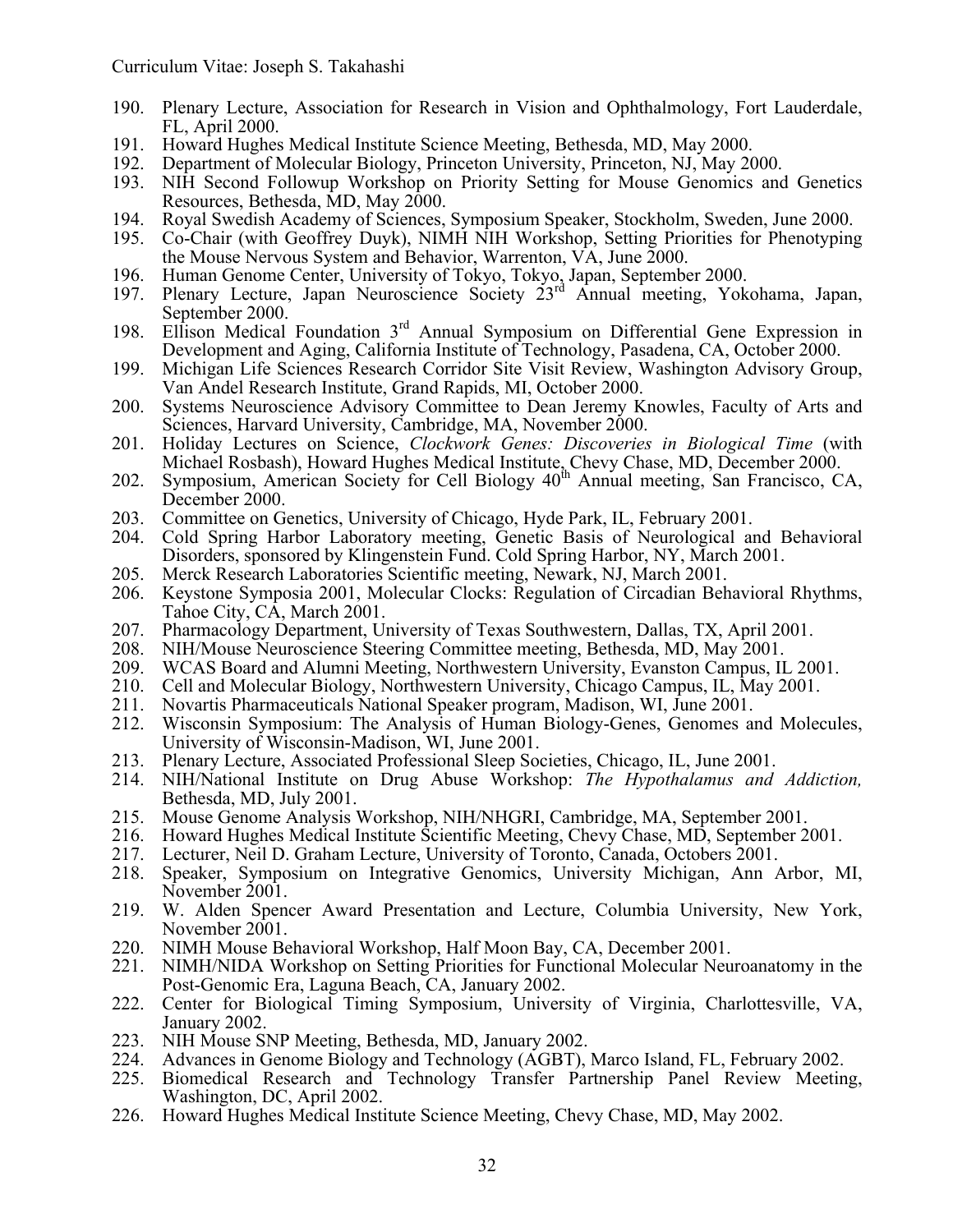190. Plenary Lecture, Association for Research in Vision and Ophthalmology, Fort Lauderdale, FL, April 2000.
191. Howard Hughes Medical Institute Science Meeting, Bethesda, MD, May 2000.
192. Department of Molecular Biology, Princeton University, Princeton, NJ, May 2000.
193. NIH Second Followup Workshop on Priority Setting for Mouse Genomics and Genetics Resources, Bethesda, MD, May 2000.
194. Royal Swedish Academy of Sciences, Symposium Speaker, Stockholm, Sweden, June 2000.
195. Co-Chair (with Geoffrey Duyk), NIMH NIH Workshop, Setting Priorities for Phenotyping the Mouse Nervous System and Behavior, Warrenton, VA, June 2000.
196. Human Genome Center, University of Tokyo, Tokyo, Japan, September 2000.
197. Plenary Lecture, Japan Neuroscience Society 23rd Annual meeting, Yokohama, Japan, September 2000.
198. Ellison Medical Foundation 3rd Annual Symposium on Differential Gene Expression in Development and Aging, California Institute of Technology, Pasadena, CA, October 2000.
199. Michigan Life Sciences Research Corridor Site Visit Review, Washington Advisory Group, Van Andel Research Institute, Grand Rapids, MI, October 2000.
200. Systems Neuroscience Advisory Committee to Dean Jeremy Knowles, Faculty of Arts and Sciences, Harvard University, Cambridge, MA, November 2000.
201. Holiday Lectures on Science, *Clockwork Genes: Discoveries in Biological Time* (with Michael Rosbash), Howard Hughes Medical Institute, Chevy Chase, MD, December 2000.
202. Symposium, American Society for Cell Biology 40th Annual meeting, San Francisco, CA, December 2000.
203. Committee on Genetics, University of Chicago, Hyde Park, IL, February 2001.
204. Cold Spring Harbor Laboratory meeting, Genetic Basis of Neurological and Behavioral Disorders, sponsored by Klingenstein Fund. Cold Spring Harbor, NY, March 2001.
205. Merck Research Laboratories Scientific meeting, Newark, NJ, March 2001.
206. Keystone Symposia 2001, Molecular Clocks: Regulation of Circadian Behavioral Rhythms, Tahoe City, CA, March 2001.
207. Pharmacology Department, University of Texas Southwestern, Dallas, TX, April 2001.
208. NIH/Mouse Neuroscience Steering Committee meeting, Bethesda, MD, May 2001.
209. WCAS Board and Alumni Meeting, Northwestern University, Evanston Campus, IL 2001.
210. Cell and Molecular Biology, Northwestern University, Chicago Campus, IL, May 2001.
211. Novartis Pharmaceuticals National Speaker program, Madison, WI, June 2001.
212. Wisconsin Symposium: The Analysis of Human Biology-Genes, Genomes and Molecules, University of Wisconsin-Madison, WI, June 2001.
213. Plenary Lecture, Associated Professional Sleep Societies, Chicago, IL, June 2001.
214. NIH/National Institute on Drug Abuse Workshop: *The Hypothalamus and Addiction,* Bethesda, MD, July 2001.
215. Mouse Genome Analysis Workshop, NIH/NHGRI, Cambridge, MA, September 2001.
216. Howard Hughes Medical Institute Scientific Meeting, Chevy Chase, MD, September 2001.
217. Lecturer, Neil D. Graham Lecture, University of Toronto, Canada, Octobers 2001.
218. Speaker, Symposium on Integrative Genomics, University Michigan, Ann Arbor, MI, November 2001.
219. W. Alden Spencer Award Presentation and Lecture, Columbia University, New York, November 2001.
220. NIMH Mouse Behavioral Workshop, Half Moon Bay, CA, December 2001.
221. NIMH/NIDA Workshop on Setting Priorities for Functional Molecular Neuroanatomy in the Post-Genomic Era, Laguna Beach, CA, January 2002.
222. Center for Biological Timing Symposium, University of Virginia, Charlottesville, VA, January 2002.
223. NIH Mouse SNP Meeting, Bethesda, MD, January 2002.
224. Advances in Genome Biology and Technology (AGBT), Marco Island, FL, February 2002.
225. Biomedical Research and Technology Transfer Partnership Panel Review Meeting, Washington, DC, April 2002.
226. Howard Hughes Medical Institute Science Meeting, Chevy Chase, MD, May 2002.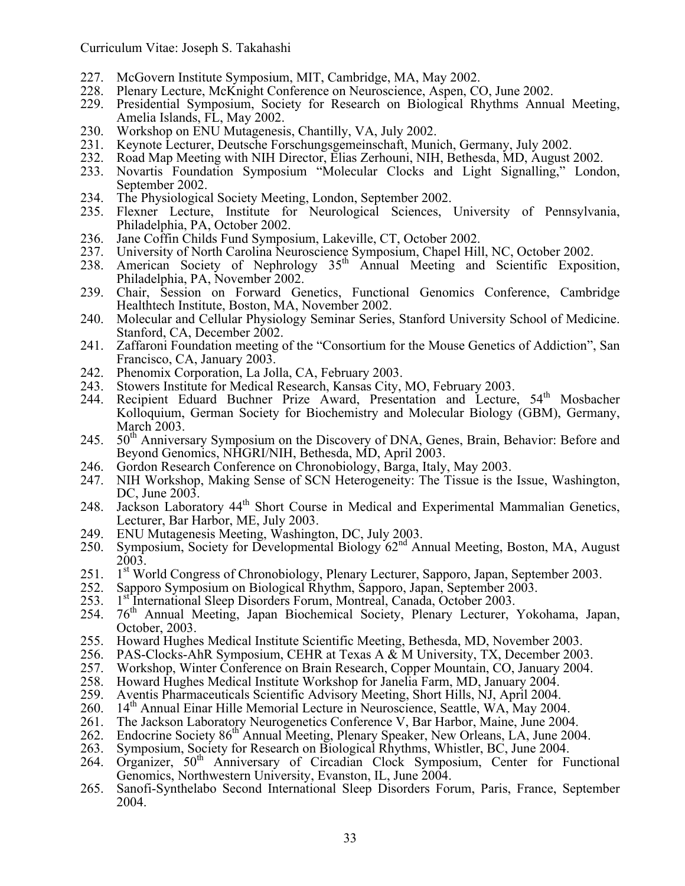227. McGovern Institute Symposium, MIT, Cambridge, MA, May 2002.
228. Plenary Lecture, McKnight Conference on Neuroscience, Aspen, CO, June 2002.
229. Presidential Symposium, Society for Research on Biological Rhythms Annual Meeting, Amelia Islands, FL, May 2002.
230. Workshop on ENU Mutagenesis, Chantilly, VA, July 2002.
231. Keynote Lecturer, Deutsche Forschungsgemeinschaft, Munich, Germany, July 2002.
232. Road Map Meeting with NIH Director, Elias Zerhouni, NIH, Bethesda, MD, August 2002.
233. Novartis Foundation Symposium "Molecular Clocks and Light Signalling," London, September 2002.
234. The Physiological Society Meeting, London, September 2002.
235. Flexner Lecture, Institute for Neurological Sciences, University of Pennsylvania, Philadelphia, PA, October 2002.
236. Jane Coffin Childs Fund Symposium, Lakeville, CT, October 2002.
237. University of North Carolina Neuroscience Symposium, Chapel Hill, NC, October 2002.
238. American Society of Nephrology 35th Annual Meeting and Scientific Exposition, Philadelphia, PA, November 2002.
239. Chair, Session on Forward Genetics, Functional Genomics Conference, Cambridge Healthtech Institute, Boston, MA, November 2002.
240. Molecular and Cellular Physiology Seminar Series, Stanford University School of Medicine. Stanford, CA, December 2002.
241. Zaffaroni Foundation meeting of the "Consortium for the Mouse Genetics of Addiction", San Francisco, CA, January 2003.
242. Phenomix Corporation, La Jolla, CA, February 2003.
243. Stowers Institute for Medical Research, Kansas City, MO, February 2003.
244. Recipient Eduard Buchner Prize Award, Presentation and Lecture, 54th Mosbacher Kolloquium, German Society for Biochemistry and Molecular Biology (GBM), Germany, March 2003.
245. 50th Anniversary Symposium on the Discovery of DNA, Genes, Brain, Behavior: Before and Beyond Genomics, NHGRI/NIH, Bethesda, MD, April 2003.
246. Gordon Research Conference on Chronobiology, Barga, Italy, May 2003.
247. NIH Workshop, Making Sense of SCN Heterogeneity: The Tissue is the Issue, Washington, DC, June 2003.
248. Jackson Laboratory 44th Short Course in Medical and Experimental Mammalian Genetics, Lecturer, Bar Harbor, ME, July 2003.
249. ENU Mutagenesis Meeting, Washington, DC, July 2003.
250. Symposium, Society for Developmental Biology 62nd Annual Meeting, Boston, MA, August 2003.
251. 1st World Congress of Chronobiology, Plenary Lecturer, Sapporo, Japan, September 2003.
252. Sapporo Symposium on Biological Rhythm, Sapporo, Japan, September 2003.
253. 1st International Sleep Disorders Forum, Montreal, Canada, October 2003.
254. 76th Annual Meeting, Japan Biochemical Society, Plenary Lecturer, Yokohama, Japan, October, 2003.
255. Howard Hughes Medical Institute Scientific Meeting, Bethesda, MD, November 2003.
256. PAS-Clocks-AhR Symposium, CEHR at Texas A & M University, TX, December 2003.
257. Workshop, Winter Conference on Brain Research, Copper Mountain, CO, January 2004.
258. Howard Hughes Medical Institute Workshop for Janelia Farm, MD, January 2004.
259. Aventis Pharmaceuticals Scientific Advisory Meeting, Short Hills, NJ, April 2004.
260. 14th Annual Einar Hille Memorial Lecture in Neuroscience, Seattle, WA, May 2004.
261. The Jackson Laboratory Neurogenetics Conference V, Bar Harbor, Maine, June 2004.
262. Endocrine Society 86th Annual Meeting, Plenary Speaker, New Orleans, LA, June 2004.
263. Symposium, Society for Research on Biological Rhythms, Whistler, BC, June 2004.
264. Organizer, 50th Anniversary of Circadian Clock Symposium, Center for Functional Genomics, Northwestern University, Evanston, IL, June 2004.
265. Sanofi-Synthelabo Second International Sleep Disorders Forum, Paris, France, September 2004.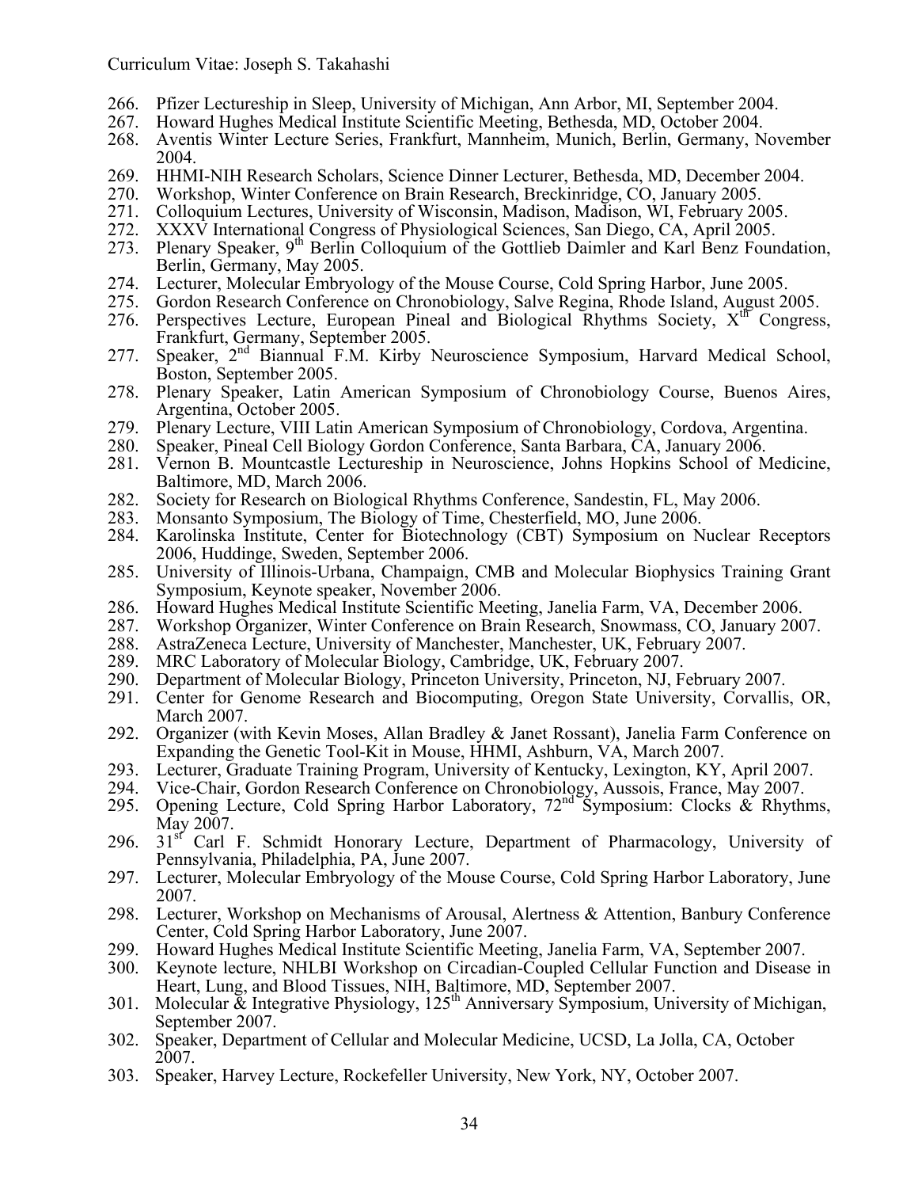266. Pfizer Lectureship in Sleep, University of Michigan, Ann Arbor, MI, September 2004.
267. Howard Hughes Medical Institute Scientific Meeting, Bethesda, MD, October 2004.
268. Aventis Winter Lecture Series, Frankfurt, Mannheim, Munich, Berlin, Germany, November 2004.
269. HHMI-NIH Research Scholars, Science Dinner Lecturer, Bethesda, MD, December 2004.
270. Workshop, Winter Conference on Brain Research, Breckinridge, CO, January 2005.
271. Colloquium Lectures, University of Wisconsin, Madison, Madison, WI, February 2005.
272. XXXV International Congress of Physiological Sciences, San Diego, CA, April 2005.
273. Plenary Speaker, 9th Berlin Colloquium of the Gottlieb Daimler and Karl Benz Foundation, Berlin, Germany, May 2005.
274. Lecturer, Molecular Embryology of the Mouse Course, Cold Spring Harbor, June 2005.
275. Gordon Research Conference on Chronobiology, Salve Regina, Rhode Island, August 2005.
276. Perspectives Lecture, European Pineal and Biological Rhythms Society, Xth Congress, Frankfurt, Germany, September 2005.
277. Speaker, 2nd Biannual F.M. Kirby Neuroscience Symposium, Harvard Medical School, Boston, September 2005.
278. Plenary Speaker, Latin American Symposium of Chronobiology Course, Buenos Aires, Argentina, October 2005.
279. Plenary Lecture, VIII Latin American Symposium of Chronobiology, Cordova, Argentina.
280. Speaker, Pineal Cell Biology Gordon Conference, Santa Barbara, CA, January 2006.
281. Vernon B. Mountcastle Lectureship in Neuroscience, Johns Hopkins School of Medicine, Baltimore, MD, March 2006.
282. Society for Research on Biological Rhythms Conference, Sandestin, FL, May 2006.
283. Monsanto Symposium, The Biology of Time, Chesterfield, MO, June 2006.
284. Karolinska Institute, Center for Biotechnology (CBT) Symposium on Nuclear Receptors 2006, Huddinge, Sweden, September 2006.
285. University of Illinois-Urbana, Champaign, CMB and Molecular Biophysics Training Grant Symposium, Keynote speaker, November 2006.
286. Howard Hughes Medical Institute Scientific Meeting, Janelia Farm, VA, December 2006.
287. Workshop Organizer, Winter Conference on Brain Research, Snowmass, CO, January 2007.
288. AstraZeneca Lecture, University of Manchester, Manchester, UK, February 2007.
289. MRC Laboratory of Molecular Biology, Cambridge, UK, February 2007.
290. Department of Molecular Biology, Princeton University, Princeton, NJ, February 2007.
291. Center for Genome Research and Biocomputing, Oregon State University, Corvallis, OR, March 2007.
292. Organizer (with Kevin Moses, Allan Bradley & Janet Rossant), Janelia Farm Conference on Expanding the Genetic Tool-Kit in Mouse, HHMI, Ashburn, VA, March 2007.
293. Lecturer, Graduate Training Program, University of Kentucky, Lexington, KY, April 2007.
294. Vice-Chair, Gordon Research Conference on Chronobiology, Aussois, France, May 2007.
295. Opening Lecture, Cold Spring Harbor Laboratory, 72nd Symposium: Clocks & Rhythms, May 2007.
296. 31st Carl F. Schmidt Honorary Lecture, Department of Pharmacology, University of Pennsylvania, Philadelphia, PA, June 2007.
297. Lecturer, Molecular Embryology of the Mouse Course, Cold Spring Harbor Laboratory, June 2007.
298. Lecturer, Workshop on Mechanisms of Arousal, Alertness & Attention, Banbury Conference Center, Cold Spring Harbor Laboratory, June 2007.
299. Howard Hughes Medical Institute Scientific Meeting, Janelia Farm, VA, September 2007.
300. Keynote lecture, NHLBI Workshop on Circadian-Coupled Cellular Function and Disease in Heart, Lung, and Blood Tissues, NIH, Baltimore, MD, September 2007.
301. Molecular & Integrative Physiology, 125th Anniversary Symposium, University of Michigan, September 2007.
302. Speaker, Department of Cellular and Molecular Medicine, UCSD, La Jolla, CA, October 2007.
303. Speaker, Harvey Lecture, Rockefeller University, New York, NY, October 2007.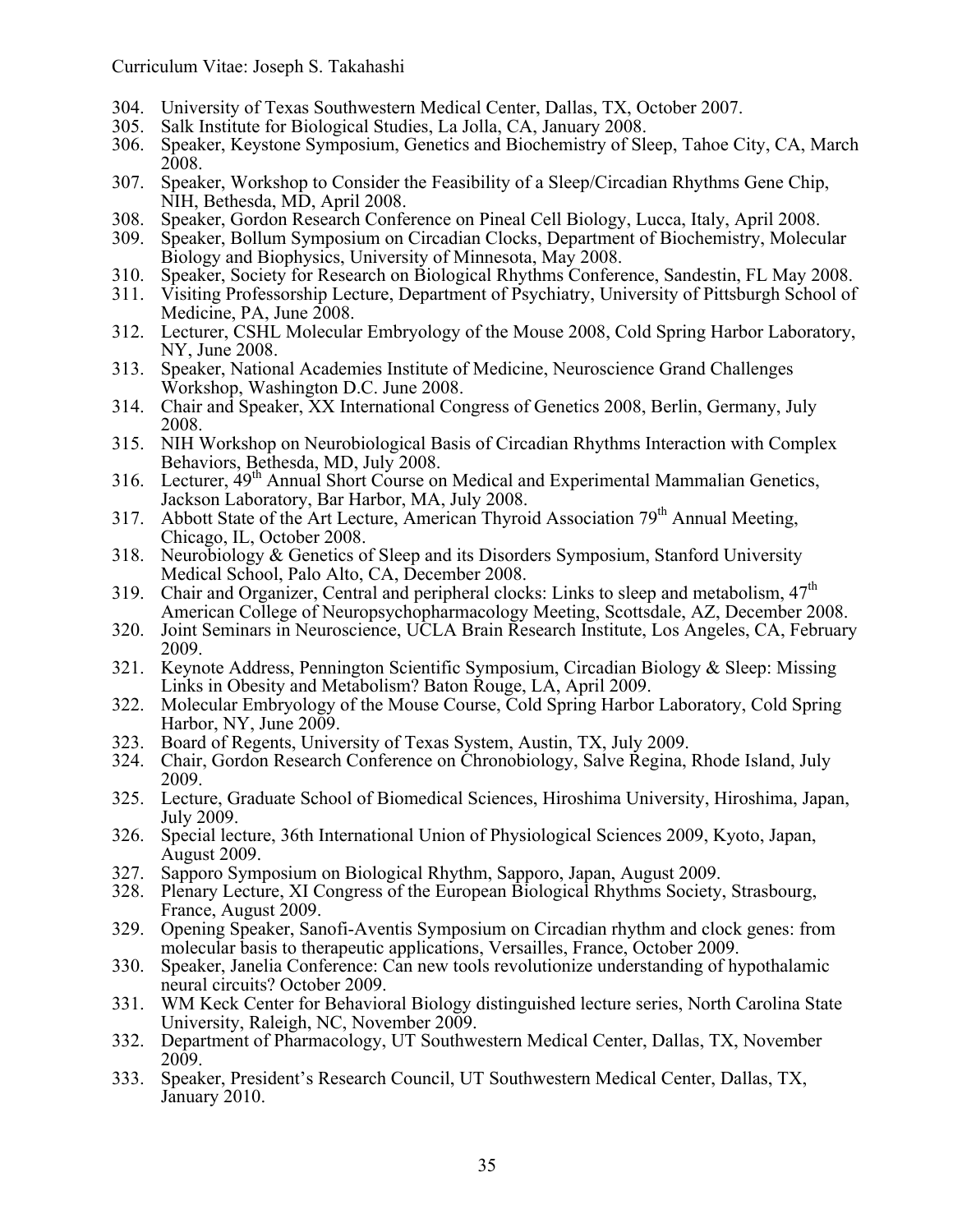304. University of Texas Southwestern Medical Center, Dallas, TX, October 2007.
305. Salk Institute for Biological Studies, La Jolla, CA, January 2008.
306. Speaker, Keystone Symposium, Genetics and Biochemistry of Sleep, Tahoe City, CA, March 2008.
307. Speaker, Workshop to Consider the Feasibility of a Sleep/Circadian Rhythms Gene Chip, NIH, Bethesda, MD, April 2008.
308. Speaker, Gordon Research Conference on Pineal Cell Biology, Lucca, Italy, April 2008.
309. Speaker, Bollum Symposium on Circadian Clocks, Department of Biochemistry, Molecular Biology and Biophysics, University of Minnesota, May 2008.
310. Speaker, Society for Research on Biological Rhythms Conference, Sandestin, FL May 2008.
311. Visiting Professorship Lecture, Department of Psychiatry, University of Pittsburgh School of Medicine, PA, June 2008.
312. Lecturer, CSHL Molecular Embryology of the Mouse 2008, Cold Spring Harbor Laboratory, NY, June 2008.
313. Speaker, National Academies Institute of Medicine, Neuroscience Grand Challenges Workshop, Washington D.C. June 2008.
314. Chair and Speaker, XX International Congress of Genetics 2008, Berlin, Germany, July 2008.
315. NIH Workshop on Neurobiological Basis of Circadian Rhythms Interaction with Complex Behaviors, Bethesda, MD, July 2008.
316. Lecturer, 49th Annual Short Course on Medical and Experimental Mammalian Genetics, Jackson Laboratory, Bar Harbor, MA, July 2008.
317. Abbott State of the Art Lecture, American Thyroid Association 79th Annual Meeting, Chicago, IL, October 2008.
318. Neurobiology & Genetics of Sleep and its Disorders Symposium, Stanford University Medical School, Palo Alto, CA, December 2008.
319. Chair and Organizer, Central and peripheral clocks: Links to sleep and metabolism, 47th American College of Neuropsychopharmacology Meeting, Scottsdale, AZ, December 2008.
320. Joint Seminars in Neuroscience, UCLA Brain Research Institute, Los Angeles, CA, February 2009.
321. Keynote Address, Pennington Scientific Symposium, Circadian Biology & Sleep: Missing Links in Obesity and Metabolism? Baton Rouge, LA, April 2009.
322. Molecular Embryology of the Mouse Course, Cold Spring Harbor Laboratory, Cold Spring Harbor, NY, June 2009.
323. Board of Regents, University of Texas System, Austin, TX, July 2009.
324. Chair, Gordon Research Conference on Chronobiology, Salve Regina, Rhode Island, July 2009.
325. Lecture, Graduate School of Biomedical Sciences, Hiroshima University, Hiroshima, Japan, July 2009.
326. Special lecture, 36th International Union of Physiological Sciences 2009, Kyoto, Japan, August 2009.
327. Sapporo Symposium on Biological Rhythm, Sapporo, Japan, August 2009.
328. Plenary Lecture, XI Congress of the European Biological Rhythms Society, Strasbourg, France, August 2009.
329. Opening Speaker, Sanofi-Aventis Symposium on Circadian rhythm and clock genes: from molecular basis to therapeutic applications, Versailles, France, October 2009.
330. Speaker, Janelia Conference: Can new tools revolutionize understanding of hypothalamic neural circuits? October 2009.
331. WM Keck Center for Behavioral Biology distinguished lecture series, North Carolina State University, Raleigh, NC, November 2009.
332. Department of Pharmacology, UT Southwestern Medical Center, Dallas, TX, November 2009.
333. Speaker, President's Research Council, UT Southwestern Medical Center, Dallas, TX, January 2010.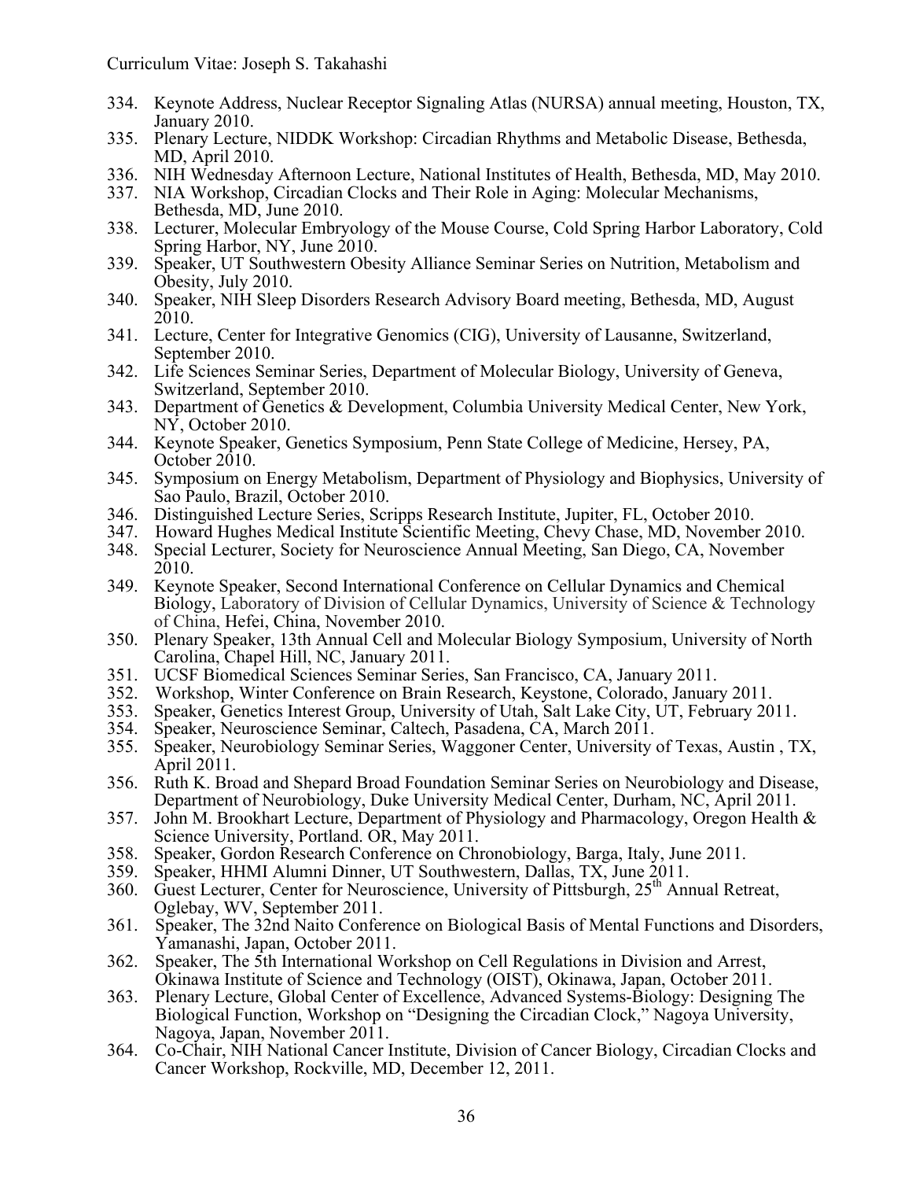334. Keynote Address, Nuclear Receptor Signaling Atlas (NURSA) annual meeting, Houston, TX, January 2010.
335. Plenary Lecture, NIDDK Workshop: Circadian Rhythms and Metabolic Disease, Bethesda, MD, April 2010.
336. NIH Wednesday Afternoon Lecture, National Institutes of Health, Bethesda, MD, May 2010.
337. NIA Workshop, Circadian Clocks and Their Role in Aging: Molecular Mechanisms, Bethesda, MD, June 2010.
338. Lecturer, Molecular Embryology of the Mouse Course, Cold Spring Harbor Laboratory, Cold Spring Harbor, NY, June 2010.
339. Speaker, UT Southwestern Obesity Alliance Seminar Series on Nutrition, Metabolism and Obesity, July 2010.
340. Speaker, NIH Sleep Disorders Research Advisory Board meeting, Bethesda, MD, August 2010.
341. Lecture, Center for Integrative Genomics (CIG), University of Lausanne, Switzerland, September 2010.
342. Life Sciences Seminar Series, Department of Molecular Biology, University of Geneva, Switzerland, September 2010.
343. Department of Genetics & Development, Columbia University Medical Center, New York, NY, October 2010.
344. Keynote Speaker, Genetics Symposium, Penn State College of Medicine, Hersey, PA, October 2010.
345. Symposium on Energy Metabolism, Department of Physiology and Biophysics, University of Sao Paulo, Brazil, October 2010.
346. Distinguished Lecture Series, Scripps Research Institute, Jupiter, FL, October 2010.
347. Howard Hughes Medical Institute Scientific Meeting, Chevy Chase, MD, November 2010.
348. Special Lecturer, Society for Neuroscience Annual Meeting, San Diego, CA, November 2010.
349. Keynote Speaker, Second International Conference on Cellular Dynamics and Chemical Biology, Laboratory of Division of Cellular Dynamics, University of Science & Technology of China, Hefei, China, November 2010.
350. Plenary Speaker, 13th Annual Cell and Molecular Biology Symposium, University of North Carolina, Chapel Hill, NC, January 2011.
351. UCSF Biomedical Sciences Seminar Series, San Francisco, CA, January 2011.
352. Workshop, Winter Conference on Brain Research, Keystone, Colorado, January 2011.
353. Speaker, Genetics Interest Group, University of Utah, Salt Lake City, UT, February 2011.
354. Speaker, Neuroscience Seminar, Caltech, Pasadena, CA, March 2011.
355. Speaker, Neurobiology Seminar Series, Waggoner Center, University of Texas, Austin , TX, April 2011.
356. Ruth K. Broad and Shepard Broad Foundation Seminar Series on Neurobiology and Disease, Department of Neurobiology, Duke University Medical Center, Durham, NC, April 2011.
357. John M. Brookhart Lecture, Department of Physiology and Pharmacology, Oregon Health & Science University, Portland. OR, May 2011.
358. Speaker, Gordon Research Conference on Chronobiology, Barga, Italy, June 2011.
359. Speaker, HHMI Alumni Dinner, UT Southwestern, Dallas, TX, June 2011.
360. Guest Lecturer, Center for Neuroscience, University of Pittsburgh, 25th Annual Retreat, Oglebay, WV, September 2011.
361. Speaker, The 32nd Naito Conference on Biological Basis of Mental Functions and Disorders, Yamanashi, Japan, October 2011.
362. Speaker, The 5th International Workshop on Cell Regulations in Division and Arrest, Okinawa Institute of Science and Technology (OIST), Okinawa, Japan, October 2011.
363. Plenary Lecture, Global Center of Excellence, Advanced Systems-Biology: Designing The Biological Function, Workshop on "Designing the Circadian Clock," Nagoya University, Nagoya, Japan, November 2011.
364. Co-Chair, NIH National Cancer Institute, Division of Cancer Biology, Circadian Clocks and Cancer Workshop, Rockville, MD, December 12, 2011.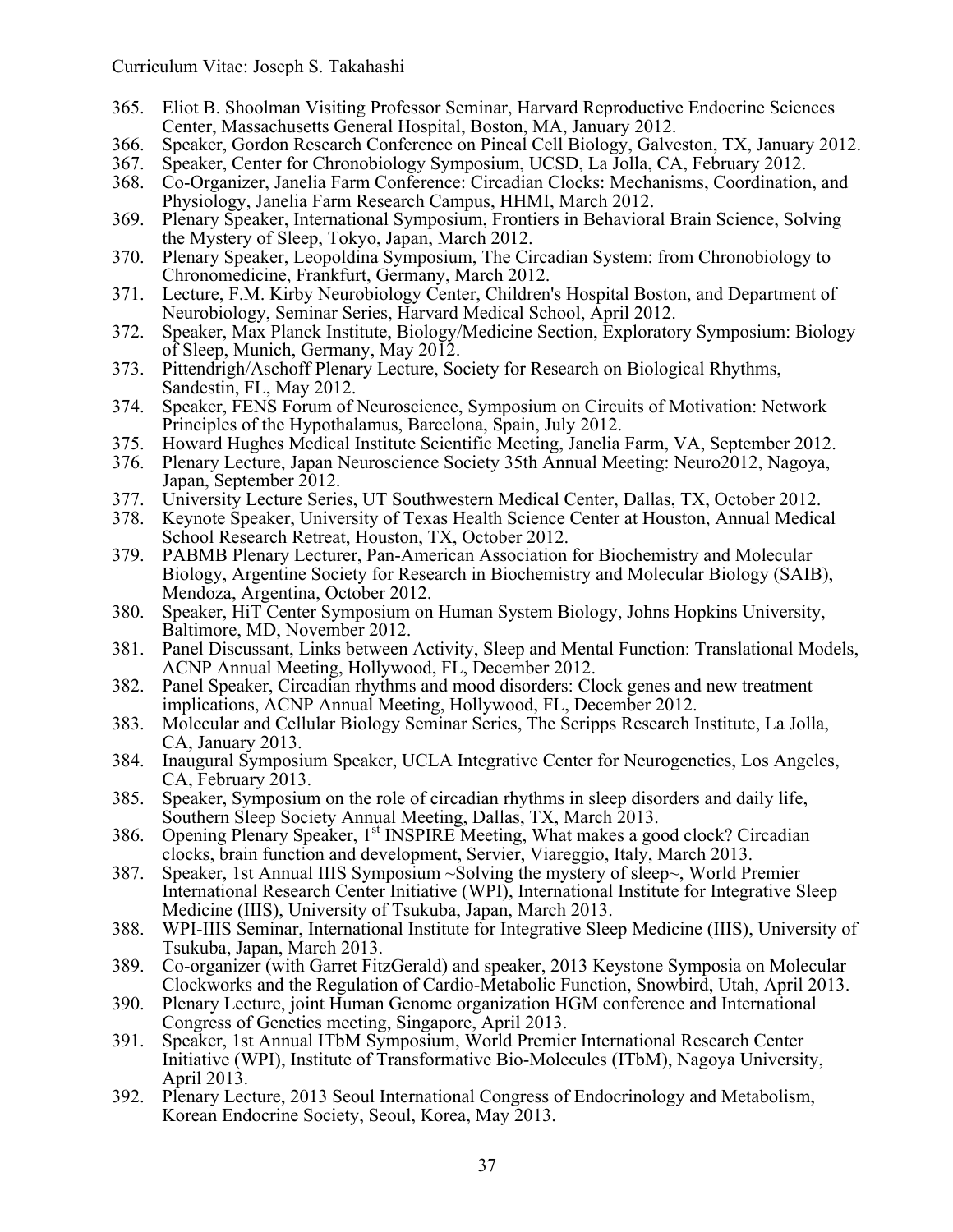365. Eliot B. Shoolman Visiting Professor Seminar, Harvard Reproductive Endocrine Sciences Center, Massachusetts General Hospital, Boston, MA, January 2012.
366. Speaker, Gordon Research Conference on Pineal Cell Biology, Galveston, TX, January 2012.
367. Speaker, Center for Chronobiology Symposium, UCSD, La Jolla, CA, February 2012.
368. Co-Organizer, Janelia Farm Conference: Circadian Clocks: Mechanisms, Coordination, and Physiology, Janelia Farm Research Campus, HHMI, March 2012.
369. Plenary Speaker, International Symposium, Frontiers in Behavioral Brain Science, Solving the Mystery of Sleep, Tokyo, Japan, March 2012.
370. Plenary Speaker, Leopoldina Symposium, The Circadian System: from Chronobiology to Chronomedicine, Frankfurt, Germany, March 2012.
371. Lecture, F.M. Kirby Neurobiology Center, Children's Hospital Boston, and Department of Neurobiology, Seminar Series, Harvard Medical School, April 2012.
372. Speaker, Max Planck Institute, Biology/Medicine Section, Exploratory Symposium: Biology of Sleep, Munich, Germany, May 2012.
373. Pittendrigh/Aschoff Plenary Lecture, Society for Research on Biological Rhythms, Sandestin, FL, May 2012.
374. Speaker, FENS Forum of Neuroscience, Symposium on Circuits of Motivation: Network Principles of the Hypothalamus, Barcelona, Spain, July 2012.
375. Howard Hughes Medical Institute Scientific Meeting, Janelia Farm, VA, September 2012.
376. Plenary Lecture, Japan Neuroscience Society 35th Annual Meeting: Neuro2012, Nagoya, Japan, September 2012.
377. University Lecture Series, UT Southwestern Medical Center, Dallas, TX, October 2012.
378. Keynote Speaker, University of Texas Health Science Center at Houston, Annual Medical School Research Retreat, Houston, TX, October 2012.
379. PABMB Plenary Lecturer, Pan-American Association for Biochemistry and Molecular Biology, Argentine Society for Research in Biochemistry and Molecular Biology (SAIB), Mendoza, Argentina, October 2012.
380. Speaker, HiT Center Symposium on Human System Biology, Johns Hopkins University, Baltimore, MD, November 2012.
381. Panel Discussant, Links between Activity, Sleep and Mental Function: Translational Models, ACNP Annual Meeting, Hollywood, FL, December 2012.
382. Panel Speaker, Circadian rhythms and mood disorders: Clock genes and new treatment implications, ACNP Annual Meeting, Hollywood, FL, December 2012.
383. Molecular and Cellular Biology Seminar Series, The Scripps Research Institute, La Jolla, CA, January 2013.
384. Inaugural Symposium Speaker, UCLA Integrative Center for Neurogenetics, Los Angeles, CA, February 2013.
385. Speaker, Symposium on the role of circadian rhythms in sleep disorders and daily life, Southern Sleep Society Annual Meeting, Dallas, TX, March 2013.
386. Opening Plenary Speaker, 1st INSPIRE Meeting, What makes a good clock? Circadian clocks, brain function and development, Servier, Viareggio, Italy, March 2013.
387. Speaker, 1st Annual IIIS Symposium ~Solving the mystery of sleep~, World Premier International Research Center Initiative (WPI), International Institute for Integrative Sleep Medicine (IIIS), University of Tsukuba, Japan, March 2013.
388. WPI-IIIS Seminar, International Institute for Integrative Sleep Medicine (IIIS), University of Tsukuba, Japan, March 2013.
389. Co-organizer (with Garret FitzGerald) and speaker, 2013 Keystone Symposia on Molecular Clockworks and the Regulation of Cardio-Metabolic Function, Snowbird, Utah, April 2013.
390. Plenary Lecture, joint Human Genome organization HGM conference and International Congress of Genetics meeting, Singapore, April 2013.
391. Speaker, 1st Annual ITbM Symposium, World Premier International Research Center Initiative (WPI), Institute of Transformative Bio-Molecules (ITbM), Nagoya University, April 2013.
392. Plenary Lecture, 2013 Seoul International Congress of Endocrinology and Metabolism, Korean Endocrine Society, Seoul, Korea, May 2013.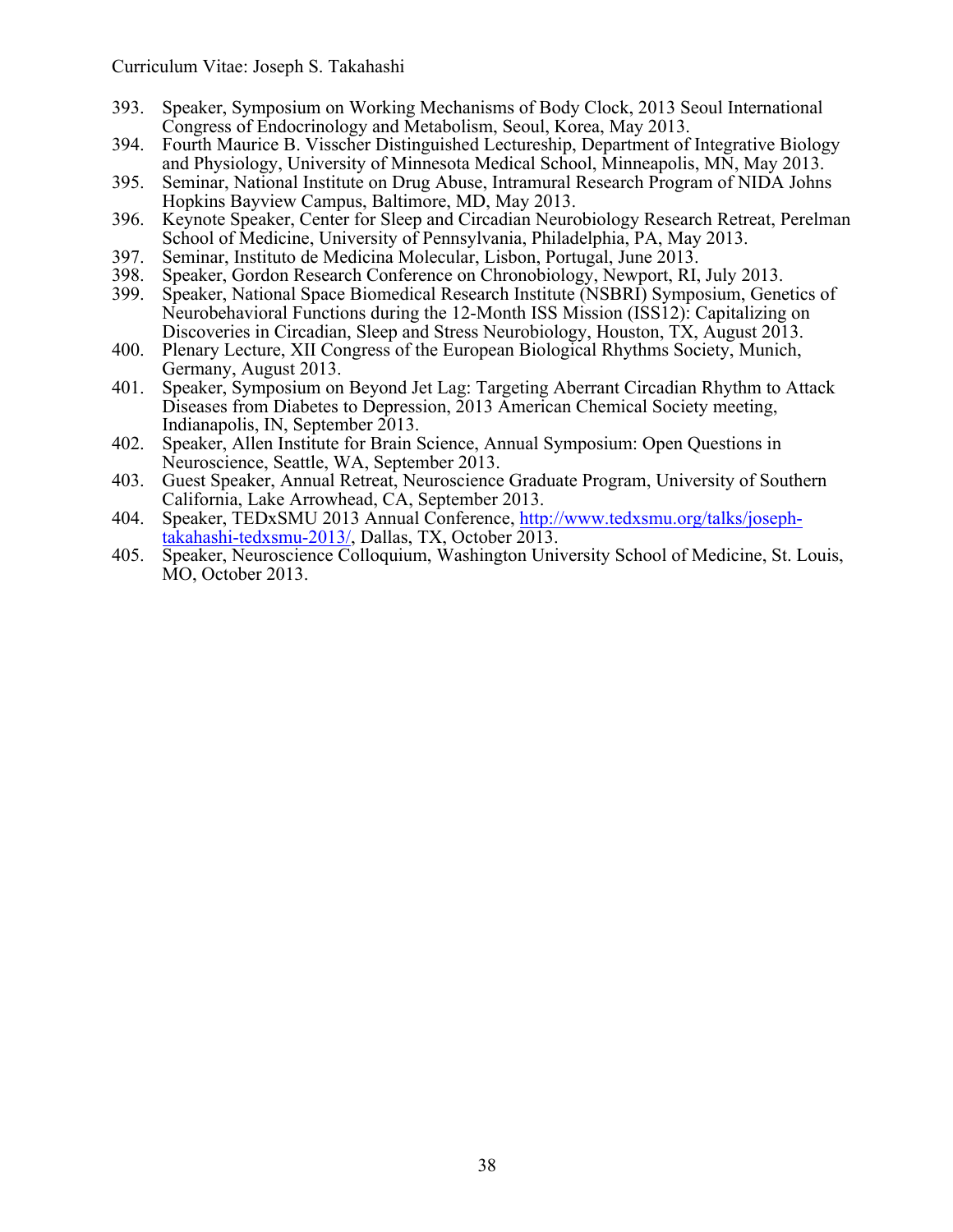393. Speaker, Symposium on Working Mechanisms of Body Clock, 2013 Seoul International Congress of Endocrinology and Metabolism, Seoul, Korea, May 2013.
394. Fourth Maurice B. Visscher Distinguished Lectureship, Department of Integrative Biology and Physiology, University of Minnesota Medical School, Minneapolis, MN, May 2013.
395. Seminar, National Institute on Drug Abuse, Intramural Research Program of NIDA Johns Hopkins Bayview Campus, Baltimore, MD, May 2013.
396. Keynote Speaker, Center for Sleep and Circadian Neurobiology Research Retreat, Perelman School of Medicine, University of Pennsylvania, Philadelphia, PA, May 2013.
397. Seminar, Instituto de Medicina Molecular, Lisbon, Portugal, June 2013.
398. Speaker, Gordon Research Conference on Chronobiology, Newport, RI, July 2013.
399. Speaker, National Space Biomedical Research Institute (NSBRI) Symposium, Genetics of Neurobehavioral Functions during the 12-Month ISS Mission (ISS12): Capitalizing on Discoveries in Circadian, Sleep and Stress Neurobiology, Houston, TX, August 2013.
400. Plenary Lecture, XII Congress of the European Biological Rhythms Society, Munich, Germany, August 2013.
401. Speaker, Symposium on Beyond Jet Lag: Targeting Aberrant Circadian Rhythm to Attack Diseases from Diabetes to Depression, 2013 American Chemical Society meeting, Indianapolis, IN, September 2013.
402. Speaker, Allen Institute for Brain Science, Annual Symposium: Open Questions in Neuroscience, Seattle, WA, September 2013.
403. Guest Speaker, Annual Retreat, Neuroscience Graduate Program, University of Southern California, Lake Arrowhead, CA, September 2013.
404. Speaker, TEDxSMU 2013 Annual Conference, http://www.tedxsmu.org/talks/joseph-takahashi-tedxsmu-2013/, Dallas, TX, October 2013.
405. Speaker, Neuroscience Colloquium, Washington University School of Medicine, St. Louis, MO, October 2013.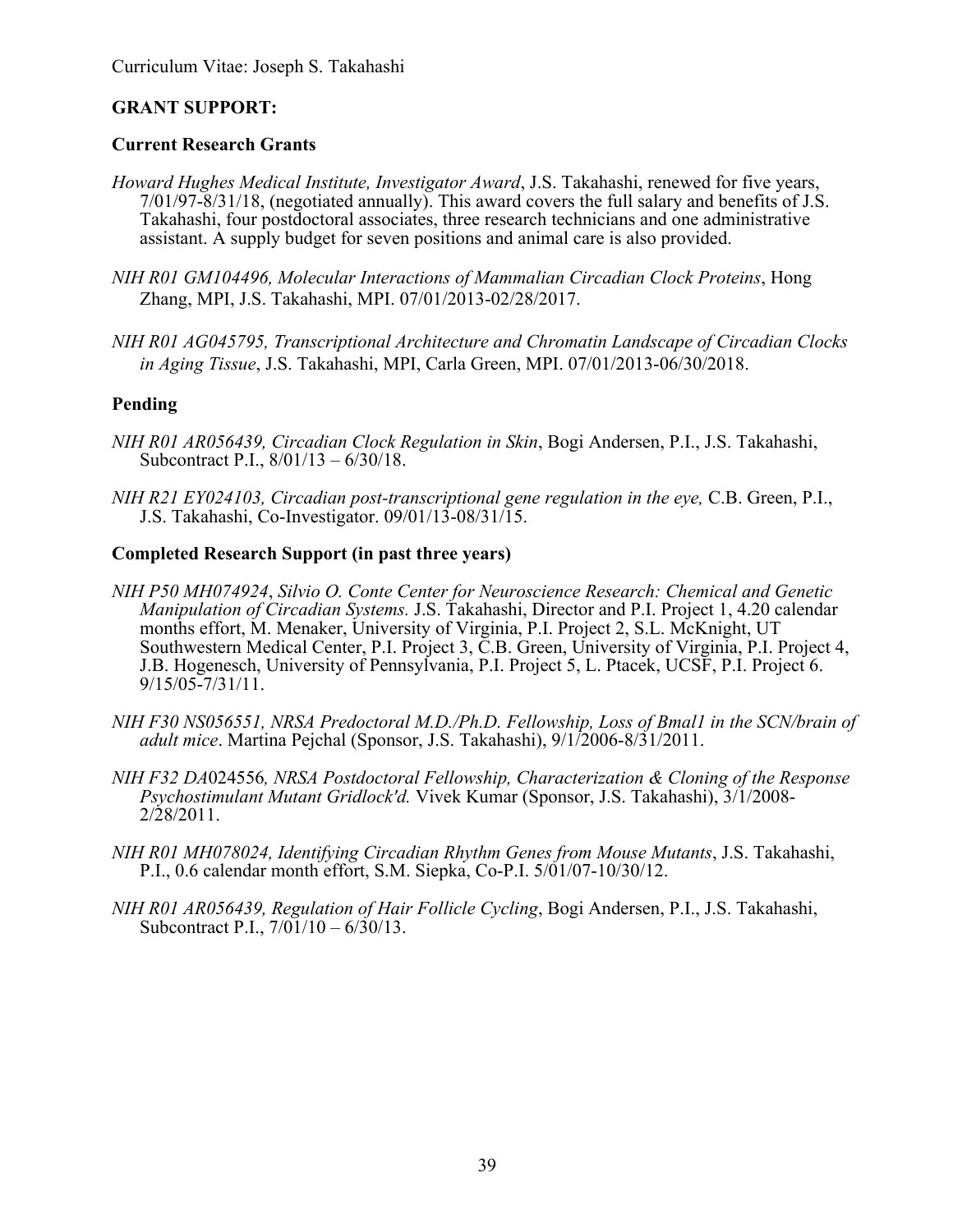## GRANT SUPPORT:

### Current Research Grants

*Howard Hughes Medical Institute, Investigator Award*, J.S. Takahashi, renewed for five years, 7/01/97-8/31/18, (negotiated annually). This award covers the full salary and benefits of J.S. Takahashi, four postdoctoral associates, three research technicians and one administrative assistant. A supply budget for seven positions and animal care is also provided.

*NIH R01 GM104496, Molecular Interactions of Mammalian Circadian Clock Proteins*, Hong Zhang, MPI, J.S. Takahashi, MPI. 07/01/2013-02/28/2017.

*NIH R01 AG045795, Transcriptional Architecture and Chromatin Landscape of Circadian Clocks in Aging Tissue*, J.S. Takahashi, MPI, Carla Green, MPI. 07/01/2013-06/30/2018.

### Pending

*NIH R01 AR056439, Circadian Clock Regulation in Skin*, Bogi Andersen, P.I., J.S. Takahashi, Subcontract P.I., 8/01/13 – 6/30/18.

*NIH R21 EY024103, Circadian post-transcriptional gene regulation in the eye,* C.B. Green, P.I., J.S. Takahashi, Co-Investigator. 09/01/13-08/31/15.

### Completed Research Support (in past three years)

*NIH P50 MH074924*, *Silvio O. Conte Center for Neuroscience Research: Chemical and Genetic Manipulation of Circadian Systems.* J.S. Takahashi, Director and P.I. Project 1, 4.20 calendar months effort, M. Menaker, University of Virginia, P.I. Project 2, S.L. McKnight, UT Southwestern Medical Center, P.I. Project 3, C.B. Green, University of Virginia, P.I. Project 4, J.B. Hogenesch, University of Pennsylvania, P.I. Project 5, L. Ptacek, UCSF, P.I. Project 6. 9/15/05-7/31/11.

*NIH F30 NS056551, NRSA Predoctoral M.D./Ph.D. Fellowship, Loss of Bmal1 in the SCN/brain of adult mice*. Martina Pejchal (Sponsor, J.S. Takahashi), 9/1/2006-8/31/2011.

*NIH F32 DA*024556*, NRSA Postdoctoral Fellowship, Characterization & Cloning of the Response Psychostimulant Mutant Gridlock'd.* Vivek Kumar (Sponsor, J.S. Takahashi), 3/1/2008-2/28/2011.

*NIH R01 MH078024, Identifying Circadian Rhythm Genes from Mouse Mutants*, J.S. Takahashi, P.I., 0.6 calendar month effort, S.M. Siepka, Co-P.I. 5/01/07-10/30/12.

*NIH R01 AR056439, Regulation of Hair Follicle Cycling*, Bogi Andersen, P.I., J.S. Takahashi, Subcontract P.I., 7/01/10 – 6/30/13.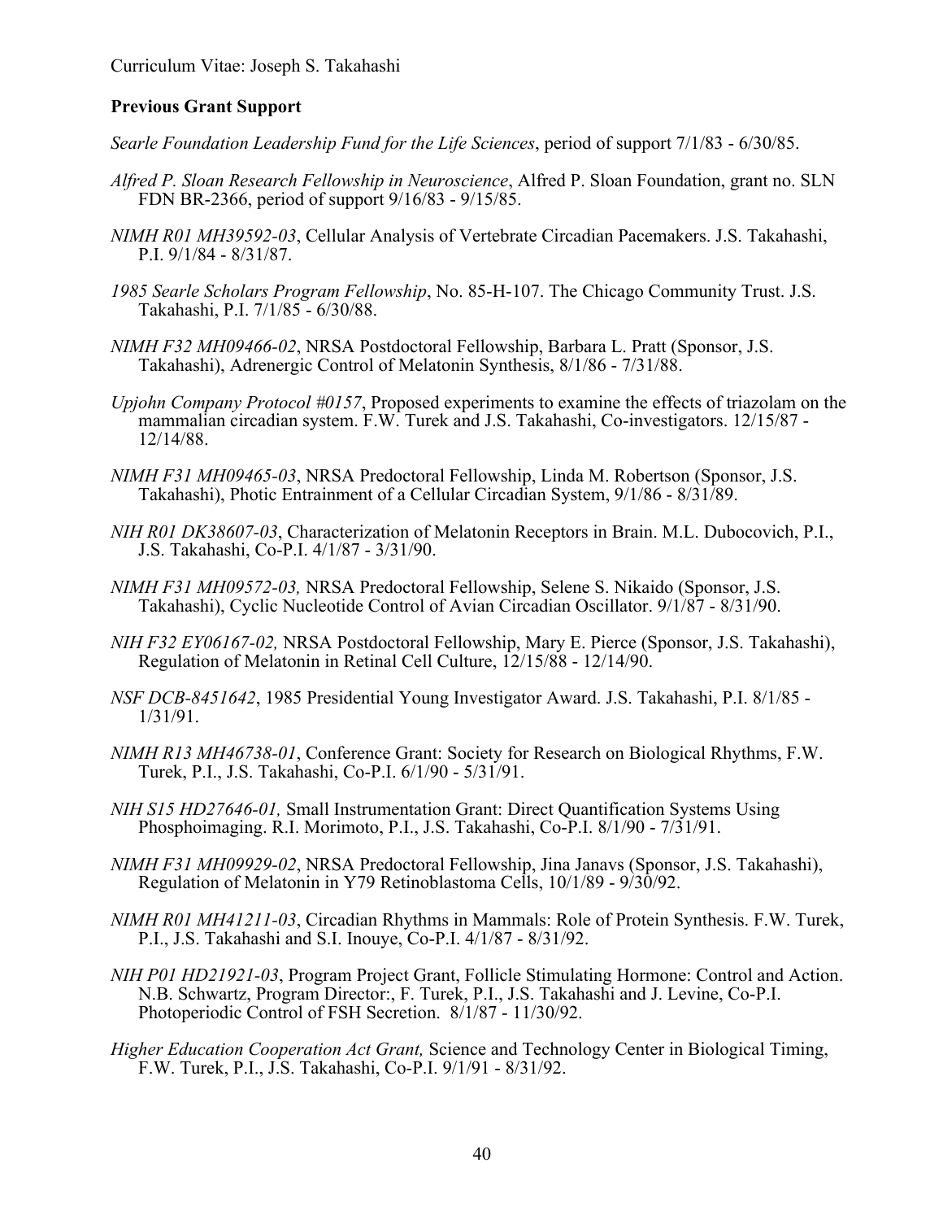**Previous Grant Support**

*Searle Foundation Leadership Fund for the Life Sciences*, period of support 7/1/83 - 6/30/85.

*Alfred P. Sloan Research Fellowship in Neuroscience*, Alfred P. Sloan Foundation, grant no. SLN FDN BR-2366, period of support 9/16/83 - 9/15/85.

*NIMH R01 MH39592-03*, Cellular Analysis of Vertebrate Circadian Pacemakers. J.S. Takahashi, P.I. 9/1/84 - 8/31/87.

*1985 Searle Scholars Program Fellowship*, No. 85-H-107. The Chicago Community Trust. J.S. Takahashi, P.I. 7/1/85 - 6/30/88.

*NIMH F32 MH09466-02*, NRSA Postdoctoral Fellowship, Barbara L. Pratt (Sponsor, J.S. Takahashi), Adrenergic Control of Melatonin Synthesis, 8/1/86 - 7/31/88.

*Upjohn Company Protocol #0157*, Proposed experiments to examine the effects of triazolam on the mammalian circadian system. F.W. Turek and J.S. Takahashi, Co-investigators. 12/15/87 - 12/14/88.

*NIMH F31 MH09465-03*, NRSA Predoctoral Fellowship, Linda M. Robertson (Sponsor, J.S. Takahashi), Photic Entrainment of a Cellular Circadian System, 9/1/86 - 8/31/89.

*NIH R01 DK38607-03*, Characterization of Melatonin Receptors in Brain. M.L. Dubocovich, P.I., J.S. Takahashi, Co-P.I. 4/1/87 - 3/31/90.

*NIMH F31 MH09572-03,* NRSA Predoctoral Fellowship, Selene S. Nikaido (Sponsor, J.S. Takahashi), Cyclic Nucleotide Control of Avian Circadian Oscillator. 9/1/87 - 8/31/90.

*NIH F32 EY06167-02,* NRSA Postdoctoral Fellowship, Mary E. Pierce (Sponsor, J.S. Takahashi), Regulation of Melatonin in Retinal Cell Culture, 12/15/88 - 12/14/90.

*NSF DCB-8451642*, 1985 Presidential Young Investigator Award. J.S. Takahashi, P.I. 8/1/85 - 1/31/91.

*NIMH R13 MH46738-01*, Conference Grant: Society for Research on Biological Rhythms, F.W. Turek, P.I., J.S. Takahashi, Co-P.I. 6/1/90 - 5/31/91.

*NIH S15 HD27646-01,* Small Instrumentation Grant: Direct Quantification Systems Using Phosphoimaging. R.I. Morimoto, P.I., J.S. Takahashi, Co-P.I. 8/1/90 - 7/31/91.

*NIMH F31 MH09929-02*, NRSA Predoctoral Fellowship, Jina Janavs (Sponsor, J.S. Takahashi), Regulation of Melatonin in Y79 Retinoblastoma Cells, 10/1/89 - 9/30/92.

*NIMH R01 MH41211-03*, Circadian Rhythms in Mammals: Role of Protein Synthesis. F.W. Turek, P.I., J.S. Takahashi and S.I. Inouye, Co-P.I. 4/1/87 - 8/31/92.

*NIH P01 HD21921-03*, Program Project Grant, Follicle Stimulating Hormone: Control and Action. N.B. Schwartz, Program Director:, F. Turek, P.I., J.S. Takahashi and J. Levine, Co-P.I. Photoperiodic Control of FSH Secretion. 8/1/87 - 11/30/92.

*Higher Education Cooperation Act Grant,* Science and Technology Center in Biological Timing, F.W. Turek, P.I., J.S. Takahashi, Co-P.I. 9/1/91 - 8/31/92.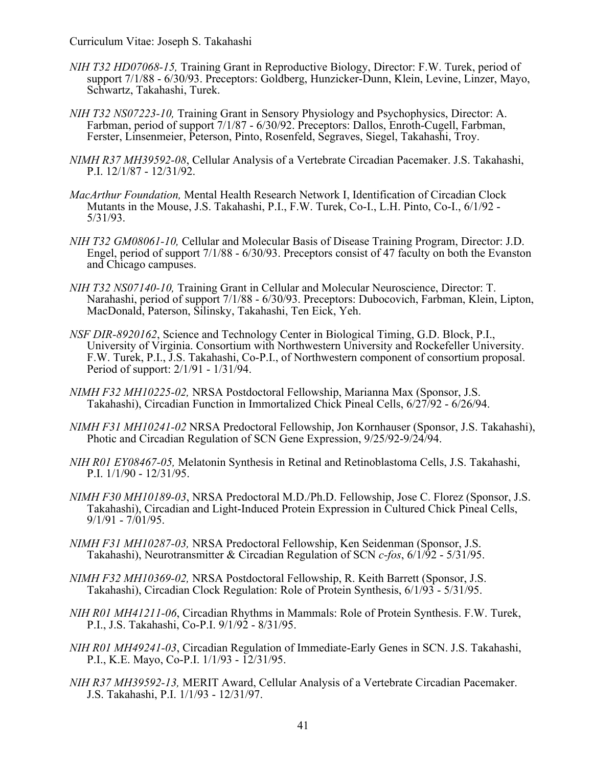*NIH T32 HD07068-15,* Training Grant in Reproductive Biology, Director: F.W. Turek, period of support 7/1/88 - 6/30/93. Preceptors: Goldberg, Hunzicker-Dunn, Klein, Levine, Linzer, Mayo, Schwartz, Takahashi, Turek.

*NIH T32 NS07223-10,* Training Grant in Sensory Physiology and Psychophysics, Director: A. Farbman, period of support 7/1/87 - 6/30/92. Preceptors: Dallos, Enroth-Cugell, Farbman, Ferster, Linsenmeier, Peterson, Pinto, Rosenfeld, Segraves, Siegel, Takahashi, Troy.

*NIMH R37 MH39592-08*, Cellular Analysis of a Vertebrate Circadian Pacemaker. J.S. Takahashi, P.I. 12/1/87 - 12/31/92.

*MacArthur Foundation,* Mental Health Research Network I, Identification of Circadian Clock Mutants in the Mouse, J.S. Takahashi, P.I., F.W. Turek, Co-I., L.H. Pinto, Co-I., 6/1/92 - 5/31/93.

*NIH T32 GM08061-10,* Cellular and Molecular Basis of Disease Training Program, Director: J.D. Engel, period of support 7/1/88 - 6/30/93. Preceptors consist of 47 faculty on both the Evanston and Chicago campuses.

*NIH T32 NS07140-10,* Training Grant in Cellular and Molecular Neuroscience, Director: T. Narahashi, period of support 7/1/88 - 6/30/93. Preceptors: Dubocovich, Farbman, Klein, Lipton, MacDonald, Paterson, Silinsky, Takahashi, Ten Eick, Yeh.

*NSF DIR-8920162*, Science and Technology Center in Biological Timing, G.D. Block, P.I., University of Virginia. Consortium with Northwestern University and Rockefeller University. F.W. Turek, P.I., J.S. Takahashi, Co-P.I., of Northwestern component of consortium proposal. Period of support: 2/1/91 - 1/31/94.

*NIMH F32 MH10225-02,* NRSA Postdoctoral Fellowship, Marianna Max (Sponsor, J.S. Takahashi), Circadian Function in Immortalized Chick Pineal Cells, 6/27/92 - 6/26/94.

*NIMH F31 MH10241-02* NRSA Predoctoral Fellowship, Jon Kornhauser (Sponsor, J.S. Takahashi), Photic and Circadian Regulation of SCN Gene Expression, 9/25/92-9/24/94.

*NIH R01 EY08467-05,* Melatonin Synthesis in Retinal and Retinoblastoma Cells, J.S. Takahashi, P.I. 1/1/90 - 12/31/95.

*NIMH F30 MH10189-03*, NRSA Predoctoral M.D./Ph.D. Fellowship, Jose C. Florez (Sponsor, J.S. Takahashi), Circadian and Light-Induced Protein Expression in Cultured Chick Pineal Cells, 9/1/91 - 7/01/95.

*NIMH F31 MH10287-03,* NRSA Predoctoral Fellowship, Ken Seidenman (Sponsor, J.S. Takahashi), Neurotransmitter & Circadian Regulation of SCN *c-fos*, 6/1/92 - 5/31/95.

*NIMH F32 MH10369-02,* NRSA Postdoctoral Fellowship, R. Keith Barrett (Sponsor, J.S. Takahashi), Circadian Clock Regulation: Role of Protein Synthesis, 6/1/93 - 5/31/95.

*NIH R01 MH41211-06*, Circadian Rhythms in Mammals: Role of Protein Synthesis. F.W. Turek, P.I., J.S. Takahashi, Co-P.I. 9/1/92 - 8/31/95.

*NIH R01 MH49241-03*, Circadian Regulation of Immediate-Early Genes in SCN. J.S. Takahashi, P.I., K.E. Mayo, Co-P.I. 1/1/93 - 12/31/95.

*NIH R37 MH39592-13,* MERIT Award, Cellular Analysis of a Vertebrate Circadian Pacemaker. J.S. Takahashi, P.I. 1/1/93 - 12/31/97.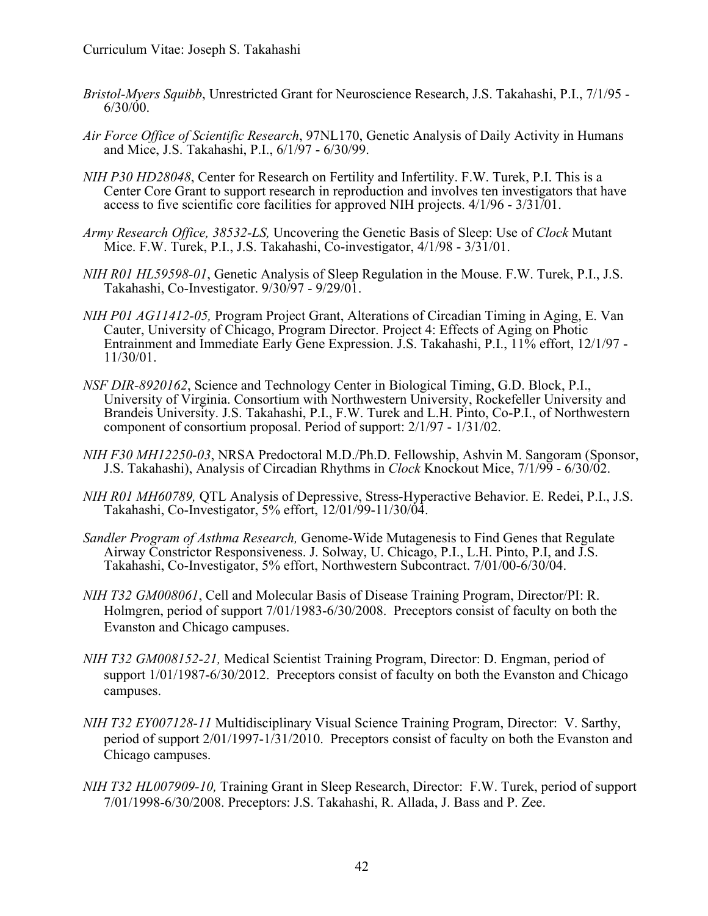*Bristol-Myers Squibb*, Unrestricted Grant for Neuroscience Research, J.S. Takahashi, P.I., 7/1/95 - 6/30/00.

*Air Force Office of Scientific Research*, 97NL170, Genetic Analysis of Daily Activity in Humans and Mice, J.S. Takahashi, P.I., 6/1/97 - 6/30/99.

*NIH P30 HD28048*, Center for Research on Fertility and Infertility. F.W. Turek, P.I. This is a Center Core Grant to support research in reproduction and involves ten investigators that have access to five scientific core facilities for approved NIH projects. 4/1/96 - 3/31/01.

*Army Research Office, 38532-LS,* Uncovering the Genetic Basis of Sleep: Use of *Clock* Mutant Mice. F.W. Turek, P.I., J.S. Takahashi, Co-investigator, 4/1/98 - 3/31/01.

*NIH R01 HL59598-01*, Genetic Analysis of Sleep Regulation in the Mouse. F.W. Turek, P.I., J.S. Takahashi, Co-Investigator. 9/30/97 - 9/29/01.

*NIH P01 AG11412-05,* Program Project Grant, Alterations of Circadian Timing in Aging, E. Van Cauter, University of Chicago, Program Director. Project 4: Effects of Aging on Photic Entrainment and Immediate Early Gene Expression. J.S. Takahashi, P.I., 11% effort, 12/1/97 - 11/30/01.

*NSF DIR-8920162*, Science and Technology Center in Biological Timing, G.D. Block, P.I., University of Virginia. Consortium with Northwestern University, Rockefeller University and Brandeis University. J.S. Takahashi, P.I., F.W. Turek and L.H. Pinto, Co-P.I., of Northwestern component of consortium proposal. Period of support: 2/1/97 - 1/31/02.

*NIH F30 MH12250-03*, NRSA Predoctoral M.D./Ph.D. Fellowship, Ashvin M. Sangoram (Sponsor, J.S. Takahashi), Analysis of Circadian Rhythms in *Clock* Knockout Mice, 7/1/99 - 6/30/02.

*NIH R01 MH60789,* QTL Analysis of Depressive, Stress-Hyperactive Behavior. E. Redei, P.I., J.S. Takahashi, Co-Investigator, 5% effort, 12/01/99-11/30/04.

*Sandler Program of Asthma Research,* Genome-Wide Mutagenesis to Find Genes that Regulate Airway Constrictor Responsiveness. J. Solway, U. Chicago, P.I., L.H. Pinto, P.I, and J.S. Takahashi, Co-Investigator, 5% effort, Northwestern Subcontract. 7/01/00-6/30/04.

*NIH T32 GM008061*, Cell and Molecular Basis of Disease Training Program, Director/PI: R. Holmgren, period of support 7/01/1983-6/30/2008. Preceptors consist of faculty on both the Evanston and Chicago campuses.

*NIH T32 GM008152-21,* Medical Scientist Training Program, Director: D. Engman, period of support 1/01/1987-6/30/2012. Preceptors consist of faculty on both the Evanston and Chicago campuses.

*NIH T32 EY007128-11* Multidisciplinary Visual Science Training Program, Director: V. Sarthy, period of support 2/01/1997-1/31/2010. Preceptors consist of faculty on both the Evanston and Chicago campuses.

*NIH T32 HL007909-10,* Training Grant in Sleep Research, Director: F.W. Turek, period of support 7/01/1998-6/30/2008. Preceptors: J.S. Takahashi, R. Allada, J. Bass and P. Zee.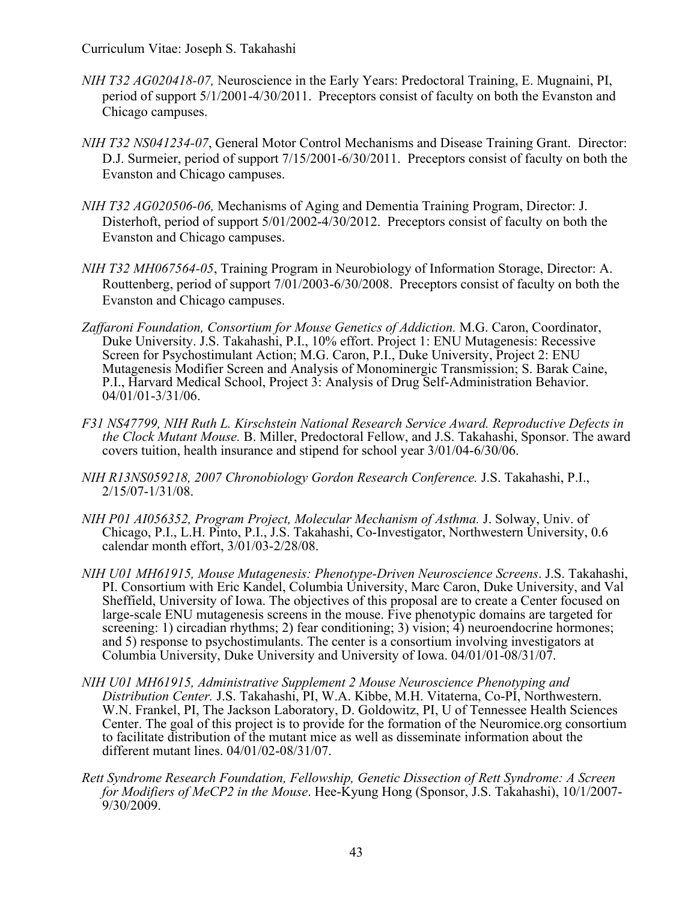*NIH T32 AG020418-07,* Neuroscience in the Early Years: Predoctoral Training, E. Mugnaini, PI, period of support 5/1/2001-4/30/2011. Preceptors consist of faculty on both the Evanston and Chicago campuses.

*NIH T32 NS041234-07*, General Motor Control Mechanisms and Disease Training Grant. Director: D.J. Surmeier, period of support 7/15/2001-6/30/2011. Preceptors consist of faculty on both the Evanston and Chicago campuses.

*NIH T32 AG020506-06,* Mechanisms of Aging and Dementia Training Program, Director: J. Disterhoft, period of support 5/01/2002-4/30/2012. Preceptors consist of faculty on both the Evanston and Chicago campuses.

*NIH T32 MH067564-05*, Training Program in Neurobiology of Information Storage, Director: A. Routtenberg, period of support 7/01/2003-6/30/2008. Preceptors consist of faculty on both the Evanston and Chicago campuses.

*Zaffaroni Foundation, Consortium for Mouse Genetics of Addiction.* M.G. Caron, Coordinator, Duke University. J.S. Takahashi, P.I., 10% effort. Project 1: ENU Mutagenesis: Recessive Screen for Psychostimulant Action; M.G. Caron, P.I., Duke University, Project 2: ENU Mutagenesis Modifier Screen and Analysis of Monominergic Transmission; S. Barak Caine, P.I., Harvard Medical School, Project 3: Analysis of Drug Self-Administration Behavior. 04/01/01-3/31/06.

*F31 NS47799, NIH Ruth L. Kirschstein National Research Service Award. Reproductive Defects in the Clock Mutant Mouse.* B. Miller, Predoctoral Fellow, and J.S. Takahashi, Sponsor. The award covers tuition, health insurance and stipend for school year 3/01/04-6/30/06.

*NIH R13NS059218, 2007 Chronobiology Gordon Research Conference.* J.S. Takahashi, P.I., 2/15/07-1/31/08.

*NIH P01 AI056352, Program Project, Molecular Mechanism of Asthma.* J. Solway, Univ. of Chicago, P.I., L.H. Pinto, P.I., J.S. Takahashi, Co-Investigator, Northwestern University, 0.6 calendar month effort, 3/01/03-2/28/08.

*NIH U01 MH61915, Mouse Mutagenesis: Phenotype-Driven Neuroscience Screens*. J.S. Takahashi, PI. Consortium with Eric Kandel, Columbia University, Marc Caron, Duke University, and Val Sheffield, University of Iowa. The objectives of this proposal are to create a Center focused on large-scale ENU mutagenesis screens in the mouse. Five phenotypic domains are targeted for screening: 1) circadian rhythms; 2) fear conditioning; 3) vision; 4) neuroendocrine hormones; and 5) response to psychostimulants. The center is a consortium involving investigators at Columbia University, Duke University and University of Iowa. 04/01/01-08/31/07.

*NIH U01 MH61915, Administrative Supplement 2 Mouse Neuroscience Phenotyping and Distribution Center.* J.S. Takahashi, PI, W.A. Kibbe, M.H. Vitaterna, Co-PI, Northwestern. W.N. Frankel, PI, The Jackson Laboratory, D. Goldowitz, PI, U of Tennessee Health Sciences Center. The goal of this project is to provide for the formation of the Neuromice.org consortium to facilitate distribution of the mutant mice as well as disseminate information about the different mutant lines. 04/01/02-08/31/07.

*Rett Syndrome Research Foundation, Fellowship, Genetic Dissection of Rett Syndrome: A Screen for Modifiers of MeCP2 in the Mouse*. Hee-Kyung Hong (Sponsor, J.S. Takahashi), 10/1/2007-9/30/2009.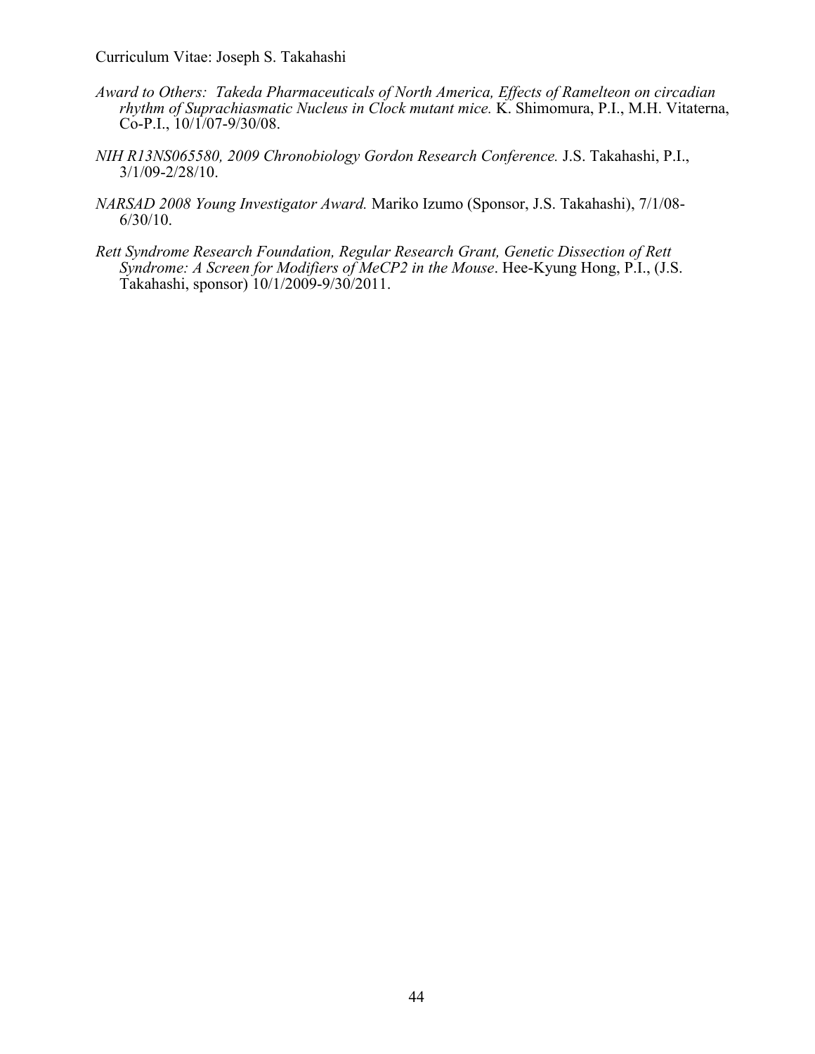*Award to Others: Takeda Pharmaceuticals of North America, Effects of Ramelteon on circadian rhythm of Suprachiasmatic Nucleus in Clock mutant mice.* K. Shimomura, P.I., M.H. Vitaterna, Co-P.I., 10/1/07-9/30/08.

*NIH R13NS065580, 2009 Chronobiology Gordon Research Conference.* J.S. Takahashi, P.I., 3/1/09-2/28/10.

*NARSAD 2008 Young Investigator Award.* Mariko Izumo (Sponsor, J.S. Takahashi), 7/1/08-6/30/10.

*Rett Syndrome Research Foundation, Regular Research Grant, Genetic Dissection of Rett Syndrome: A Screen for Modifiers of MeCP2 in the Mouse*. Hee-Kyung Hong, P.I., (J.S. Takahashi, sponsor) 10/1/2009-9/30/2011.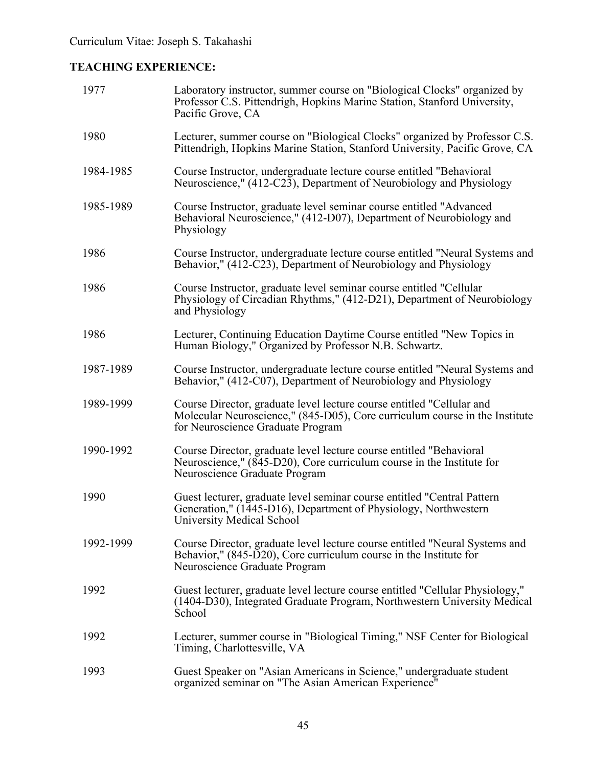## TEACHING EXPERIENCE:

| | |
|---|---|
| 1977 | Laboratory instructor, summer course on "Biological Clocks" organized by Professor C.S. Pittendrigh, Hopkins Marine Station, Stanford University, Pacific Grove, CA |
| 1980 | Lecturer, summer course on "Biological Clocks" organized by Professor C.S. Pittendrigh, Hopkins Marine Station, Stanford University, Pacific Grove, CA |
| 1984-1985 | Course Instructor, undergraduate lecture course entitled "Behavioral Neuroscience," (412-C23), Department of Neurobiology and Physiology |
| 1985-1989 | Course Instructor, graduate level seminar course entitled "Advanced Behavioral Neuroscience," (412-D07), Department of Neurobiology and Physiology |
| 1986 | Course Instructor, undergraduate lecture course entitled "Neural Systems and Behavior," (412-C23), Department of Neurobiology and Physiology |
| 1986 | Course Instructor, graduate level seminar course entitled "Cellular Physiology of Circadian Rhythms," (412-D21), Department of Neurobiology and Physiology |
| 1986 | Lecturer, Continuing Education Daytime Course entitled "New Topics in Human Biology," Organized by Professor N.B. Schwartz. |
| 1987-1989 | Course Instructor, undergraduate lecture course entitled "Neural Systems and Behavior," (412-C07), Department of Neurobiology and Physiology |
| 1989-1999 | Course Director, graduate level lecture course entitled "Cellular and Molecular Neuroscience," (845-D05), Core curriculum course in the Institute for Neuroscience Graduate Program |
| 1990-1992 | Course Director, graduate level lecture course entitled "Behavioral Neuroscience," (845-D20), Core curriculum course in the Institute for Neuroscience Graduate Program |
| 1990 | Guest lecturer, graduate level seminar course entitled "Central Pattern Generation," (1445-D16), Department of Physiology, Northwestern University Medical School |
| 1992-1999 | Course Director, graduate level lecture course entitled "Neural Systems and Behavior," (845-D20), Core curriculum course in the Institute for Neuroscience Graduate Program |
| 1992 | Guest lecturer, graduate level lecture course entitled "Cellular Physiology," (1404-D30), Integrated Graduate Program, Northwestern University Medical School |
| 1992 | Lecturer, summer course in "Biological Timing," NSF Center for Biological Timing, Charlottesville, VA |
| 1993 | Guest Speaker on "Asian Americans in Science," undergraduate student organized seminar on "The Asian American Experience" |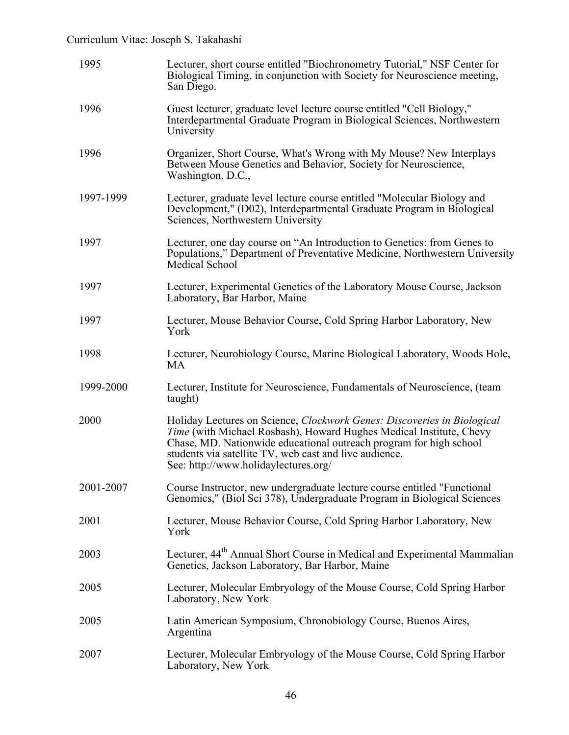| | |
|---|---|
| 1995 | Lecturer, short course entitled "Biochronometry Tutorial," NSF Center for Biological Timing, in conjunction with Society for Neuroscience meeting, San Diego. |
| 1996 | Guest lecturer, graduate level lecture course entitled "Cell Biology," Interdepartmental Graduate Program in Biological Sciences, Northwestern University |
| 1996 | Organizer, Short Course, What's Wrong with My Mouse? New Interplays Between Mouse Genetics and Behavior, Society for Neuroscience, Washington, D.C., |
| 1997-1999 | Lecturer, graduate level lecture course entitled "Molecular Biology and Development," (D02), Interdepartmental Graduate Program in Biological Sciences, Northwestern University |
| 1997 | Lecturer, one day course on "An Introduction to Genetics: from Genes to Populations," Department of Preventative Medicine, Northwestern University Medical School |
| 1997 | Lecturer, Experimental Genetics of the Laboratory Mouse Course, Jackson Laboratory, Bar Harbor, Maine |
| 1997 | Lecturer, Mouse Behavior Course, Cold Spring Harbor Laboratory, New York |
| 1998 | Lecturer, Neurobiology Course, Marine Biological Laboratory, Woods Hole, MA |
| 1999-2000 | Lecturer, Institute for Neuroscience, Fundamentals of Neuroscience, (team taught) |
| 2000 | Holiday Lectures on Science, *Clockwork Genes: Discoveries in Biological Time* (with Michael Rosbash), Howard Hughes Medical Institute, Chevy Chase, MD. Nationwide educational outreach program for high school students via satellite TV, web cast and live audience. See: http://www.holidaylectures.org/ |
| 2001-2007 | Course Instructor, new undergraduate lecture course entitled "Functional Genomics," (Biol Sci 378), Undergraduate Program in Biological Sciences |
| 2001 | Lecturer, Mouse Behavior Course, Cold Spring Harbor Laboratory, New York |
| 2003 | Lecturer, 44th Annual Short Course in Medical and Experimental Mammalian Genetics, Jackson Laboratory, Bar Harbor, Maine |
| 2005 | Lecturer, Molecular Embryology of the Mouse Course, Cold Spring Harbor Laboratory, New York |
| 2005 | Latin American Symposium, Chronobiology Course, Buenos Aires, Argentina |
| 2007 | Lecturer, Molecular Embryology of the Mouse Course, Cold Spring Harbor Laboratory, New York |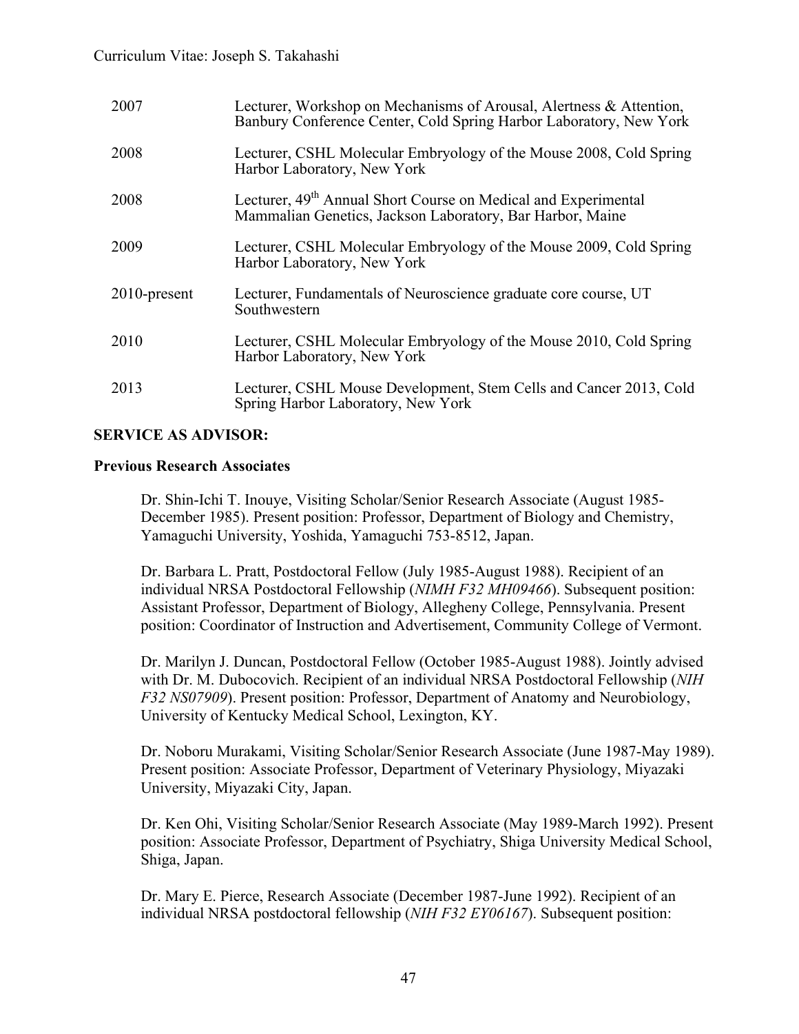| | |
|---|---|
| 2007 | Lecturer, Workshop on Mechanisms of Arousal, Alertness & Attention, Banbury Conference Center, Cold Spring Harbor Laboratory, New York |
| 2008 | Lecturer, CSHL Molecular Embryology of the Mouse 2008, Cold Spring Harbor Laboratory, New York |
| 2008 | Lecturer, 49th Annual Short Course on Medical and Experimental Mammalian Genetics, Jackson Laboratory, Bar Harbor, Maine |
| 2009 | Lecturer, CSHL Molecular Embryology of the Mouse 2009, Cold Spring Harbor Laboratory, New York |
| 2010-present | Lecturer, Fundamentals of Neuroscience graduate core course, UT Southwestern |
| 2010 | Lecturer, CSHL Molecular Embryology of the Mouse 2010, Cold Spring Harbor Laboratory, New York |
| 2013 | Lecturer, CSHL Mouse Development, Stem Cells and Cancer 2013, Cold Spring Harbor Laboratory, New York |

## SERVICE AS ADVISOR:

### Previous Research Associates

Dr. Shin-Ichi T. Inouye, Visiting Scholar/Senior Research Associate (August 1985-December 1985). Present position: Professor, Department of Biology and Chemistry, Yamaguchi University, Yoshida, Yamaguchi 753-8512, Japan.

Dr. Barbara L. Pratt, Postdoctoral Fellow (July 1985-August 1988). Recipient of an individual NRSA Postdoctoral Fellowship (*NIMH F32 MH09466*). Subsequent position: Assistant Professor, Department of Biology, Allegheny College, Pennsylvania. Present position: Coordinator of Instruction and Advertisement, Community College of Vermont.

Dr. Marilyn J. Duncan, Postdoctoral Fellow (October 1985-August 1988). Jointly advised with Dr. M. Dubocovich. Recipient of an individual NRSA Postdoctoral Fellowship (*NIH F32 NS07909*). Present position: Professor, Department of Anatomy and Neurobiology, University of Kentucky Medical School, Lexington, KY.

Dr. Noboru Murakami, Visiting Scholar/Senior Research Associate (June 1987-May 1989). Present position: Associate Professor, Department of Veterinary Physiology, Miyazaki University, Miyazaki City, Japan.

Dr. Ken Ohi, Visiting Scholar/Senior Research Associate (May 1989-March 1992). Present position: Associate Professor, Department of Psychiatry, Shiga University Medical School, Shiga, Japan.

Dr. Mary E. Pierce, Research Associate (December 1987-June 1992). Recipient of an individual NRSA postdoctoral fellowship (*NIH F32 EY06167*). Subsequent position: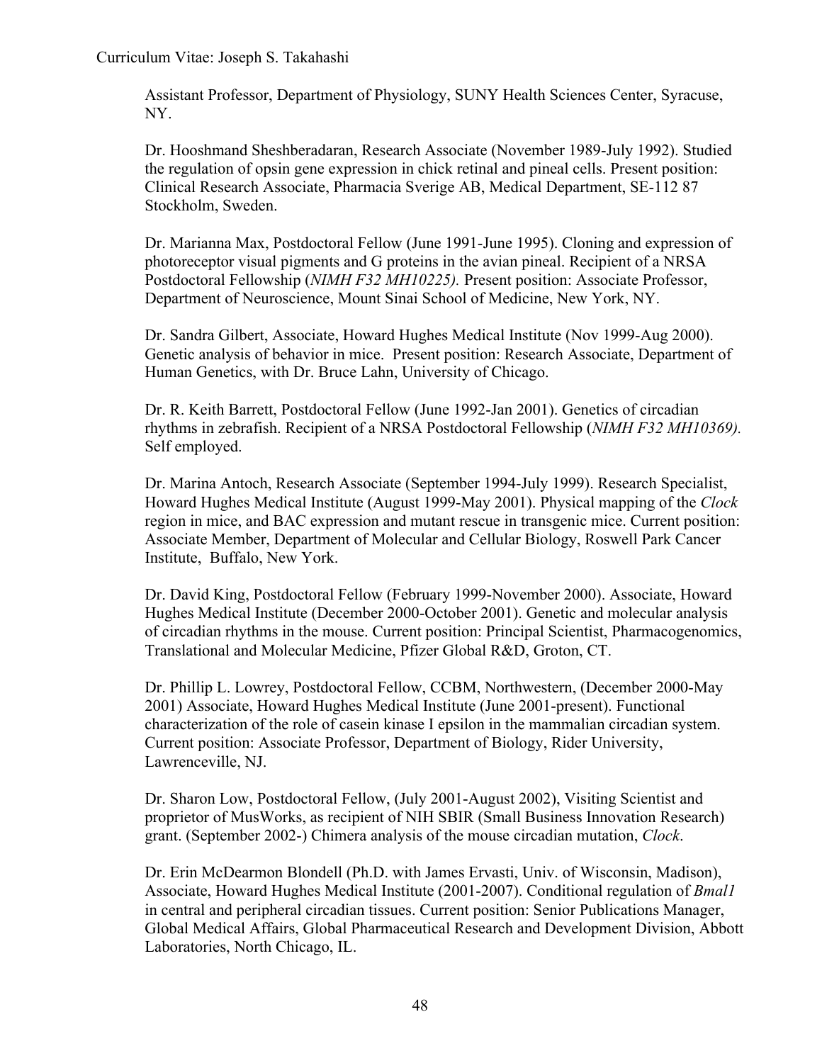Assistant Professor, Department of Physiology, SUNY Health Sciences Center, Syracuse, NY.

Dr. Hooshmand Sheshberadaran, Research Associate (November 1989-July 1992). Studied the regulation of opsin gene expression in chick retinal and pineal cells. Present position: Clinical Research Associate, Pharmacia Sverige AB, Medical Department, SE-112 87 Stockholm, Sweden.

Dr. Marianna Max, Postdoctoral Fellow (June 1991-June 1995). Cloning and expression of photoreceptor visual pigments and G proteins in the avian pineal. Recipient of a NRSA Postdoctoral Fellowship (*NIMH F32 MH10225).* Present position: Associate Professor, Department of Neuroscience, Mount Sinai School of Medicine, New York, NY.

Dr. Sandra Gilbert, Associate, Howard Hughes Medical Institute (Nov 1999-Aug 2000). Genetic analysis of behavior in mice. Present position: Research Associate, Department of Human Genetics, with Dr. Bruce Lahn, University of Chicago.

Dr. R. Keith Barrett, Postdoctoral Fellow (June 1992-Jan 2001). Genetics of circadian rhythms in zebrafish. Recipient of a NRSA Postdoctoral Fellowship (*NIMH F32 MH10369).* Self employed.

Dr. Marina Antoch, Research Associate (September 1994-July 1999). Research Specialist, Howard Hughes Medical Institute (August 1999-May 2001). Physical mapping of the *Clock* region in mice, and BAC expression and mutant rescue in transgenic mice. Current position: Associate Member, Department of Molecular and Cellular Biology, Roswell Park Cancer Institute, Buffalo, New York.

Dr. David King, Postdoctoral Fellow (February 1999-November 2000). Associate, Howard Hughes Medical Institute (December 2000-October 2001). Genetic and molecular analysis of circadian rhythms in the mouse. Current position: Principal Scientist, Pharmacogenomics, Translational and Molecular Medicine, Pfizer Global R&D, Groton, CT.

Dr. Phillip L. Lowrey, Postdoctoral Fellow, CCBM, Northwestern, (December 2000-May 2001) Associate, Howard Hughes Medical Institute (June 2001-present). Functional characterization of the role of casein kinase I epsilon in the mammalian circadian system. Current position: Associate Professor, Department of Biology, Rider University, Lawrenceville, NJ.

Dr. Sharon Low, Postdoctoral Fellow, (July 2001-August 2002), Visiting Scientist and proprietor of MusWorks, as recipient of NIH SBIR (Small Business Innovation Research) grant. (September 2002-) Chimera analysis of the mouse circadian mutation, *Clock*.

Dr. Erin McDearmon Blondell (Ph.D. with James Ervasti, Univ. of Wisconsin, Madison), Associate, Howard Hughes Medical Institute (2001-2007). Conditional regulation of *Bmal1* in central and peripheral circadian tissues. Current position: Senior Publications Manager, Global Medical Affairs, Global Pharmaceutical Research and Development Division, Abbott Laboratories, North Chicago, IL.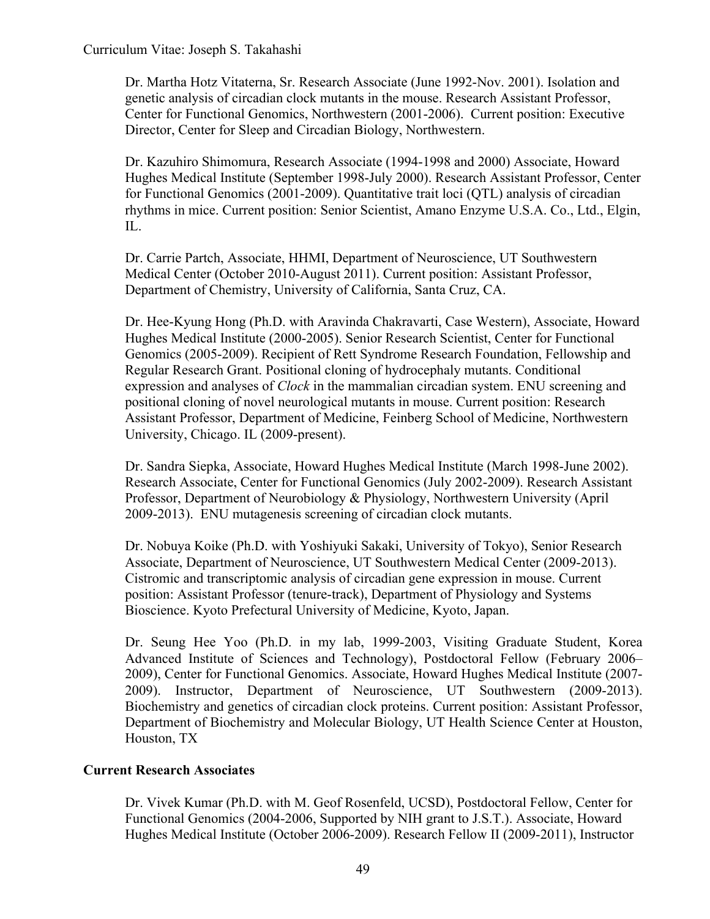Dr. Martha Hotz Vitaterna, Sr. Research Associate (June 1992-Nov. 2001). Isolation and genetic analysis of circadian clock mutants in the mouse. Research Assistant Professor, Center for Functional Genomics, Northwestern (2001-2006). Current position: Executive Director, Center for Sleep and Circadian Biology, Northwestern.

Dr. Kazuhiro Shimomura, Research Associate (1994-1998 and 2000) Associate, Howard Hughes Medical Institute (September 1998-July 2000). Research Assistant Professor, Center for Functional Genomics (2001-2009). Quantitative trait loci (QTL) analysis of circadian rhythms in mice. Current position: Senior Scientist, Amano Enzyme U.S.A. Co., Ltd., Elgin, IL.

Dr. Carrie Partch, Associate, HHMI, Department of Neuroscience, UT Southwestern Medical Center (October 2010-August 2011). Current position: Assistant Professor, Department of Chemistry, University of California, Santa Cruz, CA.

Dr. Hee-Kyung Hong (Ph.D. with Aravinda Chakravarti, Case Western), Associate, Howard Hughes Medical Institute (2000-2005). Senior Research Scientist, Center for Functional Genomics (2005-2009). Recipient of Rett Syndrome Research Foundation, Fellowship and Regular Research Grant. Positional cloning of hydrocephaly mutants. Conditional expression and analyses of *Clock* in the mammalian circadian system. ENU screening and positional cloning of novel neurological mutants in mouse. Current position: Research Assistant Professor, Department of Medicine, Feinberg School of Medicine, Northwestern University, Chicago. IL (2009-present).

Dr. Sandra Siepka, Associate, Howard Hughes Medical Institute (March 1998-June 2002). Research Associate, Center for Functional Genomics (July 2002-2009). Research Assistant Professor, Department of Neurobiology & Physiology, Northwestern University (April 2009-2013). ENU mutagenesis screening of circadian clock mutants.

Dr. Nobuya Koike (Ph.D. with Yoshiyuki Sakaki, University of Tokyo), Senior Research Associate, Department of Neuroscience, UT Southwestern Medical Center (2009-2013). Cistromic and transcriptomic analysis of circadian gene expression in mouse. Current position: Assistant Professor (tenure-track), Department of Physiology and Systems Bioscience. Kyoto Prefectural University of Medicine, Kyoto, Japan.

Dr. Seung Hee Yoo (Ph.D. in my lab, 1999-2003, Visiting Graduate Student, Korea Advanced Institute of Sciences and Technology), Postdoctoral Fellow (February 2006–2009), Center for Functional Genomics. Associate, Howard Hughes Medical Institute (2007-2009). Instructor, Department of Neuroscience, UT Southwestern (2009-2013). Biochemistry and genetics of circadian clock proteins. Current position: Assistant Professor, Department of Biochemistry and Molecular Biology, UT Health Science Center at Houston, Houston, TX

**Current Research Associates**

Dr. Vivek Kumar (Ph.D. with M. Geof Rosenfeld, UCSD), Postdoctoral Fellow, Center for Functional Genomics (2004-2006, Supported by NIH grant to J.S.T.). Associate, Howard Hughes Medical Institute (October 2006-2009). Research Fellow II (2009-2011), Instructor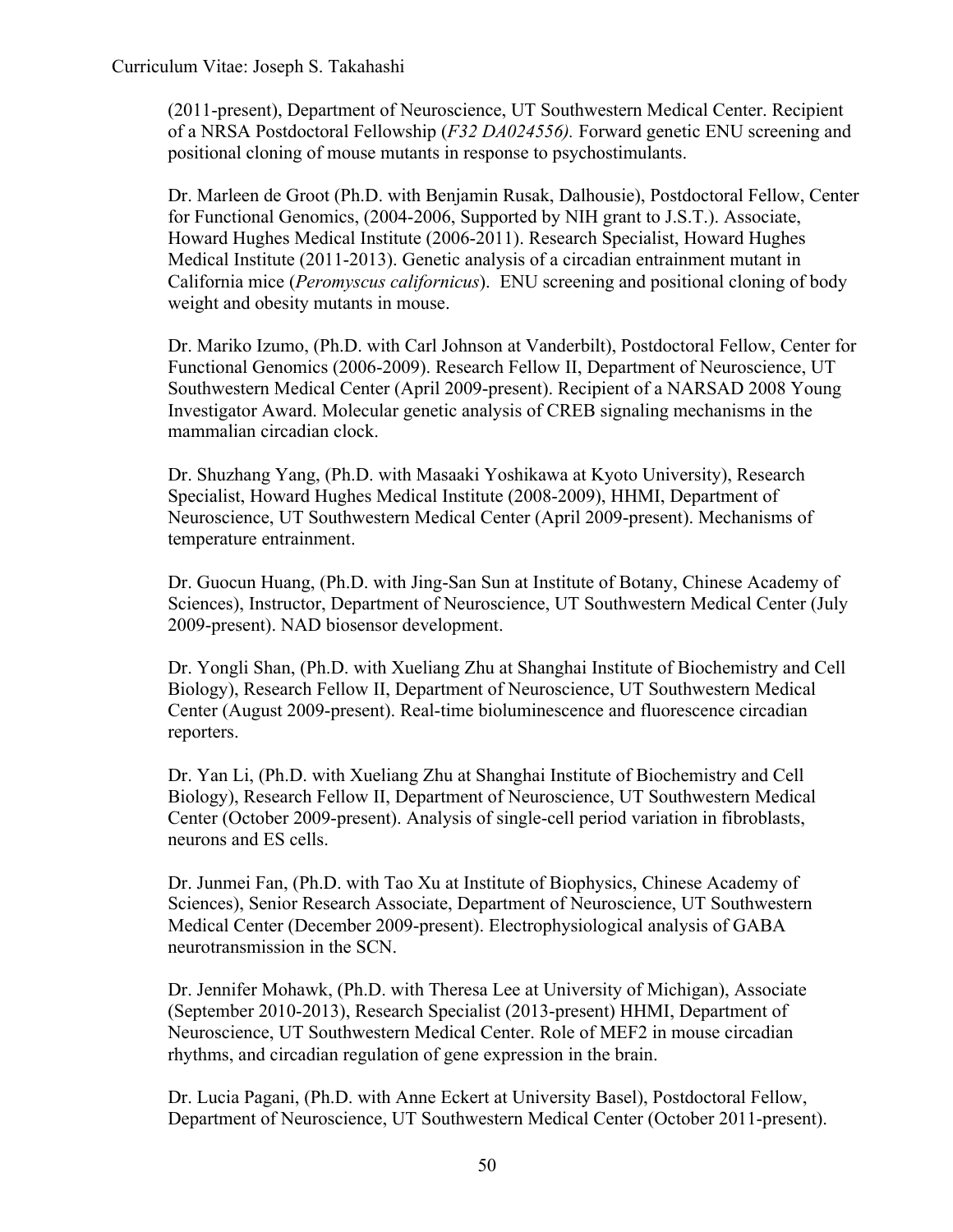(2011-present), Department of Neuroscience, UT Southwestern Medical Center. Recipient of a NRSA Postdoctoral Fellowship (*F32 DA024556).* Forward genetic ENU screening and positional cloning of mouse mutants in response to psychostimulants.

Dr. Marleen de Groot (Ph.D. with Benjamin Rusak, Dalhousie), Postdoctoral Fellow, Center for Functional Genomics, (2004-2006, Supported by NIH grant to J.S.T.). Associate, Howard Hughes Medical Institute (2006-2011). Research Specialist, Howard Hughes Medical Institute (2011-2013). Genetic analysis of a circadian entrainment mutant in California mice (*Peromyscus californicus*). ENU screening and positional cloning of body weight and obesity mutants in mouse.

Dr. Mariko Izumo, (Ph.D. with Carl Johnson at Vanderbilt), Postdoctoral Fellow, Center for Functional Genomics (2006-2009). Research Fellow II, Department of Neuroscience, UT Southwestern Medical Center (April 2009-present). Recipient of a NARSAD 2008 Young Investigator Award. Molecular genetic analysis of CREB signaling mechanisms in the mammalian circadian clock.

Dr. Shuzhang Yang, (Ph.D. with Masaaki Yoshikawa at Kyoto University), Research Specialist, Howard Hughes Medical Institute (2008-2009), HHMI, Department of Neuroscience, UT Southwestern Medical Center (April 2009-present). Mechanisms of temperature entrainment.

Dr. Guocun Huang, (Ph.D. with Jing-San Sun at Institute of Botany, Chinese Academy of Sciences), Instructor, Department of Neuroscience, UT Southwestern Medical Center (July 2009-present). NAD biosensor development.

Dr. Yongli Shan, (Ph.D. with Xueliang Zhu at Shanghai Institute of Biochemistry and Cell Biology), Research Fellow II, Department of Neuroscience, UT Southwestern Medical Center (August 2009-present). Real-time bioluminescence and fluorescence circadian reporters.

Dr. Yan Li, (Ph.D. with Xueliang Zhu at Shanghai Institute of Biochemistry and Cell Biology), Research Fellow II, Department of Neuroscience, UT Southwestern Medical Center (October 2009-present). Analysis of single-cell period variation in fibroblasts, neurons and ES cells.

Dr. Junmei Fan, (Ph.D. with Tao Xu at Institute of Biophysics, Chinese Academy of Sciences), Senior Research Associate, Department of Neuroscience, UT Southwestern Medical Center (December 2009-present). Electrophysiological analysis of GABA neurotransmission in the SCN.

Dr. Jennifer Mohawk, (Ph.D. with Theresa Lee at University of Michigan), Associate (September 2010-2013), Research Specialist (2013-present) HHMI, Department of Neuroscience, UT Southwestern Medical Center. Role of MEF2 in mouse circadian rhythms, and circadian regulation of gene expression in the brain.

Dr. Lucia Pagani, (Ph.D. with Anne Eckert at University Basel), Postdoctoral Fellow, Department of Neuroscience, UT Southwestern Medical Center (October 2011-present).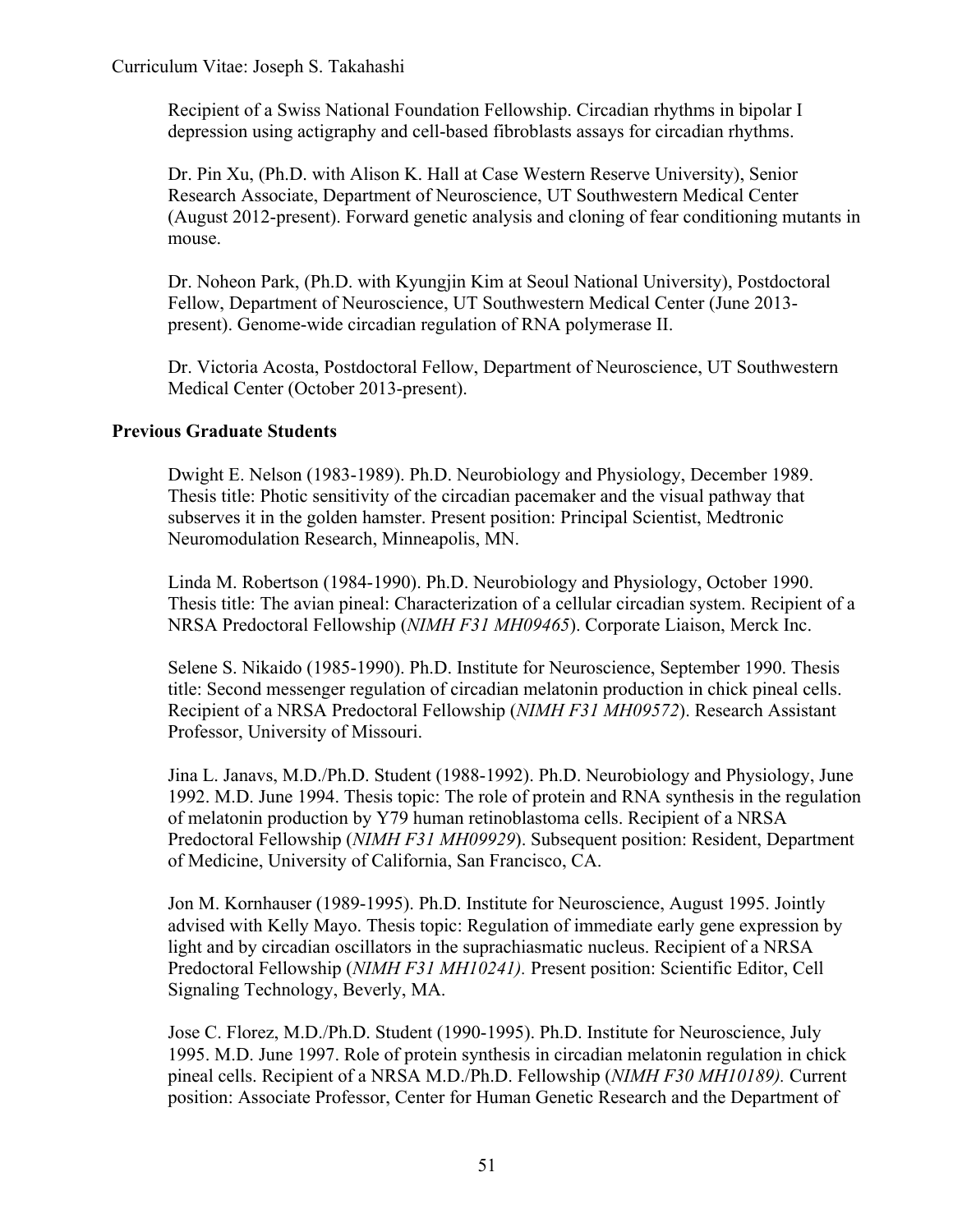Recipient of a Swiss National Foundation Fellowship. Circadian rhythms in bipolar I depression using actigraphy and cell-based fibroblasts assays for circadian rhythms.

Dr. Pin Xu, (Ph.D. with Alison K. Hall at Case Western Reserve University), Senior Research Associate, Department of Neuroscience, UT Southwestern Medical Center (August 2012-present). Forward genetic analysis and cloning of fear conditioning mutants in mouse.

Dr. Noheon Park, (Ph.D. with Kyungjin Kim at Seoul National University), Postdoctoral Fellow, Department of Neuroscience, UT Southwestern Medical Center (June 2013-present). Genome-wide circadian regulation of RNA polymerase II.

Dr. Victoria Acosta, Postdoctoral Fellow, Department of Neuroscience, UT Southwestern Medical Center (October 2013-present).

**Previous Graduate Students**

Dwight E. Nelson (1983-1989). Ph.D. Neurobiology and Physiology, December 1989. Thesis title: Photic sensitivity of the circadian pacemaker and the visual pathway that subserves it in the golden hamster. Present position: Principal Scientist, Medtronic Neuromodulation Research, Minneapolis, MN.

Linda M. Robertson (1984-1990). Ph.D. Neurobiology and Physiology, October 1990. Thesis title: The avian pineal: Characterization of a cellular circadian system. Recipient of a NRSA Predoctoral Fellowship (*NIMH F31 MH09465*). Corporate Liaison, Merck Inc.

Selene S. Nikaido (1985-1990). Ph.D. Institute for Neuroscience, September 1990. Thesis title: Second messenger regulation of circadian melatonin production in chick pineal cells. Recipient of a NRSA Predoctoral Fellowship (*NIMH F31 MH09572*). Research Assistant Professor, University of Missouri.

Jina L. Janavs, M.D./Ph.D. Student (1988-1992). Ph.D. Neurobiology and Physiology, June 1992. M.D. June 1994. Thesis topic: The role of protein and RNA synthesis in the regulation of melatonin production by Y79 human retinoblastoma cells. Recipient of a NRSA Predoctoral Fellowship (*NIMH F31 MH09929*). Subsequent position: Resident, Department of Medicine, University of California, San Francisco, CA.

Jon M. Kornhauser (1989-1995). Ph.D. Institute for Neuroscience, August 1995. Jointly advised with Kelly Mayo. Thesis topic: Regulation of immediate early gene expression by light and by circadian oscillators in the suprachiasmatic nucleus. Recipient of a NRSA Predoctoral Fellowship (*NIMH F31 MH10241).* Present position: Scientific Editor, Cell Signaling Technology, Beverly, MA.

Jose C. Florez, M.D./Ph.D. Student (1990-1995). Ph.D. Institute for Neuroscience, July 1995. M.D. June 1997. Role of protein synthesis in circadian melatonin regulation in chick pineal cells. Recipient of a NRSA M.D./Ph.D. Fellowship (*NIMH F30 MH10189).* Current position: Associate Professor, Center for Human Genetic Research and the Department of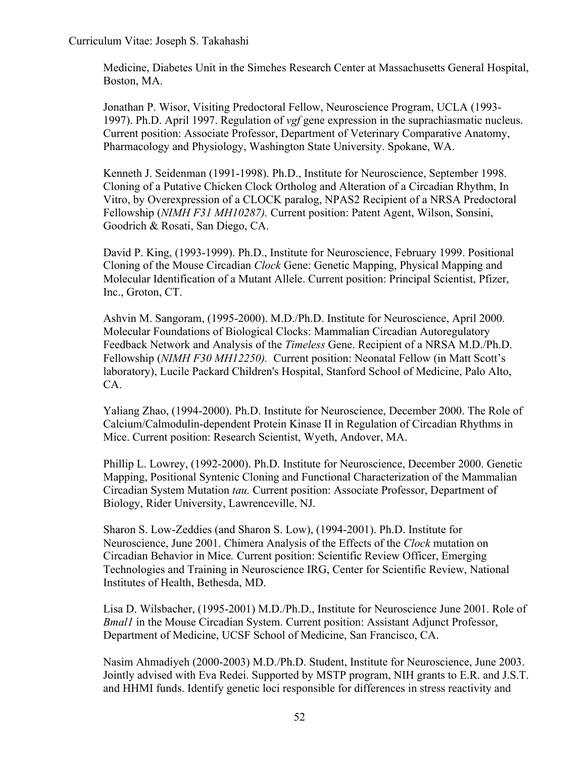Medicine, Diabetes Unit in the Simches Research Center at Massachusetts General Hospital, Boston, MA.

Jonathan P. Wisor, Visiting Predoctoral Fellow, Neuroscience Program, UCLA (1993-1997). Ph.D. April 1997. Regulation of *vgf* gene expression in the suprachiasmatic nucleus. Current position: Associate Professor, Department of Veterinary Comparative Anatomy, Pharmacology and Physiology, Washington State University. Spokane, WA.

Kenneth J. Seidenman (1991-1998). Ph.D., Institute for Neuroscience, September 1998. Cloning of a Putative Chicken Clock Ortholog and Alteration of a Circadian Rhythm, In Vitro, by Overexpression of a CLOCK paralog, NPAS2 Recipient of a NRSA Predoctoral Fellowship (*NIMH F31 MH10287).* Current position: Patent Agent, Wilson, Sonsini, Goodrich & Rosati, San Diego, CA.

David P. King, (1993-1999). Ph.D., Institute for Neuroscience, February 1999. Positional Cloning of the Mouse Circadian *Clock* Gene: Genetic Mapping, Physical Mapping and Molecular Identification of a Mutant Allele. Current position: Principal Scientist, Pfizer, Inc., Groton, CT.

Ashvin M. Sangoram, (1995-2000). M.D./Ph.D. Institute for Neuroscience, April 2000. Molecular Foundations of Biological Clocks: Mammalian Circadian Autoregulatory Feedback Network and Analysis of the *Timeless* Gene. Recipient of a NRSA M.D./Ph.D. Fellowship (*NIMH F30 MH12250).* Current position: Neonatal Fellow (in Matt Scott's laboratory), Lucile Packard Children's Hospital, Stanford School of Medicine, Palo Alto, CA.

Yaliang Zhao, (1994-2000). Ph.D. Institute for Neuroscience, December 2000. The Role of Calcium/Calmodulin-dependent Protein Kinase II in Regulation of Circadian Rhythms in Mice. Current position: Research Scientist, Wyeth, Andover, MA.

Phillip L. Lowrey, (1992-2000). Ph.D. Institute for Neuroscience, December 2000. Genetic Mapping, Positional Syntenic Cloning and Functional Characterization of the Mammalian Circadian System Mutation *tau.* Current position: Associate Professor, Department of Biology, Rider University, Lawrenceville, NJ.

Sharon S. Low-Zeddies (and Sharon S. Low), (1994-2001). Ph.D. Institute for Neuroscience, June 2001. Chimera Analysis of the Effects of the *Clock* mutation on Circadian Behavior in Mice*.* Current position: Scientific Review Officer, Emerging Technologies and Training in Neuroscience IRG, Center for Scientific Review, National Institutes of Health, Bethesda, MD.

Lisa D. Wilsbacher, (1995-2001) M.D./Ph.D., Institute for Neuroscience June 2001. Role of *Bmal1* in the Mouse Circadian System. Current position: Assistant Adjunct Professor, Department of Medicine, UCSF School of Medicine, San Francisco, CA.

Nasim Ahmadiyeh (2000-2003) M.D./Ph.D. Student, Institute for Neuroscience, June 2003. Jointly advised with Eva Redei. Supported by MSTP program, NIH grants to E.R. and J.S.T. and HHMI funds. Identify genetic loci responsible for differences in stress reactivity and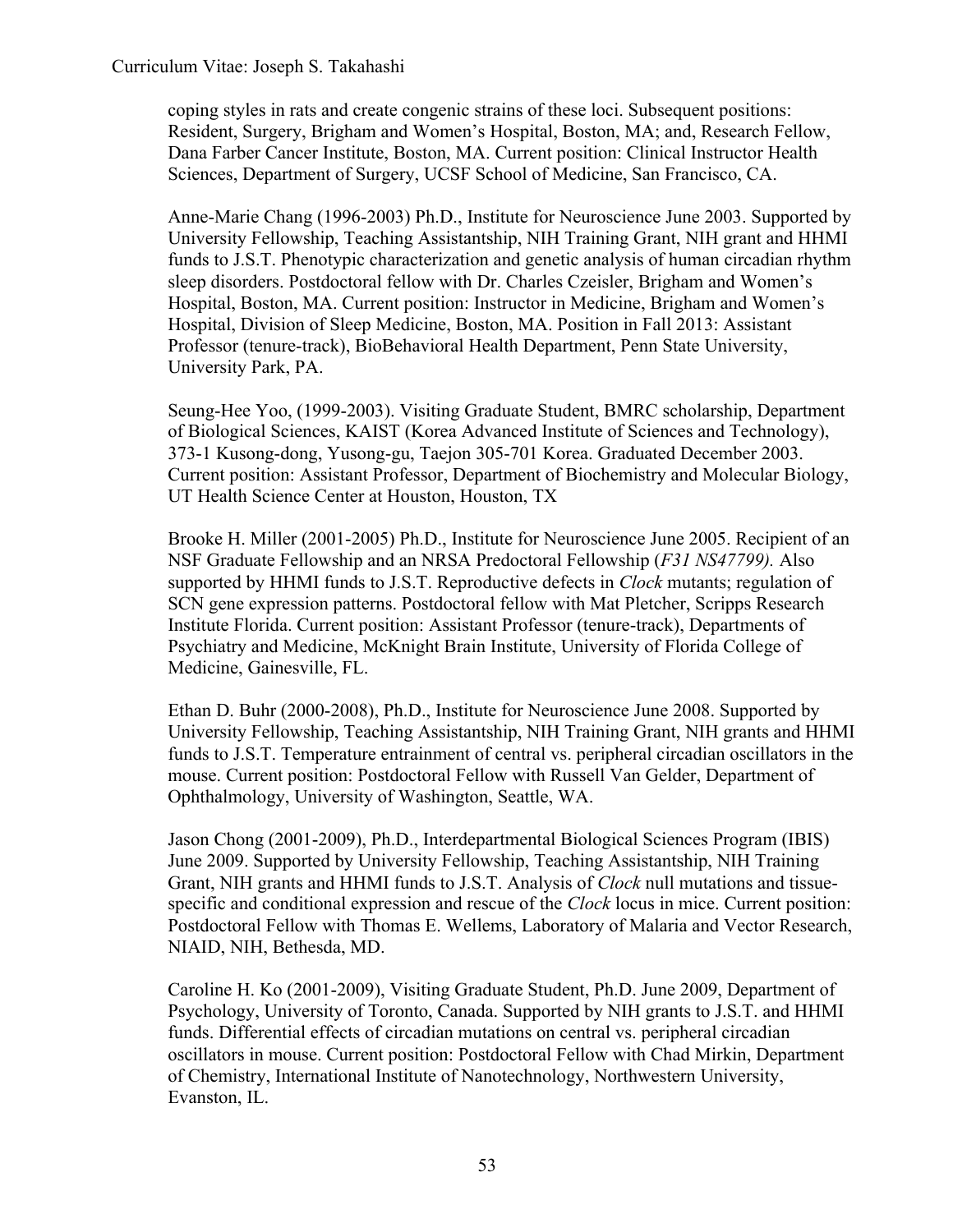coping styles in rats and create congenic strains of these loci. Subsequent positions: Resident, Surgery, Brigham and Women's Hospital, Boston, MA; and, Research Fellow, Dana Farber Cancer Institute, Boston, MA. Current position: Clinical Instructor Health Sciences, Department of Surgery, UCSF School of Medicine, San Francisco, CA.

Anne-Marie Chang (1996-2003) Ph.D., Institute for Neuroscience June 2003. Supported by University Fellowship, Teaching Assistantship, NIH Training Grant, NIH grant and HHMI funds to J.S.T. Phenotypic characterization and genetic analysis of human circadian rhythm sleep disorders. Postdoctoral fellow with Dr. Charles Czeisler, Brigham and Women's Hospital, Boston, MA. Current position: Instructor in Medicine, Brigham and Women's Hospital, Division of Sleep Medicine, Boston, MA. Position in Fall 2013: Assistant Professor (tenure-track), BioBehavioral Health Department, Penn State University, University Park, PA.

Seung-Hee Yoo, (1999-2003). Visiting Graduate Student, BMRC scholarship, Department of Biological Sciences, KAIST (Korea Advanced Institute of Sciences and Technology), 373-1 Kusong-dong, Yusong-gu, Taejon 305-701 Korea. Graduated December 2003. Current position: Assistant Professor, Department of Biochemistry and Molecular Biology, UT Health Science Center at Houston, Houston, TX

Brooke H. Miller (2001-2005) Ph.D., Institute for Neuroscience June 2005. Recipient of an NSF Graduate Fellowship and an NRSA Predoctoral Fellowship (*F31 NS47799).* Also supported by HHMI funds to J.S.T. Reproductive defects in *Clock* mutants; regulation of SCN gene expression patterns. Postdoctoral fellow with Mat Pletcher, Scripps Research Institute Florida. Current position: Assistant Professor (tenure-track), Departments of Psychiatry and Medicine, McKnight Brain Institute, University of Florida College of Medicine, Gainesville, FL.

Ethan D. Buhr (2000-2008), Ph.D., Institute for Neuroscience June 2008. Supported by University Fellowship, Teaching Assistantship, NIH Training Grant, NIH grants and HHMI funds to J.S.T. Temperature entrainment of central vs. peripheral circadian oscillators in the mouse. Current position: Postdoctoral Fellow with Russell Van Gelder, Department of Ophthalmology, University of Washington, Seattle, WA.

Jason Chong (2001-2009), Ph.D., Interdepartmental Biological Sciences Program (IBIS) June 2009. Supported by University Fellowship, Teaching Assistantship, NIH Training Grant, NIH grants and HHMI funds to J.S.T. Analysis of *Clock* null mutations and tissue-specific and conditional expression and rescue of the *Clock* locus in mice. Current position: Postdoctoral Fellow with Thomas E. Wellems, Laboratory of Malaria and Vector Research, NIAID, NIH, Bethesda, MD.

Caroline H. Ko (2001-2009), Visiting Graduate Student, Ph.D. June 2009, Department of Psychology, University of Toronto, Canada. Supported by NIH grants to J.S.T. and HHMI funds. Differential effects of circadian mutations on central vs. peripheral circadian oscillators in mouse. Current position: Postdoctoral Fellow with Chad Mirkin, Department of Chemistry, International Institute of Nanotechnology, Northwestern University, Evanston, IL.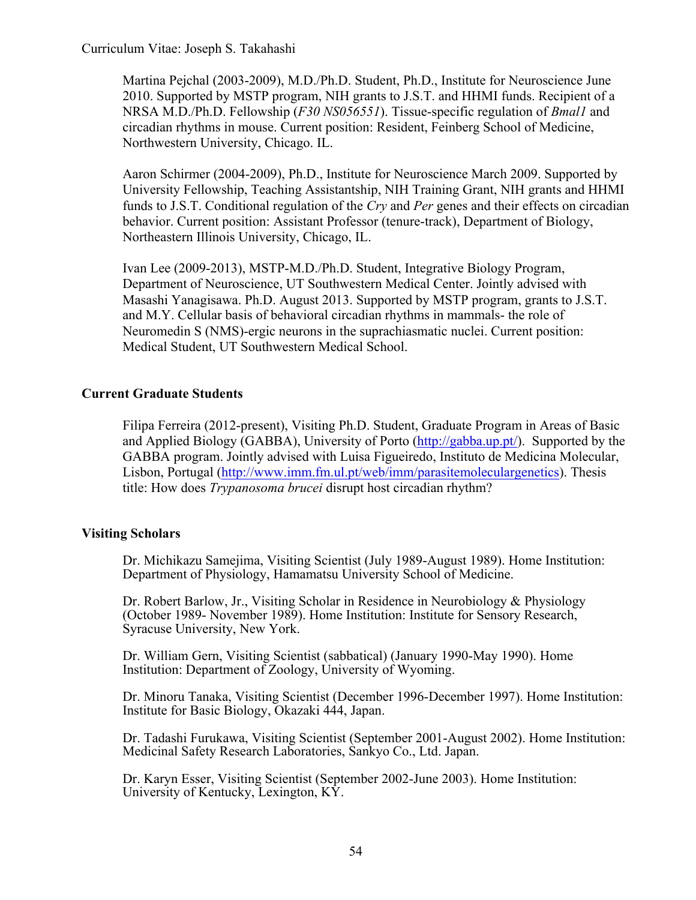Martina Pejchal (2003-2009), M.D./Ph.D. Student, Ph.D., Institute for Neuroscience June 2010. Supported by MSTP program, NIH grants to J.S.T. and HHMI funds. Recipient of a NRSA M.D./Ph.D. Fellowship (*F30 NS056551*). Tissue-specific regulation of *Bmal1* and circadian rhythms in mouse. Current position: Resident, Feinberg School of Medicine, Northwestern University, Chicago. IL.

Aaron Schirmer (2004-2009), Ph.D., Institute for Neuroscience March 2009. Supported by University Fellowship, Teaching Assistantship, NIH Training Grant, NIH grants and HHMI funds to J.S.T. Conditional regulation of the *Cry* and *Per* genes and their effects on circadian behavior. Current position: Assistant Professor (tenure-track), Department of Biology, Northeastern Illinois University, Chicago, IL.

Ivan Lee (2009-2013), MSTP-M.D./Ph.D. Student, Integrative Biology Program, Department of Neuroscience, UT Southwestern Medical Center. Jointly advised with Masashi Yanagisawa. Ph.D. August 2013. Supported by MSTP program, grants to J.S.T. and M.Y. Cellular basis of behavioral circadian rhythms in mammals- the role of Neuromedin S (NMS)-ergic neurons in the suprachiasmatic nuclei. Current position: Medical Student, UT Southwestern Medical School.

## Current Graduate Students

Filipa Ferreira (2012-present), Visiting Ph.D. Student, Graduate Program in Areas of Basic and Applied Biology (GABBA), University of Porto (http://gabba.up.pt/). Supported by the GABBA program. Jointly advised with Luisa Figueiredo, Instituto de Medicina Molecular, Lisbon, Portugal (http://www.imm.fm.ul.pt/web/imm/parasitemoleculargenetics). Thesis title: How does *Trypanosoma brucei* disrupt host circadian rhythm?

## Visiting Scholars

Dr. Michikazu Samejima, Visiting Scientist (July 1989-August 1989). Home Institution: Department of Physiology, Hamamatsu University School of Medicine.

Dr. Robert Barlow, Jr., Visiting Scholar in Residence in Neurobiology & Physiology (October 1989- November 1989). Home Institution: Institute for Sensory Research, Syracuse University, New York.

Dr. William Gern, Visiting Scientist (sabbatical) (January 1990-May 1990). Home Institution: Department of Zoology, University of Wyoming.

Dr. Minoru Tanaka, Visiting Scientist (December 1996-December 1997). Home Institution: Institute for Basic Biology, Okazaki 444, Japan.

Dr. Tadashi Furukawa, Visiting Scientist (September 2001-August 2002). Home Institution: Medicinal Safety Research Laboratories, Sankyo Co., Ltd. Japan.

Dr. Karyn Esser, Visiting Scientist (September 2002-June 2003). Home Institution: University of Kentucky, Lexington, KY.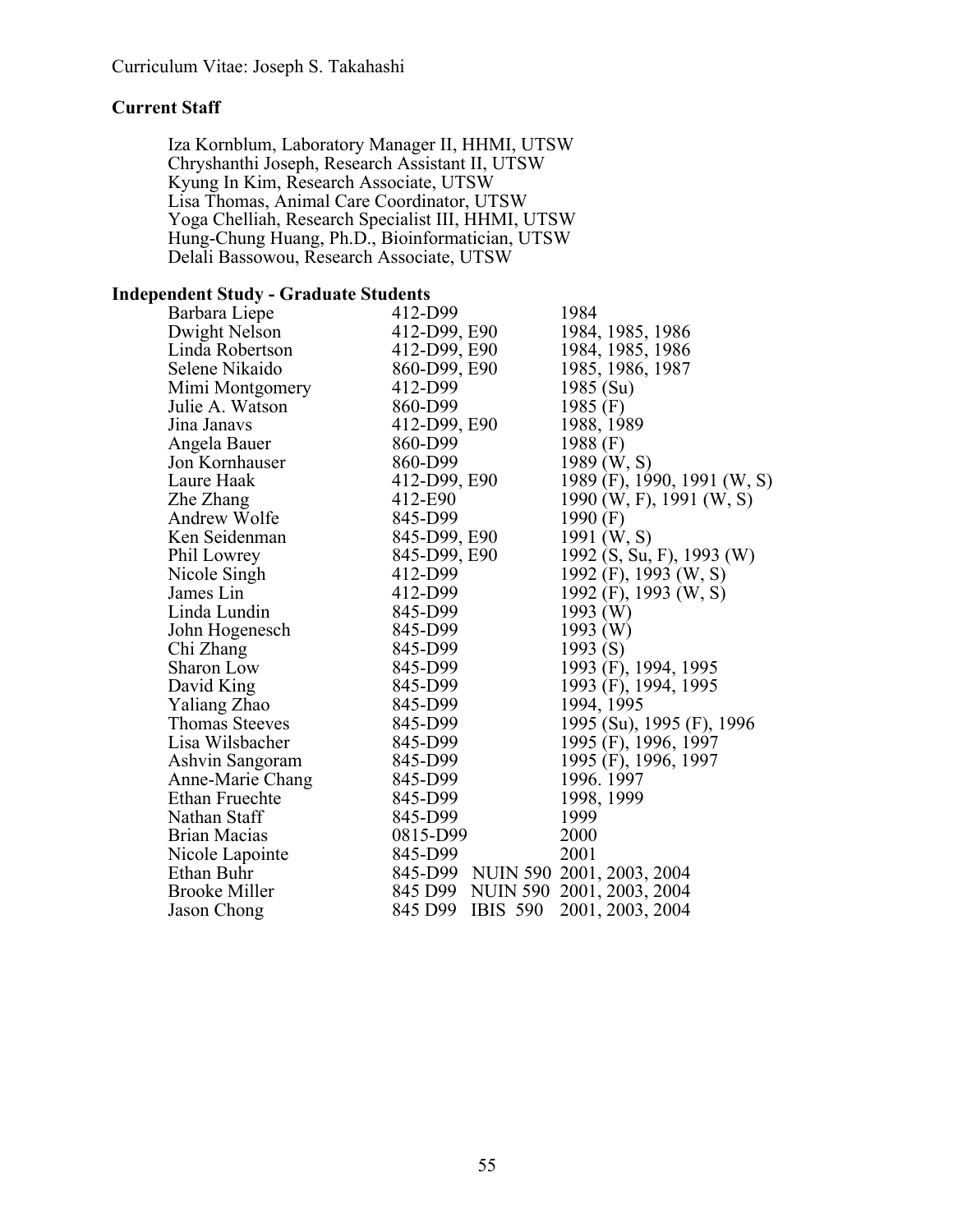## Current Staff

Iza Kornblum, Laboratory Manager II, HHMI, UTSW
Chryshanthi Joseph, Research Assistant II, UTSW
Kyung In Kim, Research Associate, UTSW
Lisa Thomas, Animal Care Coordinator, UTSW
Yoga Chelliah, Research Specialist III, HHMI, UTSW
Hung-Chung Huang, Ph.D., Bioinformatician, UTSW
Delali Bassowou, Research Associate, UTSW

## Independent Study - Graduate Students

| | | |
|---|---|---|
| Barbara Liepe | 412-D99 | 1984 |
| Dwight Nelson | 412-D99, E90 | 1984, 1985, 1986 |
| Linda Robertson | 412-D99, E90 | 1984, 1985, 1986 |
| Selene Nikaido | 860-D99, E90 | 1985, 1986, 1987 |
| Mimi Montgomery | 412-D99 | 1985 (Su) |
| Julie A. Watson | 860-D99 | 1985 (F) |
| Jina Janavs | 412-D99, E90 | 1988, 1989 |
| Angela Bauer | 860-D99 | 1988 (F) |
| Jon Kornhauser | 860-D99 | 1989 (W, S) |
| Laure Haak | 412-D99, E90 | 1989 (F), 1990, 1991 (W, S) |
| Zhe Zhang | 412-E90 | 1990 (W, F), 1991 (W, S) |
| Andrew Wolfe | 845-D99 | 1990 (F) |
| Ken Seidenman | 845-D99, E90 | 1991 (W, S) |
| Phil Lowrey | 845-D99, E90 | 1992 (S, Su, F), 1993 (W) |
| Nicole Singh | 412-D99 | 1992 (F), 1993 (W, S) |
| James Lin | 412-D99 | 1992 (F), 1993 (W, S) |
| Linda Lundin | 845-D99 | 1993 (W) |
| John Hogenesch | 845-D99 | 1993 (W) |
| Chi Zhang | 845-D99 | 1993 (S) |
| Sharon Low | 845-D99 | 1993 (F), 1994, 1995 |
| David King | 845-D99 | 1993 (F), 1994, 1995 |
| Yaliang Zhao | 845-D99 | 1994, 1995 |
| Thomas Steeves | 845-D99 | 1995 (Su), 1995 (F), 1996 |
| Lisa Wilsbacher | 845-D99 | 1995 (F), 1996, 1997 |
| Ashvin Sangoram | 845-D99 | 1995 (F), 1996, 1997 |
| Anne-Marie Chang | 845-D99 | 1996. 1997 |
| Ethan Fruechte | 845-D99 | 1998, 1999 |
| Nathan Staff | 845-D99 | 1999 |
| Brian Macias | 0815-D99 | 2000 |
| Nicole Lapointe | 845-D99 | 2001 |
| Ethan Buhr | 845-D99 NUIN 590 | 2001, 2003, 2004 |
| Brooke Miller | 845 D99 NUIN 590 | 2001, 2003, 2004 |
| Jason Chong | 845 D99 IBIS 590 | 2001, 2003, 2004 |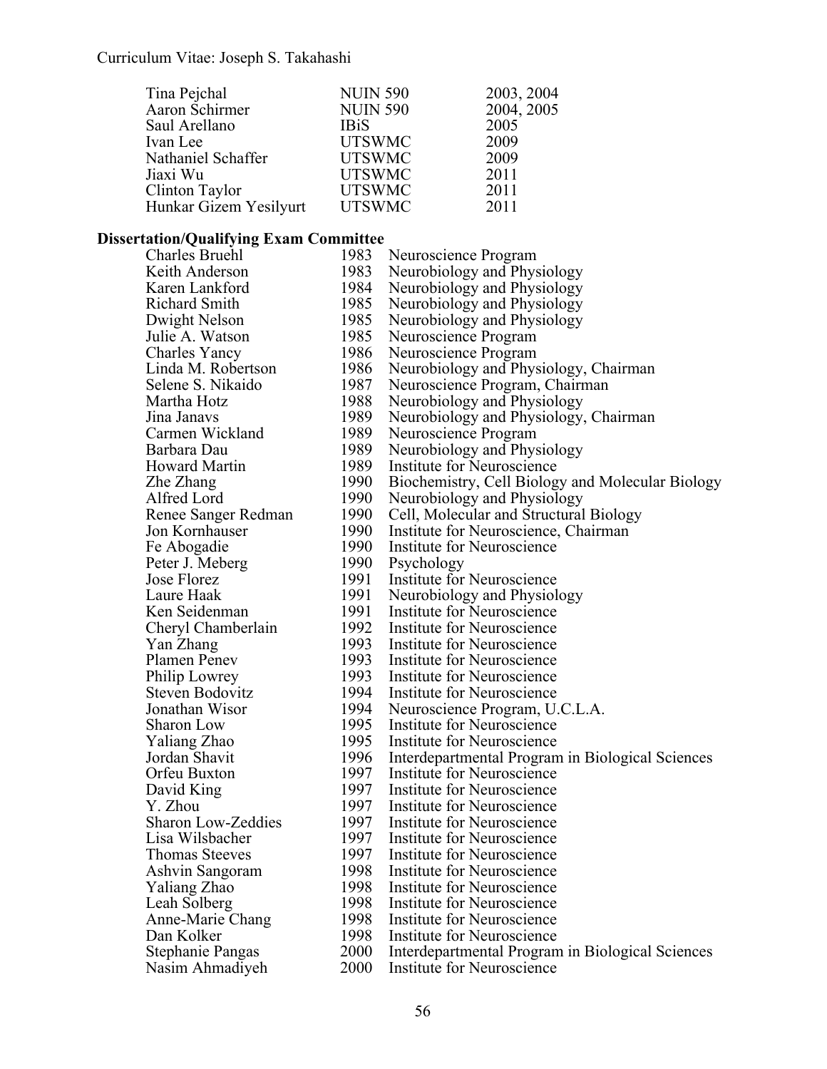| | | |
|---|---|---|
| Tina Pejchal | NUIN 590 | 2003, 2004 |
| Aaron Schirmer | NUIN 590 | 2004, 2005 |
| Saul Arellano | IBiS | 2005 |
| Ivan Lee | UTSWMC | 2009 |
| Nathaniel Schaffer | UTSWMC | 2009 |
| Jiaxi Wu | UTSWMC | 2011 |
| Clinton Taylor | UTSWMC | 2011 |
| Hunkar Gizem Yesilyurt | UTSWMC | 2011 |

**Dissertation/Qualifying Exam Committee**

| | | |
|---|---|---|
| Charles Bruehl | 1983 | Neuroscience Program |
| Keith Anderson | 1983 | Neurobiology and Physiology |
| Karen Lankford | 1984 | Neurobiology and Physiology |
| Richard Smith | 1985 | Neurobiology and Physiology |
| Dwight Nelson | 1985 | Neurobiology and Physiology |
| Julie A. Watson | 1985 | Neuroscience Program |
| Charles Yancy | 1986 | Neuroscience Program |
| Linda M. Robertson | 1986 | Neurobiology and Physiology, Chairman |
| Selene S. Nikaido | 1987 | Neuroscience Program, Chairman |
| Martha Hotz | 1988 | Neurobiology and Physiology |
| Jina Janavs | 1989 | Neurobiology and Physiology, Chairman |
| Carmen Wickland | 1989 | Neuroscience Program |
| Barbara Dau | 1989 | Neurobiology and Physiology |
| Howard Martin | 1989 | Institute for Neuroscience |
| Zhe Zhang | 1990 | Biochemistry, Cell Biology and Molecular Biology |
| Alfred Lord | 1990 | Neurobiology and Physiology |
| Renee Sanger Redman | 1990 | Cell, Molecular and Structural Biology |
| Jon Kornhauser | 1990 | Institute for Neuroscience, Chairman |
| Fe Abogadie | 1990 | Institute for Neuroscience |
| Peter J. Meberg | 1990 | Psychology |
| Jose Florez | 1991 | Institute for Neuroscience |
| Laure Haak | 1991 | Neurobiology and Physiology |
| Ken Seidenman | 1991 | Institute for Neuroscience |
| Cheryl Chamberlain | 1992 | Institute for Neuroscience |
| Yan Zhang | 1993 | Institute for Neuroscience |
| Plamen Penev | 1993 | Institute for Neuroscience |
| Philip Lowrey | 1993 | Institute for Neuroscience |
| Steven Bodovitz | 1994 | Institute for Neuroscience |
| Jonathan Wisor | 1994 | Neuroscience Program, U.C.L.A. |
| Sharon Low | 1995 | Institute for Neuroscience |
| Yaliang Zhao | 1995 | Institute for Neuroscience |
| Jordan Shavit | 1996 | Interdepartmental Program in Biological Sciences |
| Orfeu Buxton | 1997 | Institute for Neuroscience |
| David King | 1997 | Institute for Neuroscience |
| Y. Zhou | 1997 | Institute for Neuroscience |
| Sharon Low-Zeddies | 1997 | Institute for Neuroscience |
| Lisa Wilsbacher | 1997 | Institute for Neuroscience |
| Thomas Steeves | 1997 | Institute for Neuroscience |
| Ashvin Sangoram | 1998 | Institute for Neuroscience |
| Yaliang Zhao | 1998 | Institute for Neuroscience |
| Leah Solberg | 1998 | Institute for Neuroscience |
| Anne-Marie Chang | 1998 | Institute for Neuroscience |
| Dan Kolker | 1998 | Institute for Neuroscience |
| Stephanie Pangas | 2000 | Interdepartmental Program in Biological Sciences |
| Nasim Ahmadiyeh | 2000 | Institute for Neuroscience |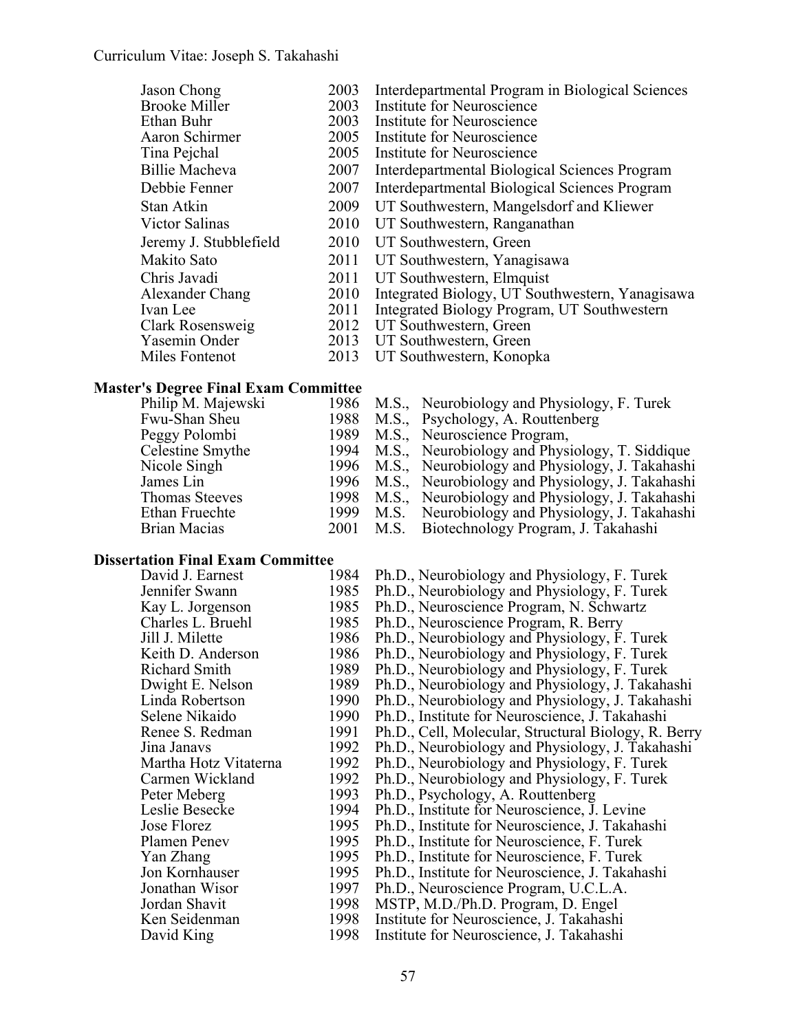| | | |
|---|---|---|
| Jason Chong | 2003 | Interdepartmental Program in Biological Sciences |
| Brooke Miller | 2003 | Institute for Neuroscience |
| Ethan Buhr | 2003 | Institute for Neuroscience |
| Aaron Schirmer | 2005 | Institute for Neuroscience |
| Tina Pejchal | 2005 | Institute for Neuroscience |
| Billie Macheva | 2007 | Interdepartmental Biological Sciences Program |
| Debbie Fenner | 2007 | Interdepartmental Biological Sciences Program |
| Stan Atkin | 2009 | UT Southwestern, Mangelsdorf and Kliewer |
| Victor Salinas | 2010 | UT Southwestern, Ranganathan |
| Jeremy J. Stubblefield | 2010 | UT Southwestern, Green |
| Makito Sato | 2011 | UT Southwestern, Yanagisawa |
| Chris Javadi | 2011 | UT Southwestern, Elmquist |
| Alexander Chang | 2010 | Integrated Biology, UT Southwestern, Yanagisawa |
| Ivan Lee | 2011 | Integrated Biology Program, UT Southwestern |
| Clark Rosensweig | 2012 | UT Southwestern, Green |
| Yasemin Onder | 2013 | UT Southwestern, Green |
| Miles Fontenot | 2013 | UT Southwestern, Konopka |

**Master's Degree Final Exam Committee**

| | | |
|---|---|---|
| Philip M. Majewski | 1986 | M.S., Neurobiology and Physiology, F. Turek |
| Fwu-Shan Sheu | 1988 | M.S., Psychology, A. Routtenberg |
| Peggy Polombi | 1989 | M.S., Neuroscience Program, |
| Celestine Smythe | 1994 | M.S., Neurobiology and Physiology, T. Siddique |
| Nicole Singh | 1996 | M.S., Neurobiology and Physiology, J. Takahashi |
| James Lin | 1996 | M.S., Neurobiology and Physiology, J. Takahashi |
| Thomas Steeves | 1998 | M.S., Neurobiology and Physiology, J. Takahashi |
| Ethan Fruechte | 1999 | M.S. Neurobiology and Physiology, J. Takahashi |
| Brian Macias | 2001 | M.S. Biotechnology Program, J. Takahashi |

**Dissertation Final Exam Committee**

| | | |
|---|---|---|
| David J. Earnest | 1984 | Ph.D., Neurobiology and Physiology, F. Turek |
| Jennifer Swann | 1985 | Ph.D., Neurobiology and Physiology, F. Turek |
| Kay L. Jorgenson | 1985 | Ph.D., Neuroscience Program, N. Schwartz |
| Charles L. Bruehl | 1985 | Ph.D., Neuroscience Program, R. Berry |
| Jill J. Milette | 1986 | Ph.D., Neurobiology and Physiology, F. Turek |
| Keith D. Anderson | 1986 | Ph.D., Neurobiology and Physiology, F. Turek |
| Richard Smith | 1989 | Ph.D., Neurobiology and Physiology, F. Turek |
| Dwight E. Nelson | 1989 | Ph.D., Neurobiology and Physiology, J. Takahashi |
| Linda Robertson | 1990 | Ph.D., Neurobiology and Physiology, J. Takahashi |
| Selene Nikaido | 1990 | Ph.D., Institute for Neuroscience, J. Takahashi |
| Renee S. Redman | 1991 | Ph.D., Cell, Molecular, Structural Biology, R. Berry |
| Jina Janavs | 1992 | Ph.D., Neurobiology and Physiology, J. Takahashi |
| Martha Hotz Vitaterna | 1992 | Ph.D., Neurobiology and Physiology, F. Turek |
| Carmen Wickland | 1992 | Ph.D., Neurobiology and Physiology, F. Turek |
| Peter Meberg | 1993 | Ph.D., Psychology, A. Routtenberg |
| Leslie Besecke | 1994 | Ph.D., Institute for Neuroscience, J. Levine |
| Jose Florez | 1995 | Ph.D., Institute for Neuroscience, J. Takahashi |
| Plamen Penev | 1995 | Ph.D., Institute for Neuroscience, F. Turek |
| Yan Zhang | 1995 | Ph.D., Institute for Neuroscience, F. Turek |
| Jon Kornhauser | 1995 | Ph.D., Institute for Neuroscience, J. Takahashi |
| Jonathan Wisor | 1997 | Ph.D., Neuroscience Program, U.C.L.A. |
| Jordan Shavit | 1998 | MSTP, M.D./Ph.D. Program, D. Engel |
| Ken Seidenman | 1998 | Institute for Neuroscience, J. Takahashi |
| David King | 1998 | Institute for Neuroscience, J. Takahashi |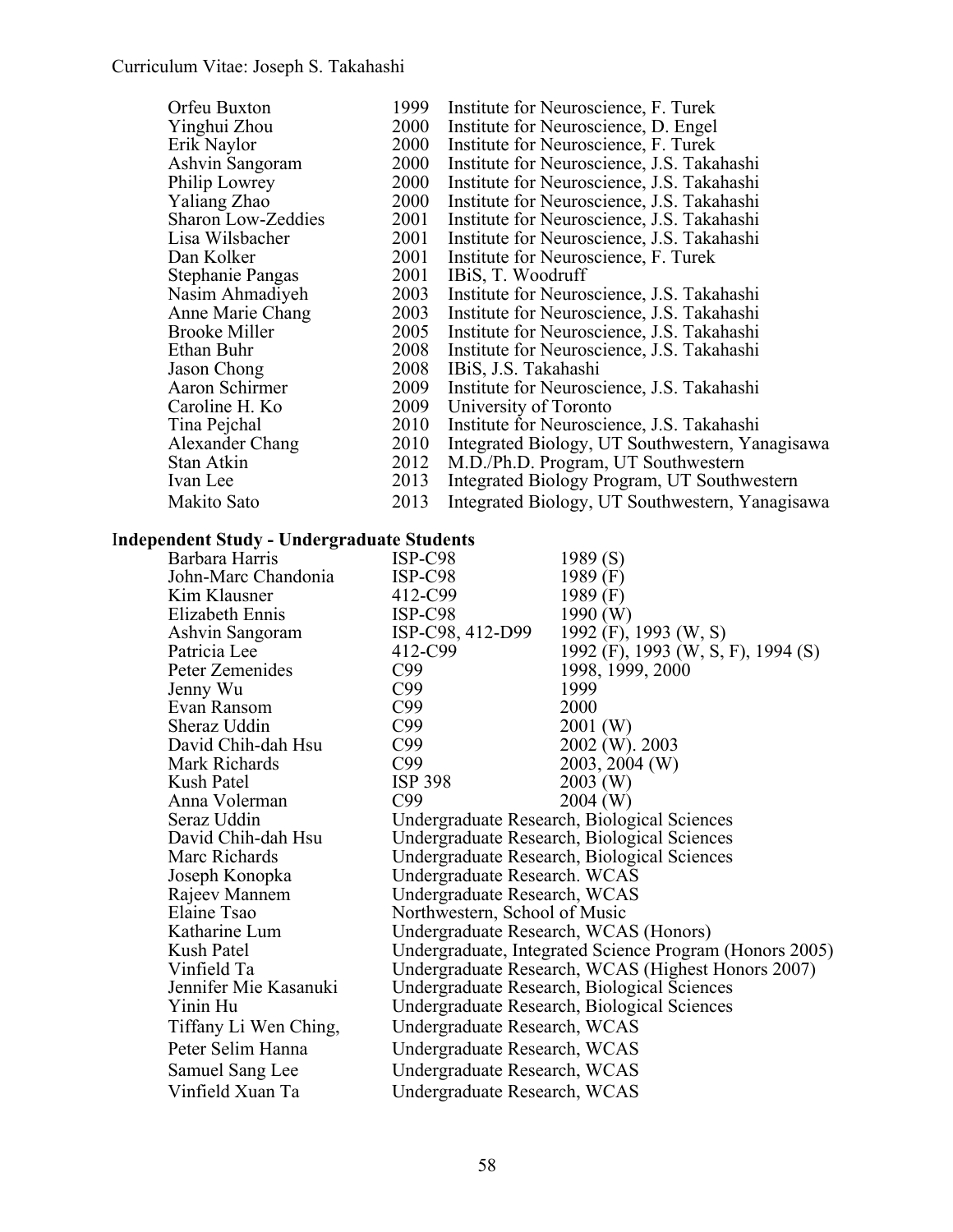| | | |
|---|---|---|
| Orfeu Buxton | 1999 | Institute for Neuroscience, F. Turek |
| Yinghui Zhou | 2000 | Institute for Neuroscience, D. Engel |
| Erik Naylor | 2000 | Institute for Neuroscience, F. Turek |
| Ashvin Sangoram | 2000 | Institute for Neuroscience, J.S. Takahashi |
| Philip Lowrey | 2000 | Institute for Neuroscience, J.S. Takahashi |
| Yaliang Zhao | 2000 | Institute for Neuroscience, J.S. Takahashi |
| Sharon Low-Zeddies | 2001 | Institute for Neuroscience, J.S. Takahashi |
| Lisa Wilsbacher | 2001 | Institute for Neuroscience, J.S. Takahashi |
| Dan Kolker | 2001 | Institute for Neuroscience, F. Turek |
| Stephanie Pangas | 2001 | IBiS, T. Woodruff |
| Nasim Ahmadiyeh | 2003 | Institute for Neuroscience, J.S. Takahashi |
| Anne Marie Chang | 2003 | Institute for Neuroscience, J.S. Takahashi |
| Brooke Miller | 2005 | Institute for Neuroscience, J.S. Takahashi |
| Ethan Buhr | 2008 | Institute for Neuroscience, J.S. Takahashi |
| Jason Chong | 2008 | IBiS, J.S. Takahashi |
| Aaron Schirmer | 2009 | Institute for Neuroscience, J.S. Takahashi |
| Caroline H. Ko | 2009 | University of Toronto |
| Tina Pejchal | 2010 | Institute for Neuroscience, J.S. Takahashi |
| Alexander Chang | 2010 | Integrated Biology, UT Southwestern, Yanagisawa |
| Stan Atkin | 2012 | M.D./Ph.D. Program, UT Southwestern |
| Ivan Lee | 2013 | Integrated Biology Program, UT Southwestern |
| Makito Sato | 2013 | Integrated Biology, UT Southwestern, Yanagisawa |

## Independent Study - Undergraduate Students

| | | |
|---|---|---|
| Barbara Harris | ISP-C98 | 1989 (S) |
| John-Marc Chandonia | ISP-C98 | 1989 (F) |
| Kim Klausner | 412-C99 | 1989 (F) |
| Elizabeth Ennis | ISP-C98 | 1990 (W) |
| Ashvin Sangoram | ISP-C98, 412-D99 | 1992 (F), 1993 (W, S) |
| Patricia Lee | 412-C99 | 1992 (F), 1993 (W, S, F), 1994 (S) |
| Peter Zemenides | C99 | 1998, 1999, 2000 |
| Jenny Wu | C99 | 1999 |
| Evan Ransom | C99 | 2000 |
| Sheraz Uddin | C99 | 2001 (W) |
| David Chih-dah Hsu | C99 | 2002 (W). 2003 |
| Mark Richards | C99 | 2003, 2004 (W) |
| Kush Patel | ISP 398 | 2003 (W) |
| Anna Volerman | C99 | 2004 (W) |
| Seraz Uddin | Undergraduate Research, Biological Sciences | |
| David Chih-dah Hsu | Undergraduate Research, Biological Sciences | |
| Marc Richards | Undergraduate Research, Biological Sciences | |
| Joseph Konopka | Undergraduate Research. WCAS | |
| Rajeev Mannem | Undergraduate Research, WCAS | |
| Elaine Tsao | Northwestern, School of Music | |
| Katharine Lum | Undergraduate Research, WCAS (Honors) | |
| Kush Patel | Undergraduate, Integrated Science Program (Honors 2005) | |
| Vinfield Ta | Undergraduate Research, WCAS (Highest Honors 2007) | |
| Jennifer Mie Kasanuki | Undergraduate Research, Biological Sciences | |
| Yinin Hu | Undergraduate Research, Biological Sciences | |
| Tiffany Li Wen Ching, | Undergraduate Research, WCAS | |
| Peter Selim Hanna | Undergraduate Research, WCAS | |
| Samuel Sang Lee | Undergraduate Research, WCAS | |
| Vinfield Xuan Ta | Undergraduate Research, WCAS | |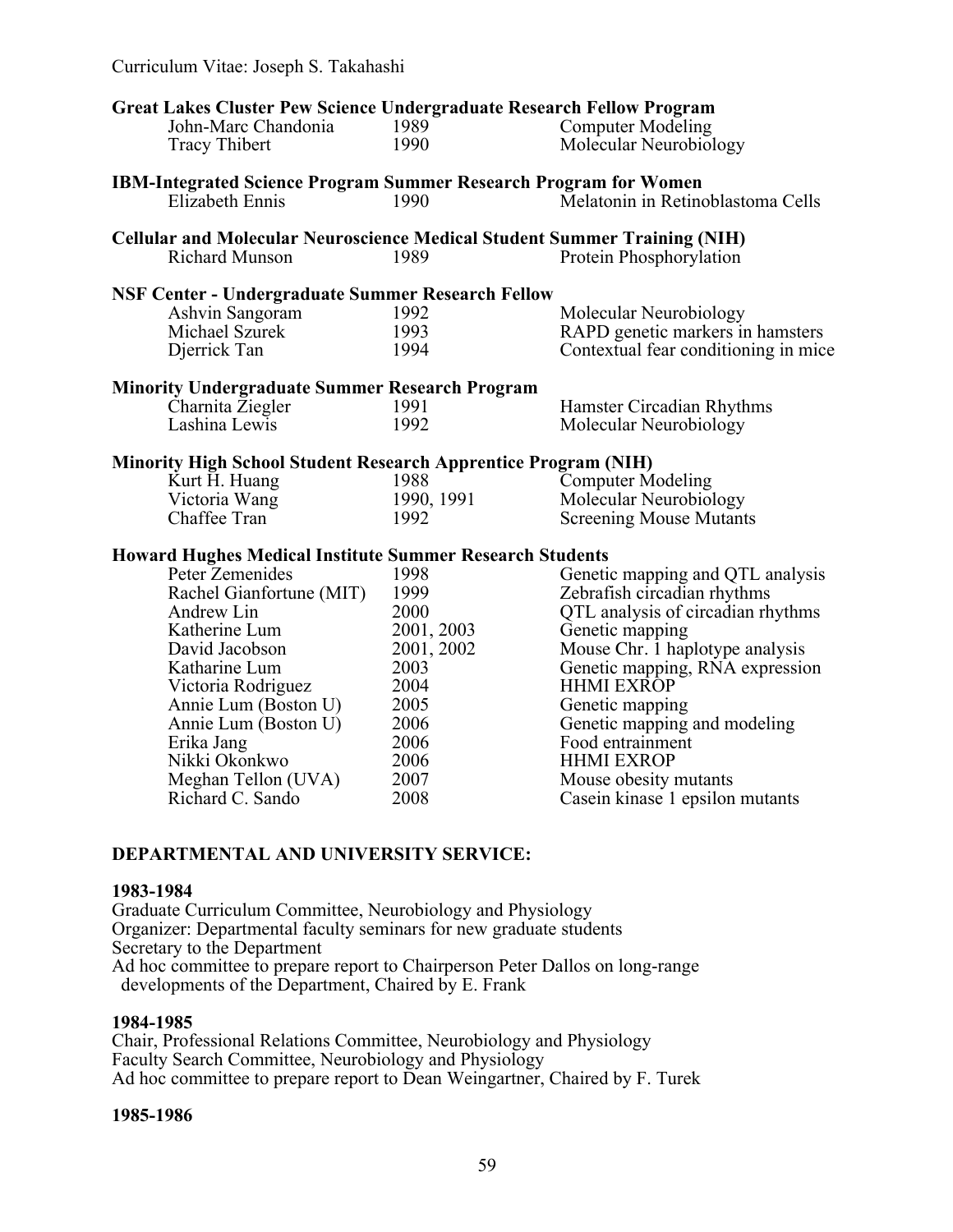**Great Lakes Cluster Pew Science Undergraduate Research Fellow Program**

| | | |
|---|---|---|
| John-Marc Chandonia | 1989 | Computer Modeling |
| Tracy Thibert | 1990 | Molecular Neurobiology |

**IBM-Integrated Science Program Summer Research Program for Women**

| | | |
|---|---|---|
| Elizabeth Ennis | 1990 | Melatonin in Retinoblastoma Cells |

**Cellular and Molecular Neuroscience Medical Student Summer Training (NIH)**

| | | |
|---|---|---|
| Richard Munson | 1989 | Protein Phosphorylation |

**NSF Center - Undergraduate Summer Research Fellow**

| | | |
|---|---|---|
| Ashvin Sangoram | 1992 | Molecular Neurobiology |
| Michael Szurek | 1993 | RAPD genetic markers in hamsters |
| Djerrick Tan | 1994 | Contextual fear conditioning in mice |

**Minority Undergraduate Summer Research Program**

| | | |
|---|---|---|
| Charnita Ziegler | 1991 | Hamster Circadian Rhythms |
| Lashina Lewis | 1992 | Molecular Neurobiology |

**Minority High School Student Research Apprentice Program (NIH)**

| | | |
|---|---|---|
| Kurt H. Huang | 1988 | Computer Modeling |
| Victoria Wang | 1990, 1991 | Molecular Neurobiology |
| Chaffee Tran | 1992 | Screening Mouse Mutants |

**Howard Hughes Medical Institute Summer Research Students**

| | | |
|---|---|---|
| Peter Zemenides | 1998 | Genetic mapping and QTL analysis |
| Rachel Gianfortune (MIT) | 1999 | Zebrafish circadian rhythms |
| Andrew Lin | 2000 | QTL analysis of circadian rhythms |
| Katherine Lum | 2001, 2003 | Genetic mapping |
| David Jacobson | 2001, 2002 | Mouse Chr. 1 haplotype analysis |
| Katharine Lum | 2003 | Genetic mapping, RNA expression |
| Victoria Rodriguez | 2004 | HHMI EXROP |
| Annie Lum (Boston U) | 2005 | Genetic mapping |
| Annie Lum (Boston U) | 2006 | Genetic mapping and modeling |
| Erika Jang | 2006 | Food entrainment |
| Nikki Okonkwo | 2006 | HHMI EXROP |
| Meghan Tellon (UVA) | 2007 | Mouse obesity mutants |
| Richard C. Sando | 2008 | Casein kinase 1 epsilon mutants |

## DEPARTMENTAL AND UNIVERSITY SERVICE:

**1983-1984**

Graduate Curriculum Committee, Neurobiology and Physiology
Organizer: Departmental faculty seminars for new graduate students
Secretary to the Department
Ad hoc committee to prepare report to Chairperson Peter Dallos on long-range developments of the Department, Chaired by E. Frank

**1984-1985**

Chair, Professional Relations Committee, Neurobiology and Physiology
Faculty Search Committee, Neurobiology and Physiology
Ad hoc committee to prepare report to Dean Weingartner, Chaired by F. Turek

**1985-1986**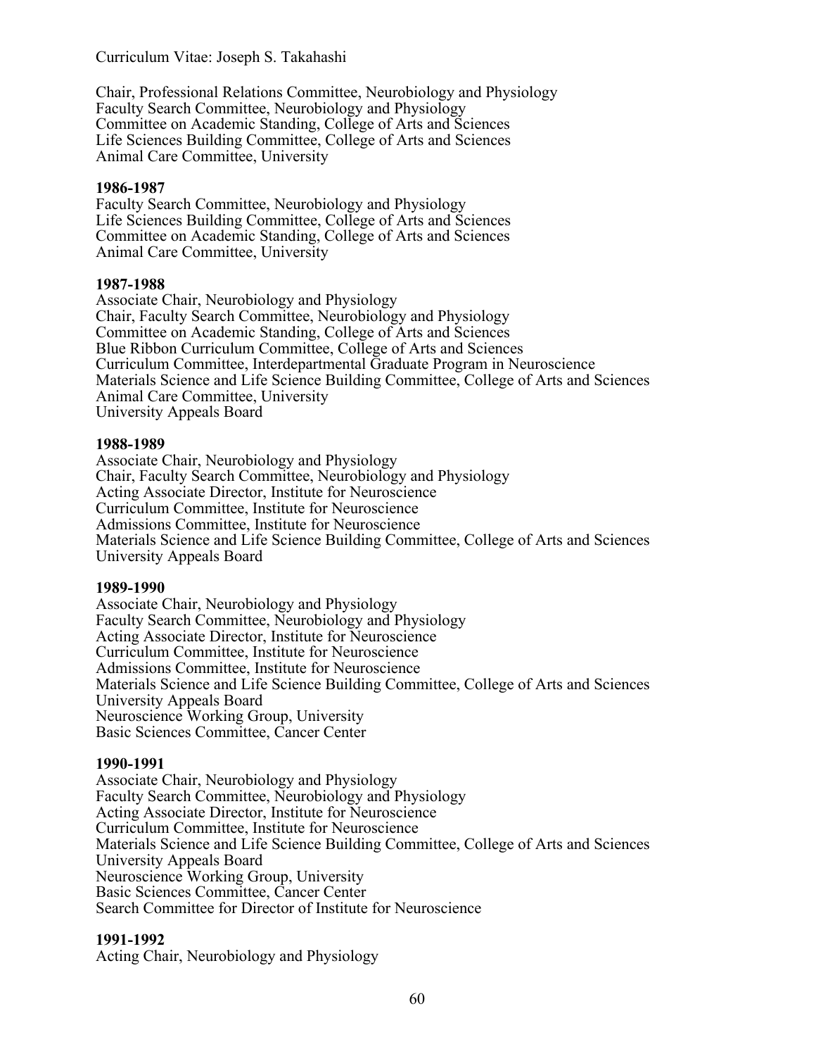Chair, Professional Relations Committee, Neurobiology and Physiology
Faculty Search Committee, Neurobiology and Physiology
Committee on Academic Standing, College of Arts and Sciences
Life Sciences Building Committee, College of Arts and Sciences
Animal Care Committee, University

**1986-1987**
Faculty Search Committee, Neurobiology and Physiology
Life Sciences Building Committee, College of Arts and Sciences
Committee on Academic Standing, College of Arts and Sciences
Animal Care Committee, University

**1987-1988**
Associate Chair, Neurobiology and Physiology
Chair, Faculty Search Committee, Neurobiology and Physiology
Committee on Academic Standing, College of Arts and Sciences
Blue Ribbon Curriculum Committee, College of Arts and Sciences
Curriculum Committee, Interdepartmental Graduate Program in Neuroscience
Materials Science and Life Science Building Committee, College of Arts and Sciences
Animal Care Committee, University
University Appeals Board

**1988-1989**
Associate Chair, Neurobiology and Physiology
Chair, Faculty Search Committee, Neurobiology and Physiology
Acting Associate Director, Institute for Neuroscience
Curriculum Committee, Institute for Neuroscience
Admissions Committee, Institute for Neuroscience
Materials Science and Life Science Building Committee, College of Arts and Sciences
University Appeals Board

**1989-1990**
Associate Chair, Neurobiology and Physiology
Faculty Search Committee, Neurobiology and Physiology
Acting Associate Director, Institute for Neuroscience
Curriculum Committee, Institute for Neuroscience
Admissions Committee, Institute for Neuroscience
Materials Science and Life Science Building Committee, College of Arts and Sciences
University Appeals Board
Neuroscience Working Group, University
Basic Sciences Committee, Cancer Center

**1990-1991**
Associate Chair, Neurobiology and Physiology
Faculty Search Committee, Neurobiology and Physiology
Acting Associate Director, Institute for Neuroscience
Curriculum Committee, Institute for Neuroscience
Materials Science and Life Science Building Committee, College of Arts and Sciences
University Appeals Board
Neuroscience Working Group, University
Basic Sciences Committee, Cancer Center
Search Committee for Director of Institute for Neuroscience

**1991-1992**
Acting Chair, Neurobiology and Physiology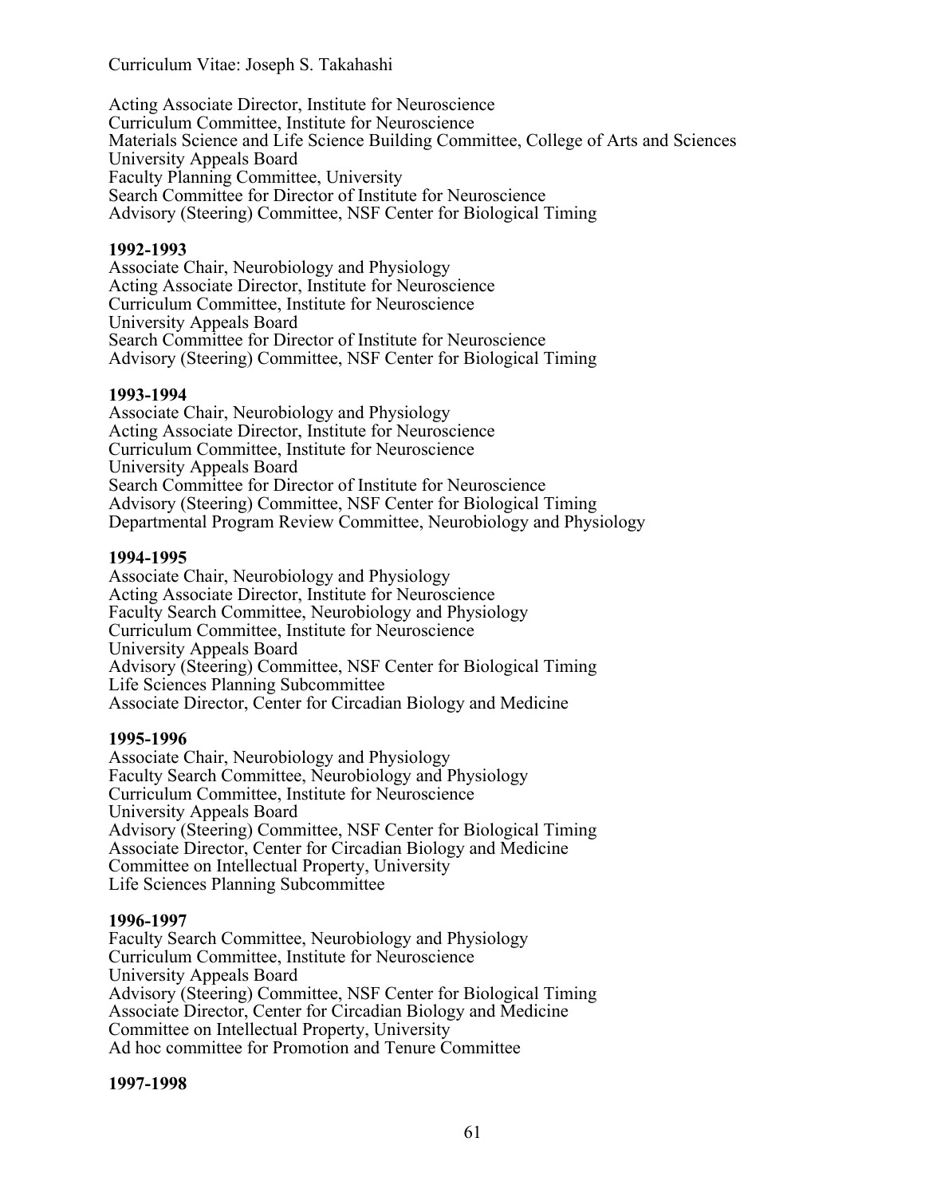Acting Associate Director, Institute for Neuroscience
Curriculum Committee, Institute for Neuroscience
Materials Science and Life Science Building Committee, College of Arts and Sciences
University Appeals Board
Faculty Planning Committee, University
Search Committee for Director of Institute for Neuroscience
Advisory (Steering) Committee, NSF Center for Biological Timing

**1992-1993**

Associate Chair, Neurobiology and Physiology
Acting Associate Director, Institute for Neuroscience
Curriculum Committee, Institute for Neuroscience
University Appeals Board
Search Committee for Director of Institute for Neuroscience
Advisory (Steering) Committee, NSF Center for Biological Timing

**1993-1994**

Associate Chair, Neurobiology and Physiology
Acting Associate Director, Institute for Neuroscience
Curriculum Committee, Institute for Neuroscience
University Appeals Board
Search Committee for Director of Institute for Neuroscience
Advisory (Steering) Committee, NSF Center for Biological Timing
Departmental Program Review Committee, Neurobiology and Physiology

**1994-1995**

Associate Chair, Neurobiology and Physiology
Acting Associate Director, Institute for Neuroscience
Faculty Search Committee, Neurobiology and Physiology
Curriculum Committee, Institute for Neuroscience
University Appeals Board
Advisory (Steering) Committee, NSF Center for Biological Timing
Life Sciences Planning Subcommittee
Associate Director, Center for Circadian Biology and Medicine

**1995-1996**

Associate Chair, Neurobiology and Physiology
Faculty Search Committee, Neurobiology and Physiology
Curriculum Committee, Institute for Neuroscience
University Appeals Board
Advisory (Steering) Committee, NSF Center for Biological Timing
Associate Director, Center for Circadian Biology and Medicine
Committee on Intellectual Property, University
Life Sciences Planning Subcommittee

**1996-1997**

Faculty Search Committee, Neurobiology and Physiology
Curriculum Committee, Institute for Neuroscience
University Appeals Board
Advisory (Steering) Committee, NSF Center for Biological Timing
Associate Director, Center for Circadian Biology and Medicine
Committee on Intellectual Property, University
Ad hoc committee for Promotion and Tenure Committee

**1997-1998**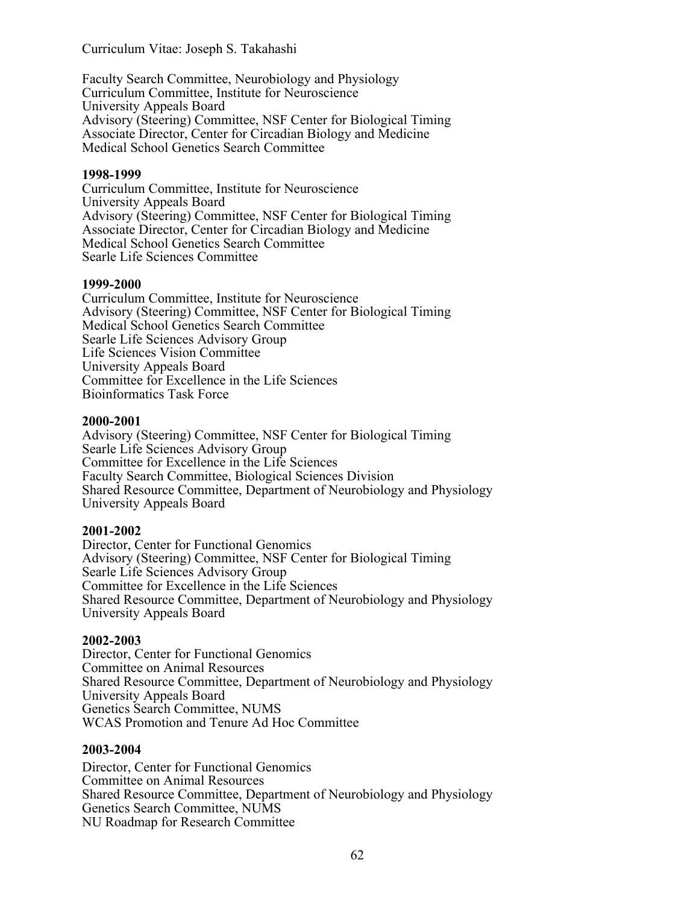Faculty Search Committee, Neurobiology and Physiology
Curriculum Committee, Institute for Neuroscience
University Appeals Board
Advisory (Steering) Committee, NSF Center for Biological Timing
Associate Director, Center for Circadian Biology and Medicine
Medical School Genetics Search Committee

**1998-1999**

Curriculum Committee, Institute for Neuroscience
University Appeals Board
Advisory (Steering) Committee, NSF Center for Biological Timing
Associate Director, Center for Circadian Biology and Medicine
Medical School Genetics Search Committee
Searle Life Sciences Committee

**1999-2000**

Curriculum Committee, Institute for Neuroscience
Advisory (Steering) Committee, NSF Center for Biological Timing
Medical School Genetics Search Committee
Searle Life Sciences Advisory Group
Life Sciences Vision Committee
University Appeals Board
Committee for Excellence in the Life Sciences
Bioinformatics Task Force

**2000-2001**

Advisory (Steering) Committee, NSF Center for Biological Timing
Searle Life Sciences Advisory Group
Committee for Excellence in the Life Sciences
Faculty Search Committee, Biological Sciences Division
Shared Resource Committee, Department of Neurobiology and Physiology
University Appeals Board

**2001-2002**

Director, Center for Functional Genomics
Advisory (Steering) Committee, NSF Center for Biological Timing
Searle Life Sciences Advisory Group
Committee for Excellence in the Life Sciences
Shared Resource Committee, Department of Neurobiology and Physiology
University Appeals Board

**2002-2003**

Director, Center for Functional Genomics
Committee on Animal Resources
Shared Resource Committee, Department of Neurobiology and Physiology
University Appeals Board
Genetics Search Committee, NUMS
WCAS Promotion and Tenure Ad Hoc Committee

**2003-2004**

Director, Center for Functional Genomics
Committee on Animal Resources
Shared Resource Committee, Department of Neurobiology and Physiology
Genetics Search Committee, NUMS
NU Roadmap for Research Committee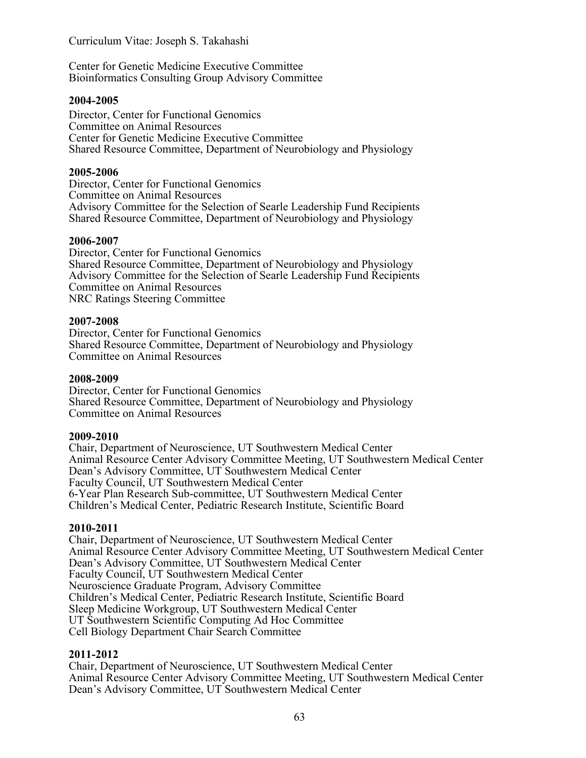Center for Genetic Medicine Executive Committee
Bioinformatics Consulting Group Advisory Committee

**2004-2005**

Director, Center for Functional Genomics
Committee on Animal Resources
Center for Genetic Medicine Executive Committee
Shared Resource Committee, Department of Neurobiology and Physiology

**2005-2006**

Director, Center for Functional Genomics
Committee on Animal Resources
Advisory Committee for the Selection of Searle Leadership Fund Recipients
Shared Resource Committee, Department of Neurobiology and Physiology

**2006-2007**

Director, Center for Functional Genomics
Shared Resource Committee, Department of Neurobiology and Physiology
Advisory Committee for the Selection of Searle Leadership Fund Recipients
Committee on Animal Resources
NRC Ratings Steering Committee

**2007-2008**

Director, Center for Functional Genomics
Shared Resource Committee, Department of Neurobiology and Physiology
Committee on Animal Resources

**2008-2009**

Director, Center for Functional Genomics
Shared Resource Committee, Department of Neurobiology and Physiology
Committee on Animal Resources

**2009-2010**

Chair, Department of Neuroscience, UT Southwestern Medical Center
Animal Resource Center Advisory Committee Meeting, UT Southwestern Medical Center
Dean's Advisory Committee, UT Southwestern Medical Center
Faculty Council, UT Southwestern Medical Center
6-Year Plan Research Sub-committee, UT Southwestern Medical Center
Children's Medical Center, Pediatric Research Institute, Scientific Board

**2010-2011**

Chair, Department of Neuroscience, UT Southwestern Medical Center
Animal Resource Center Advisory Committee Meeting, UT Southwestern Medical Center
Dean's Advisory Committee, UT Southwestern Medical Center
Faculty Council, UT Southwestern Medical Center
Neuroscience Graduate Program, Advisory Committee
Children's Medical Center, Pediatric Research Institute, Scientific Board
Sleep Medicine Workgroup, UT Southwestern Medical Center
UT Southwestern Scientific Computing Ad Hoc Committee
Cell Biology Department Chair Search Committee

**2011-2012**

Chair, Department of Neuroscience, UT Southwestern Medical Center
Animal Resource Center Advisory Committee Meeting, UT Southwestern Medical Center
Dean's Advisory Committee, UT Southwestern Medical Center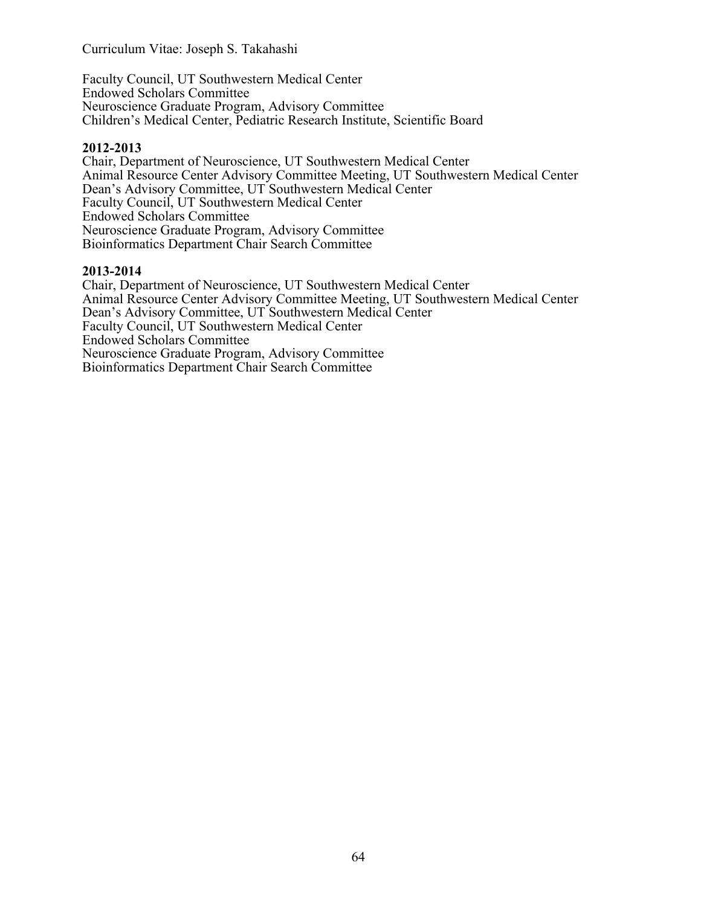Faculty Council, UT Southwestern Medical Center
Endowed Scholars Committee
Neuroscience Graduate Program, Advisory Committee
Children's Medical Center, Pediatric Research Institute, Scientific Board

**2012-2013**

Chair, Department of Neuroscience, UT Southwestern Medical Center
Animal Resource Center Advisory Committee Meeting, UT Southwestern Medical Center
Dean's Advisory Committee, UT Southwestern Medical Center
Faculty Council, UT Southwestern Medical Center
Endowed Scholars Committee
Neuroscience Graduate Program, Advisory Committee
Bioinformatics Department Chair Search Committee

**2013-2014**

Chair, Department of Neuroscience, UT Southwestern Medical Center
Animal Resource Center Advisory Committee Meeting, UT Southwestern Medical Center
Dean's Advisory Committee, UT Southwestern Medical Center
Faculty Council, UT Southwestern Medical Center
Endowed Scholars Committee
Neuroscience Graduate Program, Advisory Committee
Bioinformatics Department Chair Search Committee